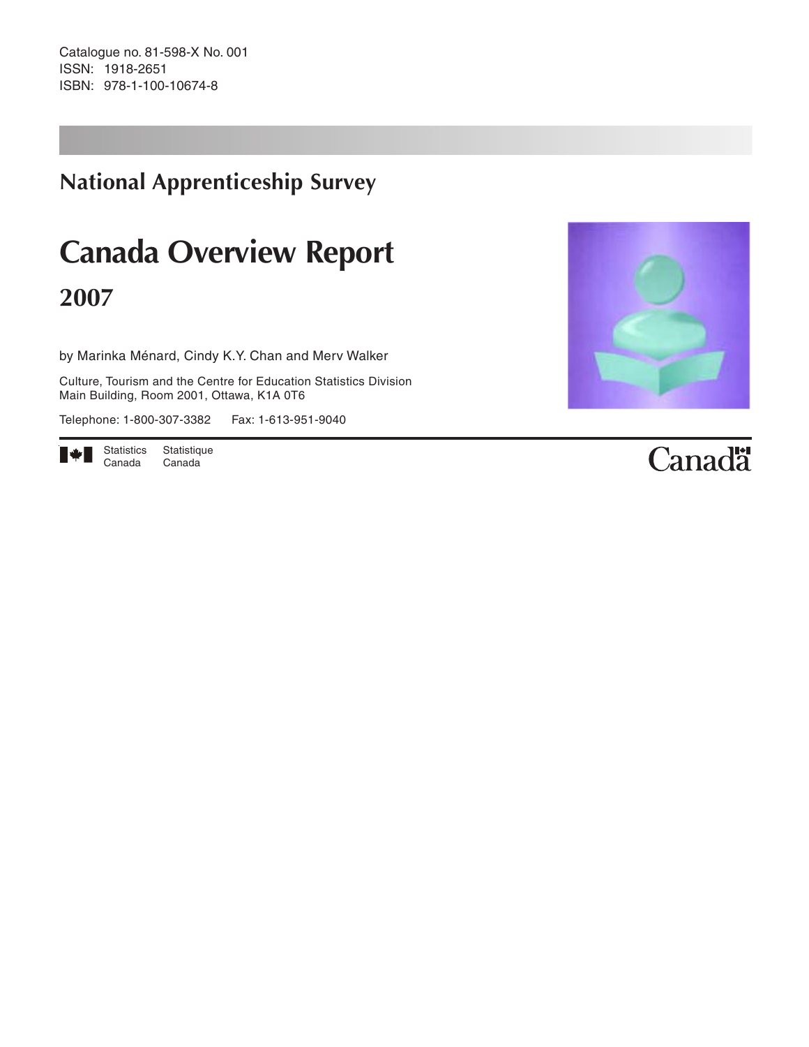Catalogue no. 81-598-X No. 001
ISSN: 1918-2651
ISBN: 978-1-100-10674-8

## National Apprenticeship Survey

# Canada Overview Report

## 2007

by Marinka Ménard, Cindy K.Y. Chan and Merv Walker

Culture, Tourism and the Centre for Education Statistics Division
Main Building, Room 2001, Ottawa, K1A 0T6

Telephone: 1-800-307-3382 Fax: 1-613-951-9040

Statistics Canada Statistique Canada

Canada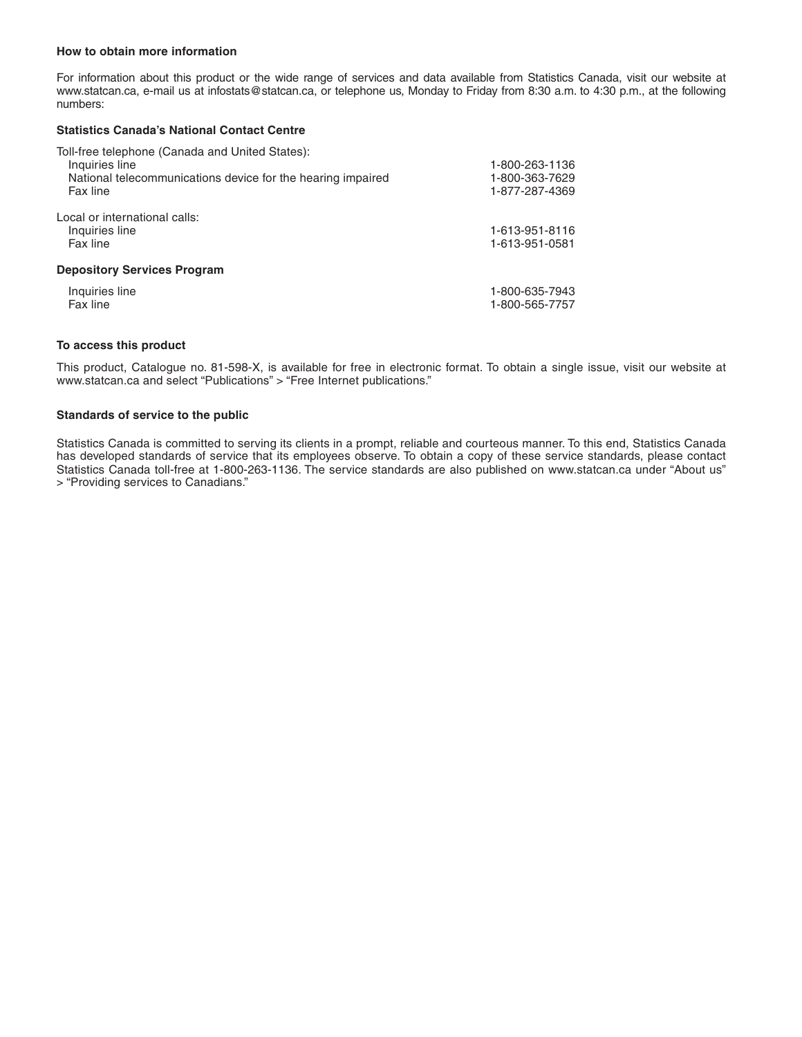**How to obtain more information**

For information about this product or the wide range of services and data available from Statistics Canada, visit our website at www.statcan.ca, e-mail us at infostats@statcan.ca, or telephone us, Monday to Friday from 8:30 a.m. to 4:30 p.m., at the following numbers:

**Statistics Canada's National Contact Centre**

Toll-free telephone (Canada and United States):

| | |
|---|---|
| Inquiries line | 1-800-263-1136 |
| National telecommunications device for the hearing impaired | 1-800-363-7629 |
| Fax line | 1-877-287-4369 |

Local or international calls:

| | |
|---|---|
| Inquiries line | 1-613-951-8116 |
| Fax line | 1-613-951-0581 |

**Depository Services Program**

| | |
|---|---|
| Inquiries line | 1-800-635-7943 |
| Fax line | 1-800-565-7757 |

**To access this product**

This product, Catalogue no. 81-598-X, is available for free in electronic format. To obtain a single issue, visit our website at www.statcan.ca and select "Publications" > "Free Internet publications."

**Standards of service to the public**

Statistics Canada is committed to serving its clients in a prompt, reliable and courteous manner. To this end, Statistics Canada has developed standards of service that its employees observe. To obtain a copy of these service standards, please contact Statistics Canada toll-free at 1-800-263-1136. The service standards are also published on www.statcan.ca under "About us" > "Providing services to Canadians."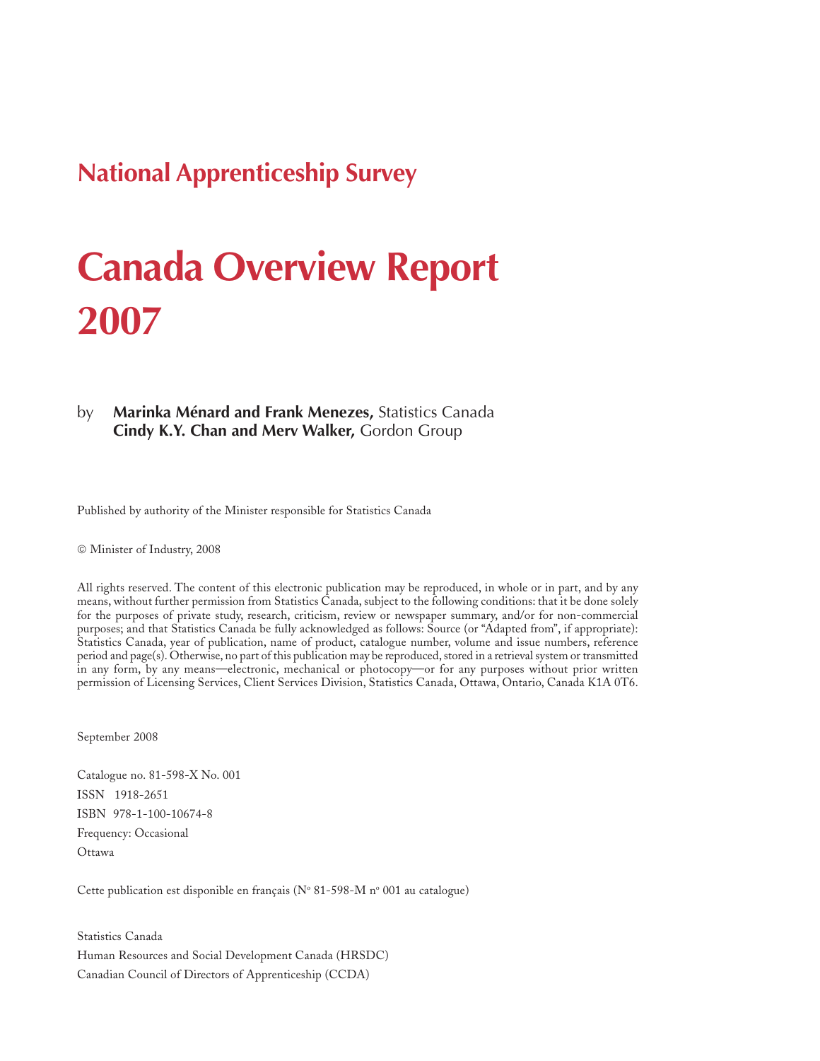## National Apprenticeship Survey

# Canada Overview Report 2007

by **Marinka Ménard and Frank Menezes,** Statistics Canada
**Cindy K.Y. Chan and Merv Walker,** Gordon Group

Published by authority of the Minister responsible for Statistics Canada

© Minister of Industry, 2008

All rights reserved. The content of this electronic publication may be reproduced, in whole or in part, and by any means, without further permission from Statistics Canada, subject to the following conditions: that it be done solely for the purposes of private study, research, criticism, review or newspaper summary, and/or for non-commercial purposes; and that Statistics Canada be fully acknowledged as follows: Source (or "Adapted from", if appropriate): Statistics Canada, year of publication, name of product, catalogue number, volume and issue numbers, reference period and page(s). Otherwise, no part of this publication may be reproduced, stored in a retrieval system or transmitted in any form, by any means—electronic, mechanical or photocopy—or for any purposes without prior written permission of Licensing Services, Client Services Division, Statistics Canada, Ottawa, Ontario, Canada K1A 0T6.

September 2008

Catalogue no. 81-598-X No. 001

ISSN 1918-2651

ISBN 978-1-100-10674-8

Frequency: Occasional

Ottawa

Cette publication est disponible en français (N° 81-598-M n° 001 au catalogue)

Statistics Canada

Human Resources and Social Development Canada (HRSDC)

Canadian Council of Directors of Apprenticeship (CCDA)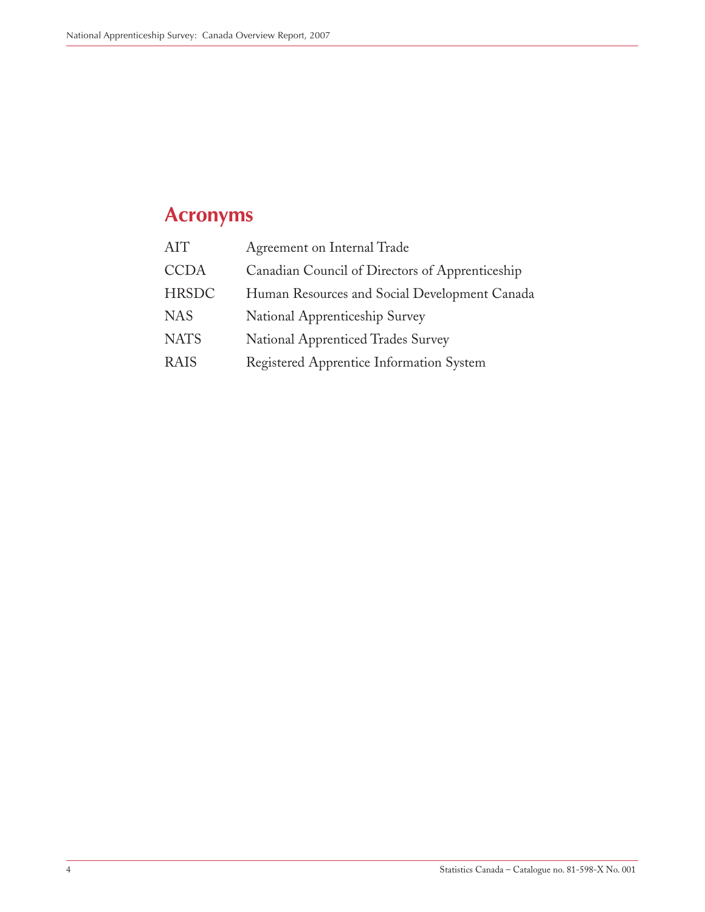## Acronyms

| | |
|---|---|
| AIT | Agreement on Internal Trade |
| CCDA | Canadian Council of Directors of Apprenticeship |
| HRSDC | Human Resources and Social Development Canada |
| NAS | National Apprenticeship Survey |
| NATS | National Apprenticed Trades Survey |
| RAIS | Registered Apprentice Information System |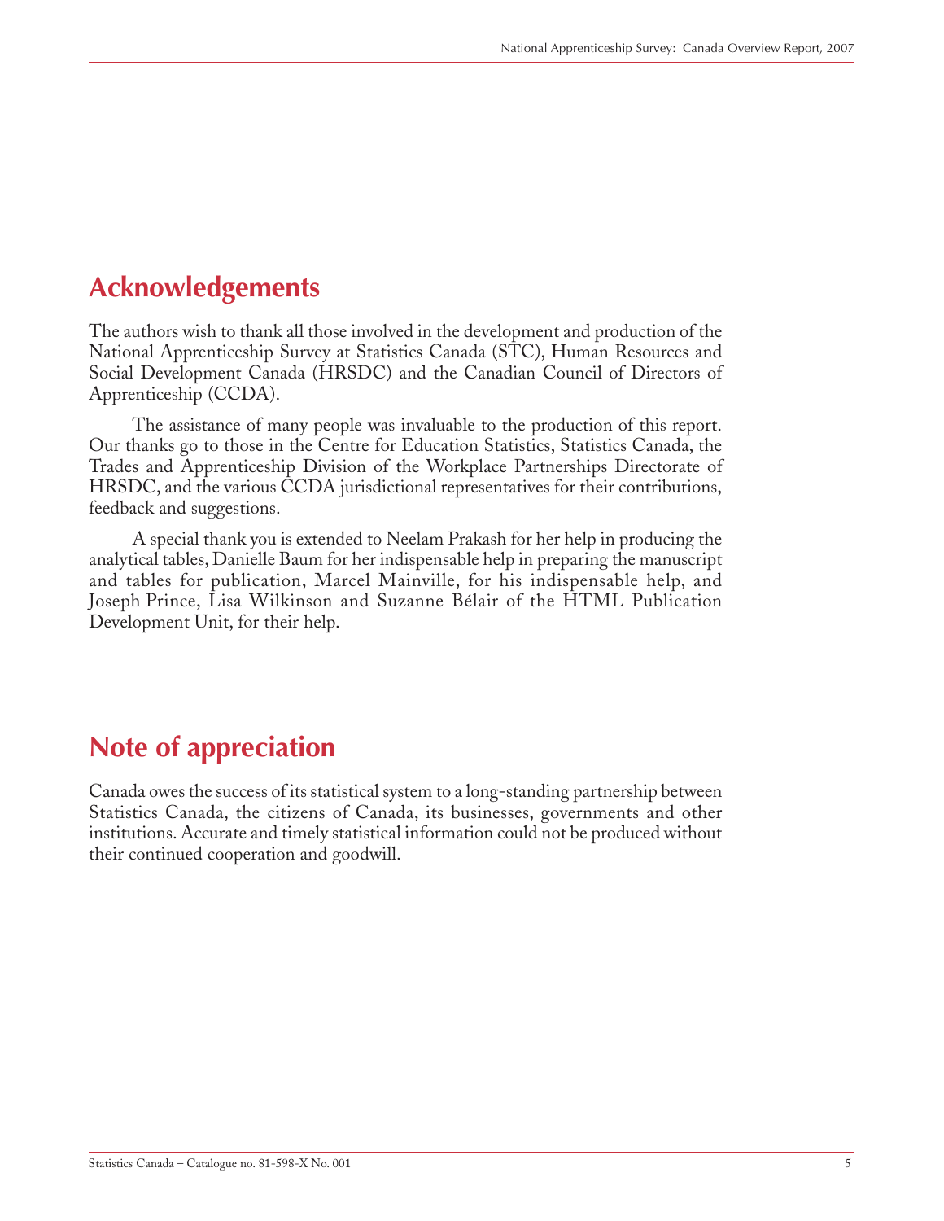## Acknowledgements

The authors wish to thank all those involved in the development and production of the National Apprenticeship Survey at Statistics Canada (STC), Human Resources and Social Development Canada (HRSDC) and the Canadian Council of Directors of Apprenticeship (CCDA).

The assistance of many people was invaluable to the production of this report. Our thanks go to those in the Centre for Education Statistics, Statistics Canada, the Trades and Apprenticeship Division of the Workplace Partnerships Directorate of HRSDC, and the various CCDA jurisdictional representatives for their contributions, feedback and suggestions.

A special thank you is extended to Neelam Prakash for her help in producing the analytical tables, Danielle Baum for her indispensable help in preparing the manuscript and tables for publication, Marcel Mainville, for his indispensable help, and Joseph Prince, Lisa Wilkinson and Suzanne Bélair of the HTML Publication Development Unit, for their help.

## Note of appreciation

Canada owes the success of its statistical system to a long-standing partnership between Statistics Canada, the citizens of Canada, its businesses, governments and other institutions. Accurate and timely statistical information could not be produced without their continued cooperation and goodwill.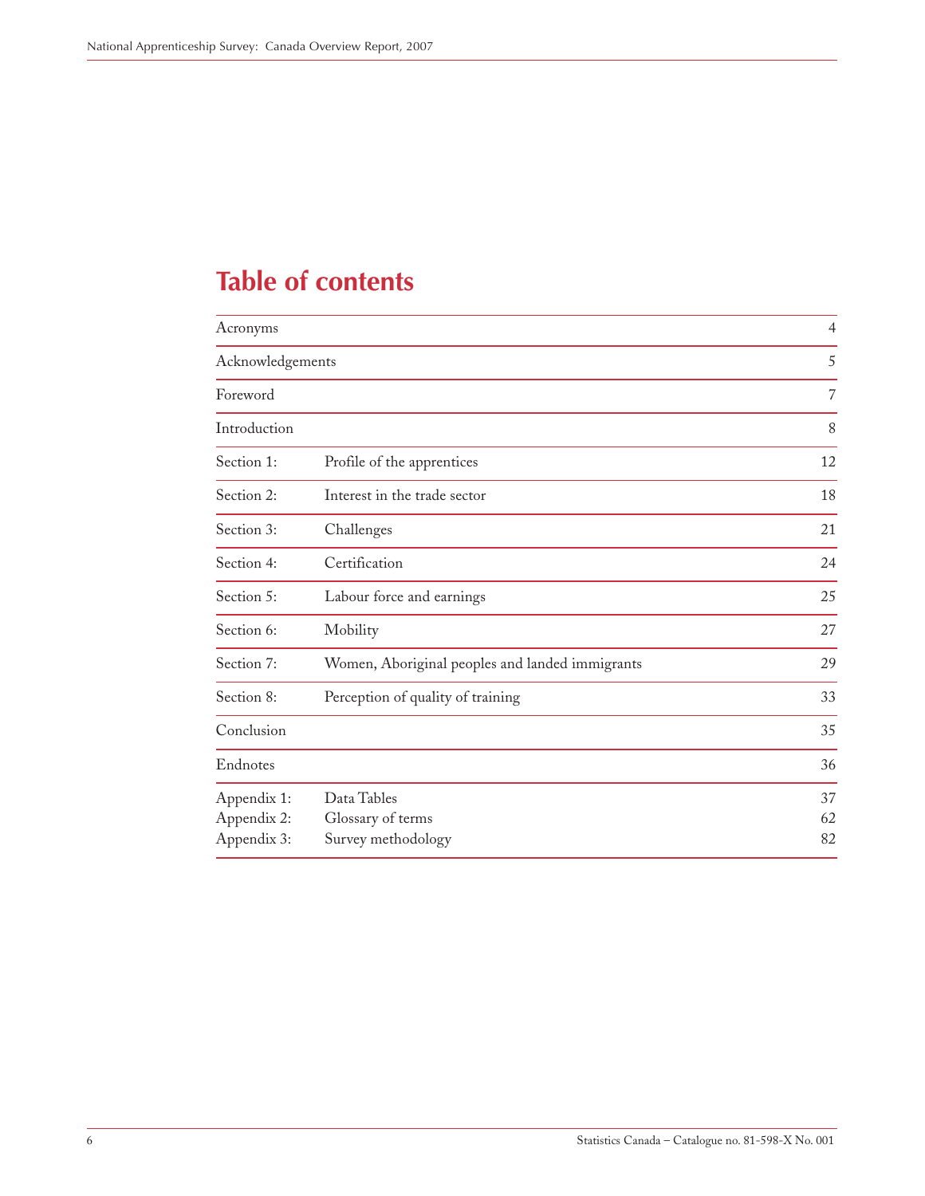# Table of contents

| | | |
|---|---|---|
| Acronyms | | 4 |
| Acknowledgements | | 5 |
| Foreword | | 7 |
| Introduction | | 8 |
| Section 1: | Profile of the apprentices | 12 |
| Section 2: | Interest in the trade sector | 18 |
| Section 3: | Challenges | 21 |
| Section 4: | Certification | 24 |
| Section 5: | Labour force and earnings | 25 |
| Section 6: | Mobility | 27 |
| Section 7: | Women, Aboriginal peoples and landed immigrants | 29 |
| Section 8: | Perception of quality of training | 33 |
| Conclusion | | 35 |
| Endnotes | | 36 |
| Appendix 1: | Data Tables | 37 |
| Appendix 2: | Glossary of terms | 62 |
| Appendix 3: | Survey methodology | 82 |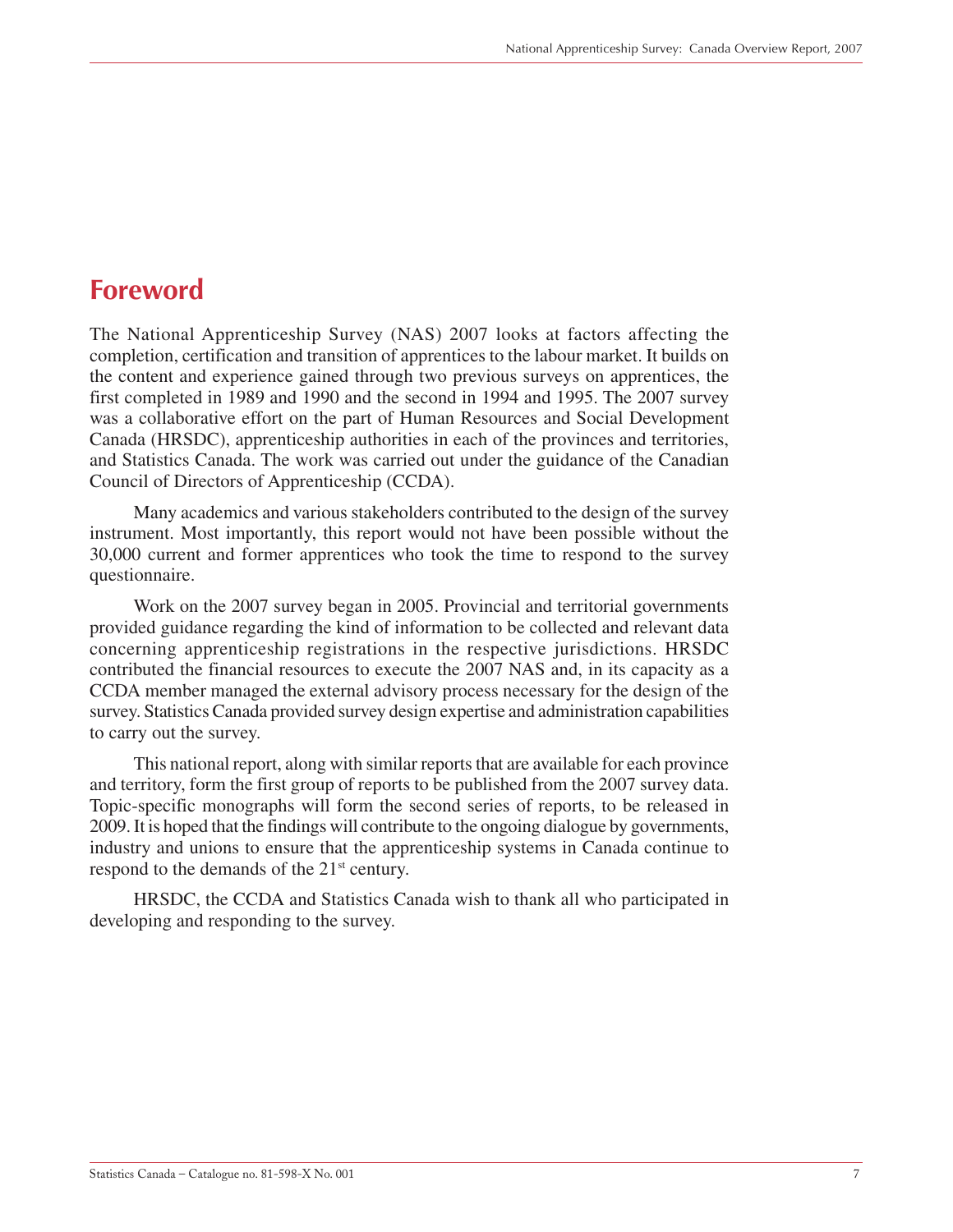# Foreword

The National Apprenticeship Survey (NAS) 2007 looks at factors affecting the completion, certification and transition of apprentices to the labour market. It builds on the content and experience gained through two previous surveys on apprentices, the first completed in 1989 and 1990 and the second in 1994 and 1995. The 2007 survey was a collaborative effort on the part of Human Resources and Social Development Canada (HRSDC), apprenticeship authorities in each of the provinces and territories, and Statistics Canada. The work was carried out under the guidance of the Canadian Council of Directors of Apprenticeship (CCDA).

Many academics and various stakeholders contributed to the design of the survey instrument. Most importantly, this report would not have been possible without the 30,000 current and former apprentices who took the time to respond to the survey questionnaire.

Work on the 2007 survey began in 2005. Provincial and territorial governments provided guidance regarding the kind of information to be collected and relevant data concerning apprenticeship registrations in the respective jurisdictions. HRSDC contributed the financial resources to execute the 2007 NAS and, in its capacity as a CCDA member managed the external advisory process necessary for the design of the survey. Statistics Canada provided survey design expertise and administration capabilities to carry out the survey.

This national report, along with similar reports that are available for each province and territory, form the first group of reports to be published from the 2007 survey data. Topic-specific monographs will form the second series of reports, to be released in 2009. It is hoped that the findings will contribute to the ongoing dialogue by governments, industry and unions to ensure that the apprenticeship systems in Canada continue to respond to the demands of the 21st century.

HRSDC, the CCDA and Statistics Canada wish to thank all who participated in developing and responding to the survey.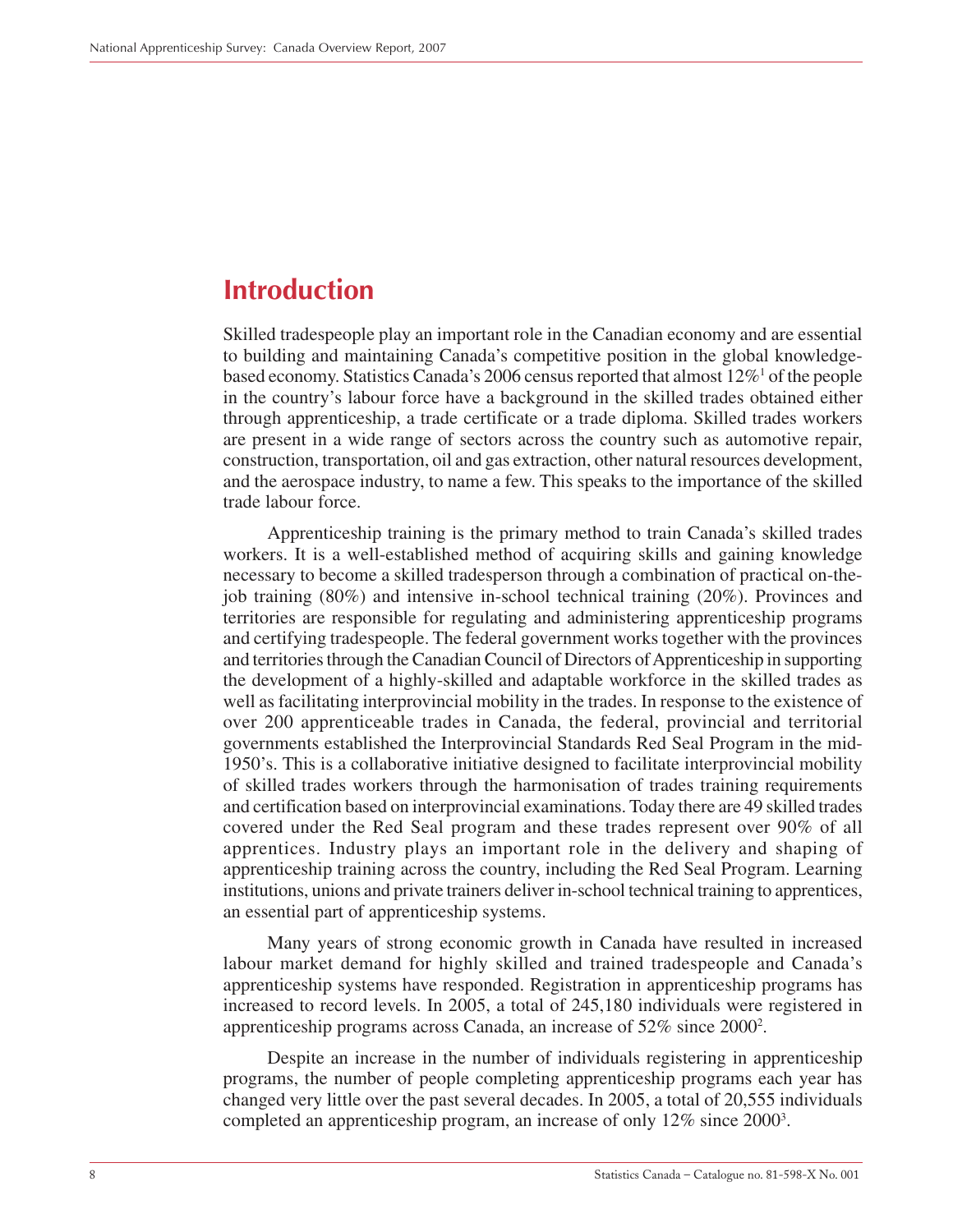# Introduction

Skilled tradespeople play an important role in the Canadian economy and are essential to building and maintaining Canada's competitive position in the global knowledge-based economy. Statistics Canada's 2006 census reported that almost 12%[1] of the people in the country's labour force have a background in the skilled trades obtained either through apprenticeship, a trade certificate or a trade diploma. Skilled trades workers are present in a wide range of sectors across the country such as automotive repair, construction, transportation, oil and gas extraction, other natural resources development, and the aerospace industry, to name a few. This speaks to the importance of the skilled trade labour force.

Apprenticeship training is the primary method to train Canada's skilled trades workers. It is a well-established method of acquiring skills and gaining knowledge necessary to become a skilled tradesperson through a combination of practical on-the-job training (80%) and intensive in-school technical training (20%). Provinces and territories are responsible for regulating and administering apprenticeship programs and certifying tradespeople. The federal government works together with the provinces and territories through the Canadian Council of Directors of Apprenticeship in supporting the development of a highly-skilled and adaptable workforce in the skilled trades as well as facilitating interprovincial mobility in the trades. In response to the existence of over 200 apprenticeable trades in Canada, the federal, provincial and territorial governments established the Interprovincial Standards Red Seal Program in the mid-1950's. This is a collaborative initiative designed to facilitate interprovincial mobility of skilled trades workers through the harmonisation of trades training requirements and certification based on interprovincial examinations. Today there are 49 skilled trades covered under the Red Seal program and these trades represent over 90% of all apprentices. Industry plays an important role in the delivery and shaping of apprenticeship training across the country, including the Red Seal Program. Learning institutions, unions and private trainers deliver in-school technical training to apprentices, an essential part of apprenticeship systems.

Many years of strong economic growth in Canada have resulted in increased labour market demand for highly skilled and trained tradespeople and Canada's apprenticeship systems have responded. Registration in apprenticeship programs has increased to record levels. In 2005, a total of 245,180 individuals were registered in apprenticeship programs across Canada, an increase of 52% since 2000[2].

Despite an increase in the number of individuals registering in apprenticeship programs, the number of people completing apprenticeship programs each year has changed very little over the past several decades. In 2005, a total of 20,555 individuals completed an apprenticeship program, an increase of only 12% since 2000[3].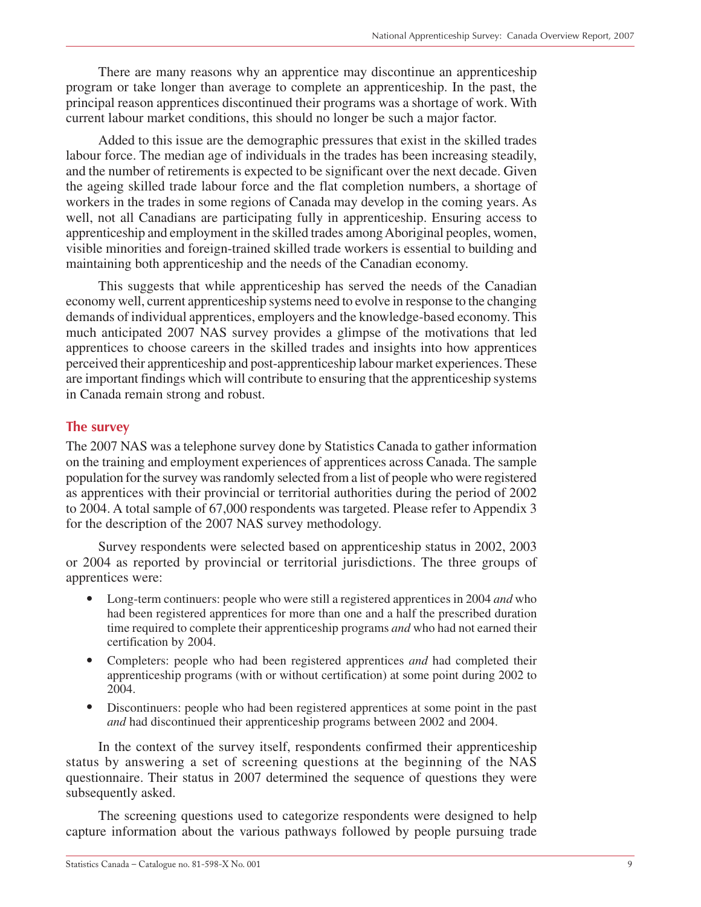There are many reasons why an apprentice may discontinue an apprenticeship program or take longer than average to complete an apprenticeship. In the past, the principal reason apprentices discontinued their programs was a shortage of work. With current labour market conditions, this should no longer be such a major factor.

Added to this issue are the demographic pressures that exist in the skilled trades labour force. The median age of individuals in the trades has been increasing steadily, and the number of retirements is expected to be significant over the next decade. Given the ageing skilled trade labour force and the flat completion numbers, a shortage of workers in the trades in some regions of Canada may develop in the coming years. As well, not all Canadians are participating fully in apprenticeship. Ensuring access to apprenticeship and employment in the skilled trades among Aboriginal peoples, women, visible minorities and foreign-trained skilled trade workers is essential to building and maintaining both apprenticeship and the needs of the Canadian economy.

This suggests that while apprenticeship has served the needs of the Canadian economy well, current apprenticeship systems need to evolve in response to the changing demands of individual apprentices, employers and the knowledge-based economy. This much anticipated 2007 NAS survey provides a glimpse of the motivations that led apprentices to choose careers in the skilled trades and insights into how apprentices perceived their apprenticeship and post-apprenticeship labour market experiences. These are important findings which will contribute to ensuring that the apprenticeship systems in Canada remain strong and robust.

## The survey

The 2007 NAS was a telephone survey done by Statistics Canada to gather information on the training and employment experiences of apprentices across Canada. The sample population for the survey was randomly selected from a list of people who were registered as apprentices with their provincial or territorial authorities during the period of 2002 to 2004. A total sample of 67,000 respondents was targeted. Please refer to Appendix 3 for the description of the 2007 NAS survey methodology.

Survey respondents were selected based on apprenticeship status in 2002, 2003 or 2004 as reported by provincial or territorial jurisdictions. The three groups of apprentices were:

- Long-term continuers: people who were still a registered apprentices in 2004 *and* who had been registered apprentices for more than one and a half the prescribed duration time required to complete their apprenticeship programs *and* who had not earned their certification by 2004.
- Completers: people who had been registered apprentices *and* had completed their apprenticeship programs (with or without certification) at some point during 2002 to 2004.
- Discontinuers: people who had been registered apprentices at some point in the past *and* had discontinued their apprenticeship programs between 2002 and 2004.

In the context of the survey itself, respondents confirmed their apprenticeship status by answering a set of screening questions at the beginning of the NAS questionnaire. Their status in 2007 determined the sequence of questions they were subsequently asked.

The screening questions used to categorize respondents were designed to help capture information about the various pathways followed by people pursuing trade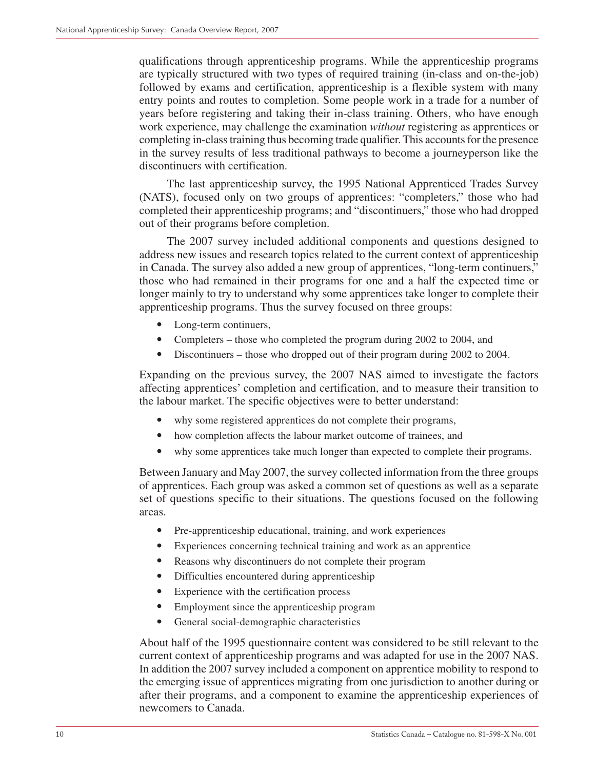qualifications through apprenticeship programs. While the apprenticeship programs are typically structured with two types of required training (in-class and on-the-job) followed by exams and certification, apprenticeship is a flexible system with many entry points and routes to completion. Some people work in a trade for a number of years before registering and taking their in-class training. Others, who have enough work experience, may challenge the examination *without* registering as apprentices or completing in-class training thus becoming trade qualifier. This accounts for the presence in the survey results of less traditional pathways to become a journeyperson like the discontinuers with certification.

The last apprenticeship survey, the 1995 National Apprenticed Trades Survey (NATS), focused only on two groups of apprentices: "completers," those who had completed their apprenticeship programs; and "discontinuers," those who had dropped out of their programs before completion.

The 2007 survey included additional components and questions designed to address new issues and research topics related to the current context of apprenticeship in Canada. The survey also added a new group of apprentices, "long-term continuers," those who had remained in their programs for one and a half the expected time or longer mainly to try to understand why some apprentices take longer to complete their apprenticeship programs. Thus the survey focused on three groups:

- Long-term continuers,
- Completers – those who completed the program during 2002 to 2004, and
- Discontinuers – those who dropped out of their program during 2002 to 2004.

Expanding on the previous survey, the 2007 NAS aimed to investigate the factors affecting apprentices' completion and certification, and to measure their transition to the labour market. The specific objectives were to better understand:

- why some registered apprentices do not complete their programs,
- how completion affects the labour market outcome of trainees, and
- why some apprentices take much longer than expected to complete their programs.

Between January and May 2007, the survey collected information from the three groups of apprentices. Each group was asked a common set of questions as well as a separate set of questions specific to their situations. The questions focused on the following areas.

- Pre-apprenticeship educational, training, and work experiences
- Experiences concerning technical training and work as an apprentice
- Reasons why discontinuers do not complete their program
- Difficulties encountered during apprenticeship
- Experience with the certification process
- Employment since the apprenticeship program
- General social-demographic characteristics

About half of the 1995 questionnaire content was considered to be still relevant to the current context of apprenticeship programs and was adapted for use in the 2007 NAS. In addition the 2007 survey included a component on apprentice mobility to respond to the emerging issue of apprentices migrating from one jurisdiction to another during or after their programs, and a component to examine the apprenticeship experiences of newcomers to Canada.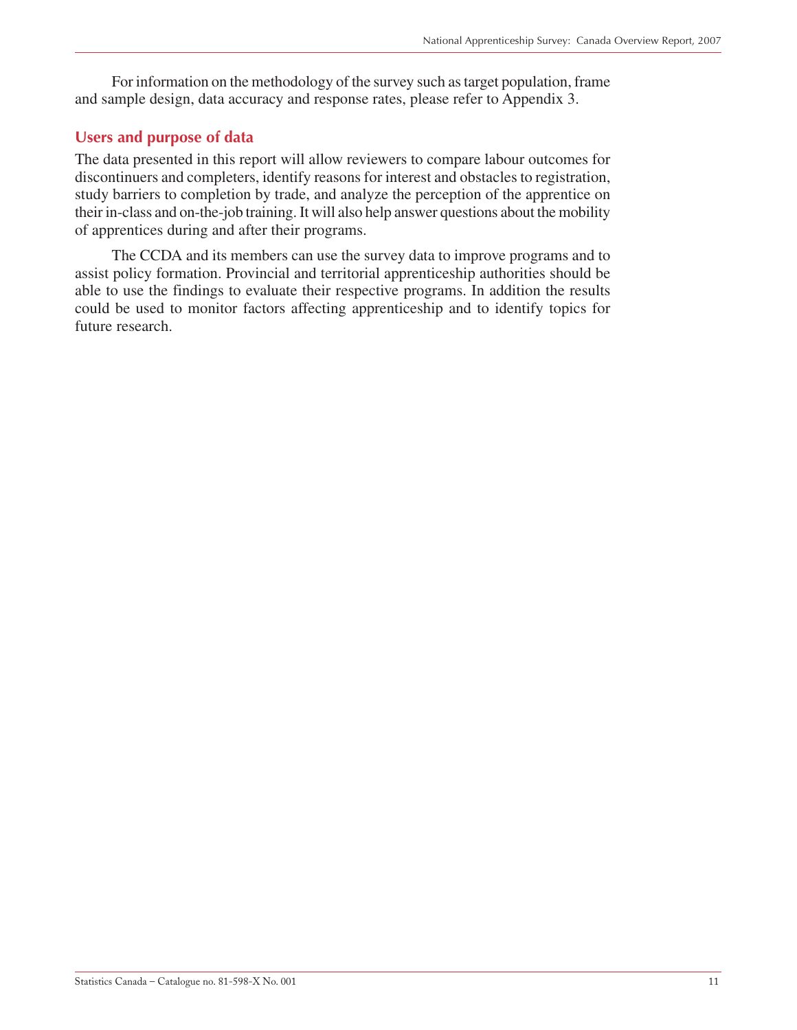For information on the methodology of the survey such as target population, frame and sample design, data accuracy and response rates, please refer to Appendix 3.

## Users and purpose of data

The data presented in this report will allow reviewers to compare labour outcomes for discontinuers and completers, identify reasons for interest and obstacles to registration, study barriers to completion by trade, and analyze the perception of the apprentice on their in-class and on-the-job training. It will also help answer questions about the mobility of apprentices during and after their programs.

The CCDA and its members can use the survey data to improve programs and to assist policy formation. Provincial and territorial apprenticeship authorities should be able to use the findings to evaluate their respective programs. In addition the results could be used to monitor factors affecting apprenticeship and to identify topics for future research.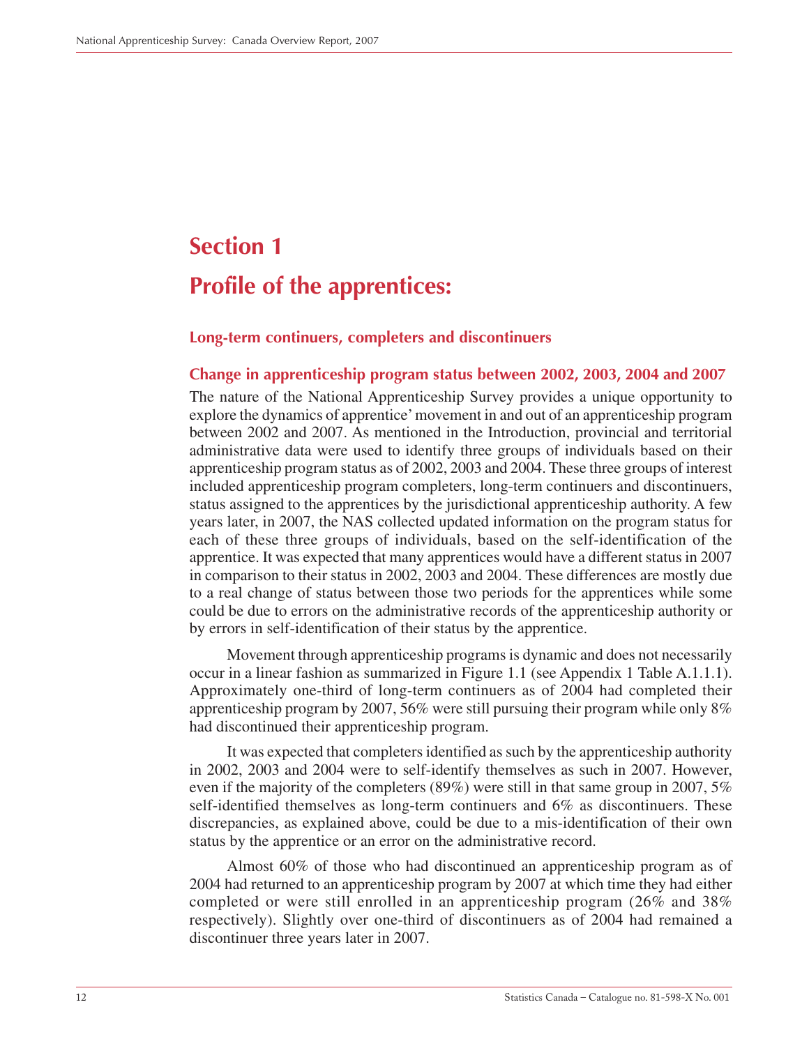# Section 1

# Profile of the apprentices:

### Long-term continuers, completers and discontinuers

### Change in apprenticeship program status between 2002, 2003, 2004 and 2007

The nature of the National Apprenticeship Survey provides a unique opportunity to explore the dynamics of apprentice' movement in and out of an apprenticeship program between 2002 and 2007. As mentioned in the Introduction, provincial and territorial administrative data were used to identify three groups of individuals based on their apprenticeship program status as of 2002, 2003 and 2004. These three groups of interest included apprenticeship program completers, long-term continuers and discontinuers, status assigned to the apprentices by the jurisdictional apprenticeship authority. A few years later, in 2007, the NAS collected updated information on the program status for each of these three groups of individuals, based on the self-identification of the apprentice. It was expected that many apprentices would have a different status in 2007 in comparison to their status in 2002, 2003 and 2004. These differences are mostly due to a real change of status between those two periods for the apprentices while some could be due to errors on the administrative records of the apprenticeship authority or by errors in self-identification of their status by the apprentice.

Movement through apprenticeship programs is dynamic and does not necessarily occur in a linear fashion as summarized in Figure 1.1 (see Appendix 1 Table A.1.1.1). Approximately one-third of long-term continuers as of 2004 had completed their apprenticeship program by 2007, 56% were still pursuing their program while only 8% had discontinued their apprenticeship program.

It was expected that completers identified as such by the apprenticeship authority in 2002, 2003 and 2004 were to self-identify themselves as such in 2007. However, even if the majority of the completers (89%) were still in that same group in 2007, 5% self-identified themselves as long-term continuers and 6% as discontinuers. These discrepancies, as explained above, could be due to a mis-identification of their own status by the apprentice or an error on the administrative record.

Almost 60% of those who had discontinued an apprenticeship program as of 2004 had returned to an apprenticeship program by 2007 at which time they had either completed or were still enrolled in an apprenticeship program (26% and 38% respectively). Slightly over one-third of discontinuers as of 2004 had remained a discontinuer three years later in 2007.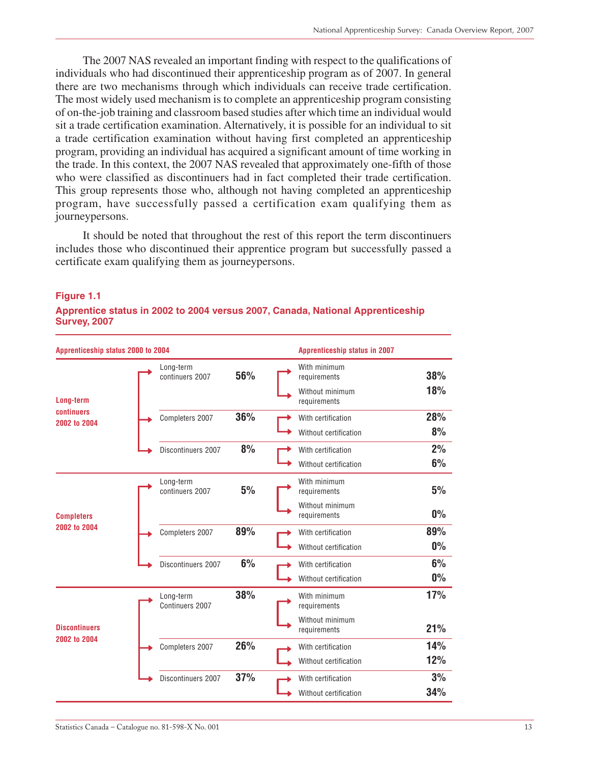The 2007 NAS revealed an important finding with respect to the qualifications of individuals who had discontinued their apprenticeship program as of 2007. In general there are two mechanisms through which individuals can receive trade certification. The most widely used mechanism is to complete an apprenticeship program consisting of on-the-job training and classroom based studies after which time an individual would sit a trade certification examination. Alternatively, it is possible for an individual to sit a trade certification examination without having first completed an apprenticeship program, providing an individual has acquired a significant amount of time working in the trade. In this context, the 2007 NAS revealed that approximately one-fifth of those who were classified as discontinuers had in fact completed their trade certification. This group represents those who, although not having completed an apprenticeship program, have successfully passed a certification exam qualifying them as journeypersons.

It should be noted that throughout the rest of this report the term discontinuers includes those who discontinued their apprentice program but successfully passed a certificate exam qualifying them as journeypersons.

**Figure 1.1**

**Apprentice status in 2002 to 2004 versus 2007, Canada, National Apprenticeship Survey, 2007**

| Apprenticeship status 2000 to 2004 | | | Apprenticeship status in 2007 | |
|---|---|---|---|---|
| Long-term continuers 2002 to 2004 | Long-term continuers 2007 | 56% | With minimum requirements | 38% |
| | | | Without minimum requirements | 18% |
| | Completers 2007 | 36% | With certification | 28% |
| | | | Without certification | 8% |
| | Discontinuers 2007 | 8% | With certification | 2% |
| | | | Without certification | 6% |
| Completers 2002 to 2004 | Long-term continuers 2007 | 5% | With minimum requirements | 5% |
| | | | Without minimum requirements | 0% |
| | Completers 2007 | 89% | With certification | 89% |
| | | | Without certification | 0% |
| | Discontinuers 2007 | 6% | With certification | 6% |
| | | | Without certification | 0% |
| Discontinuers 2002 to 2004 | Long-term Continuers 2007 | 38% | With minimum requirements | 17% |
| | | | Without minimum requirements | 21% |
| | Completers 2007 | 26% | With certification | 14% |
| | | | Without certification | 12% |
| | Discontinuers 2007 | 37% | With certification | 3% |
| | | | Without certification | 34% |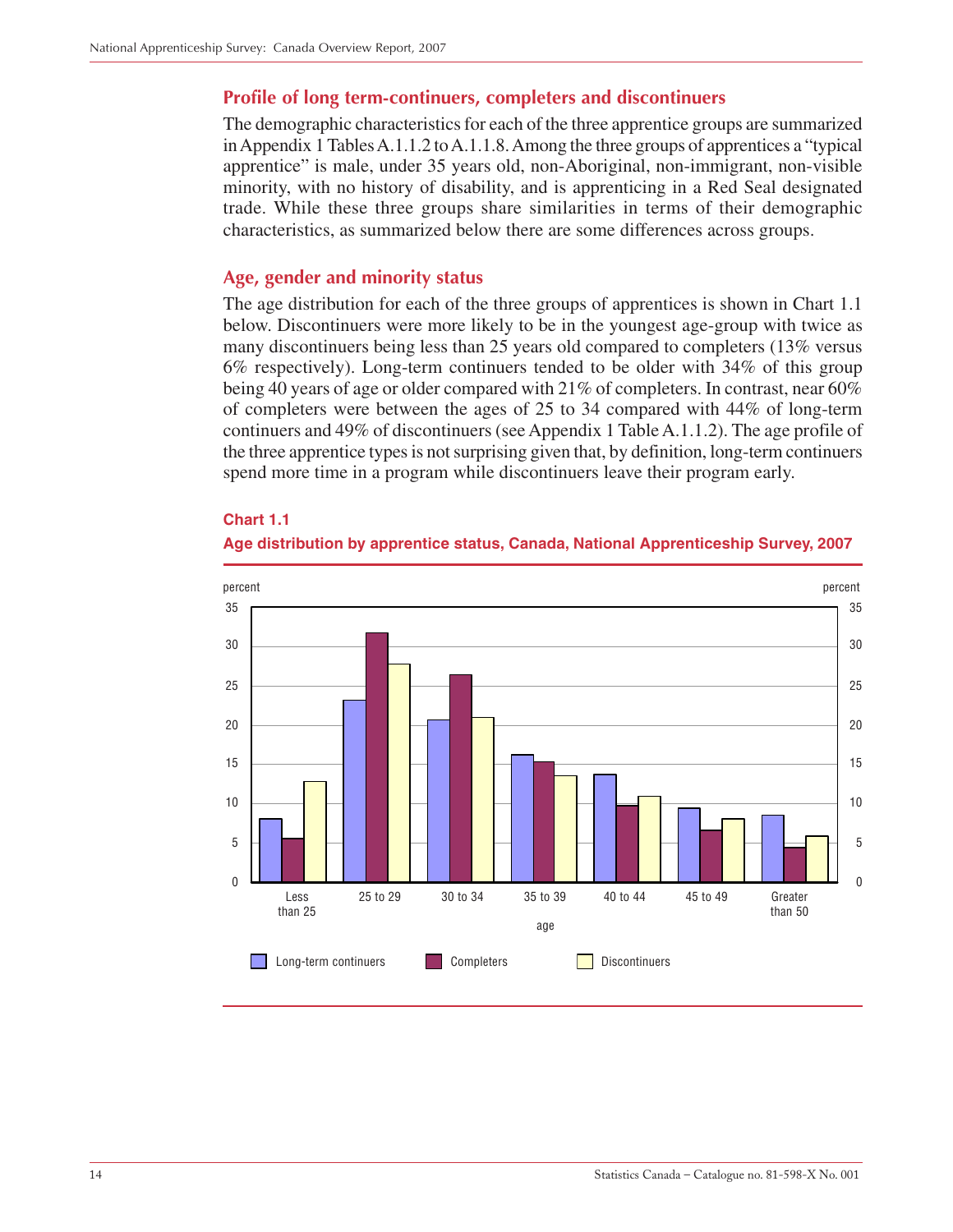## Profile of long term-continuers, completers and discontinuers

The demographic characteristics for each of the three apprentice groups are summarized in Appendix 1 Tables A.1.1.2 to A.1.1.8. Among the three groups of apprentices a "typical apprentice" is male, under 35 years old, non-Aboriginal, non-immigrant, non-visible minority, with no history of disability, and is apprenticing in a Red Seal designated trade. While these three groups share similarities in terms of their demographic characteristics, as summarized below there are some differences across groups.

## Age, gender and minority status

The age distribution for each of the three groups of apprentices is shown in Chart 1.1 below. Discontinuers were more likely to be in the youngest age-group with twice as many discontinuers being less than 25 years old compared to completers (13% versus 6% respectively). Long-term continuers tended to be older with 34% of this group being 40 years of age or older compared with 21% of completers. In contrast, near 60% of completers were between the ages of 25 to 34 compared with 44% of long-term continuers and 49% of discontinuers (see Appendix 1 Table A.1.1.2). The age profile of the three apprentice types is not surprising given that, by definition, long-term continuers spend more time in a program while discontinuers leave their program early.

**Chart 1.1**

**Age distribution by apprentice status, Canada, National Apprenticeship Survey, 2007**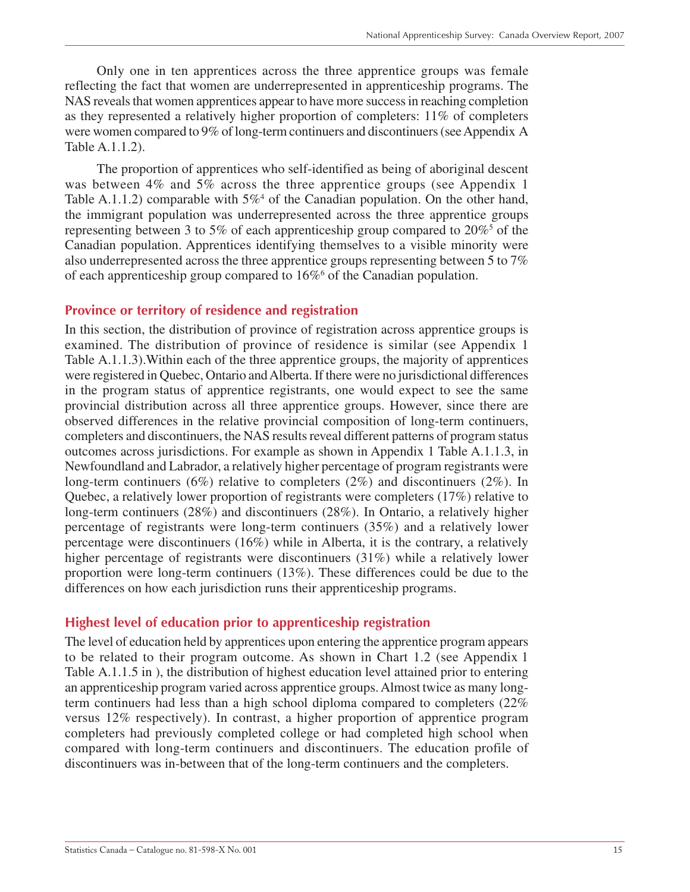Only one in ten apprentices across the three apprentice groups was female reflecting the fact that women are underrepresented in apprenticeship programs. The NAS reveals that women apprentices appear to have more success in reaching completion as they represented a relatively higher proportion of completers: 11% of completers were women compared to 9% of long-term continuers and discontinuers (see Appendix A Table A.1.1.2).

The proportion of apprentices who self-identified as being of aboriginal descent was between 4% and 5% across the three apprentice groups (see Appendix 1 Table A.1.1.2) comparable with 5%[4] of the Canadian population. On the other hand, the immigrant population was underrepresented across the three apprentice groups representing between 3 to 5% of each apprenticeship group compared to 20%[5] of the Canadian population. Apprentices identifying themselves to a visible minority were also underrepresented across the three apprentice groups representing between 5 to 7% of each apprenticeship group compared to 16%[6] of the Canadian population.

## Province or territory of residence and registration

In this section, the distribution of province of registration across apprentice groups is examined. The distribution of province of residence is similar (see Appendix 1 Table A.1.1.3).Within each of the three apprentice groups, the majority of apprentices were registered in Quebec, Ontario and Alberta. If there were no jurisdictional differences in the program status of apprentice registrants, one would expect to see the same provincial distribution across all three apprentice groups. However, since there are observed differences in the relative provincial composition of long-term continuers, completers and discontinuers, the NAS results reveal different patterns of program status outcomes across jurisdictions. For example as shown in Appendix 1 Table A.1.1.3, in Newfoundland and Labrador, a relatively higher percentage of program registrants were long-term continuers (6%) relative to completers (2%) and discontinuers (2%). In Quebec, a relatively lower proportion of registrants were completers (17%) relative to long-term continuers (28%) and discontinuers (28%). In Ontario, a relatively higher percentage of registrants were long-term continuers (35%) and a relatively lower percentage were discontinuers (16%) while in Alberta, it is the contrary, a relatively higher percentage of registrants were discontinuers (31%) while a relatively lower proportion were long-term continuers (13%). These differences could be due to the differences on how each jurisdiction runs their apprenticeship programs.

## Highest level of education prior to apprenticeship registration

The level of education held by apprentices upon entering the apprentice program appears to be related to their program outcome. As shown in Chart 1.2 (see Appendix 1 Table A.1.1.5 in ), the distribution of highest education level attained prior to entering an apprenticeship program varied across apprentice groups. Almost twice as many long-term continuers had less than a high school diploma compared to completers (22% versus 12% respectively). In contrast, a higher proportion of apprentice program completers had previously completed college or had completed high school when compared with long-term continuers and discontinuers. The education profile of discontinuers was in-between that of the long-term continuers and the completers.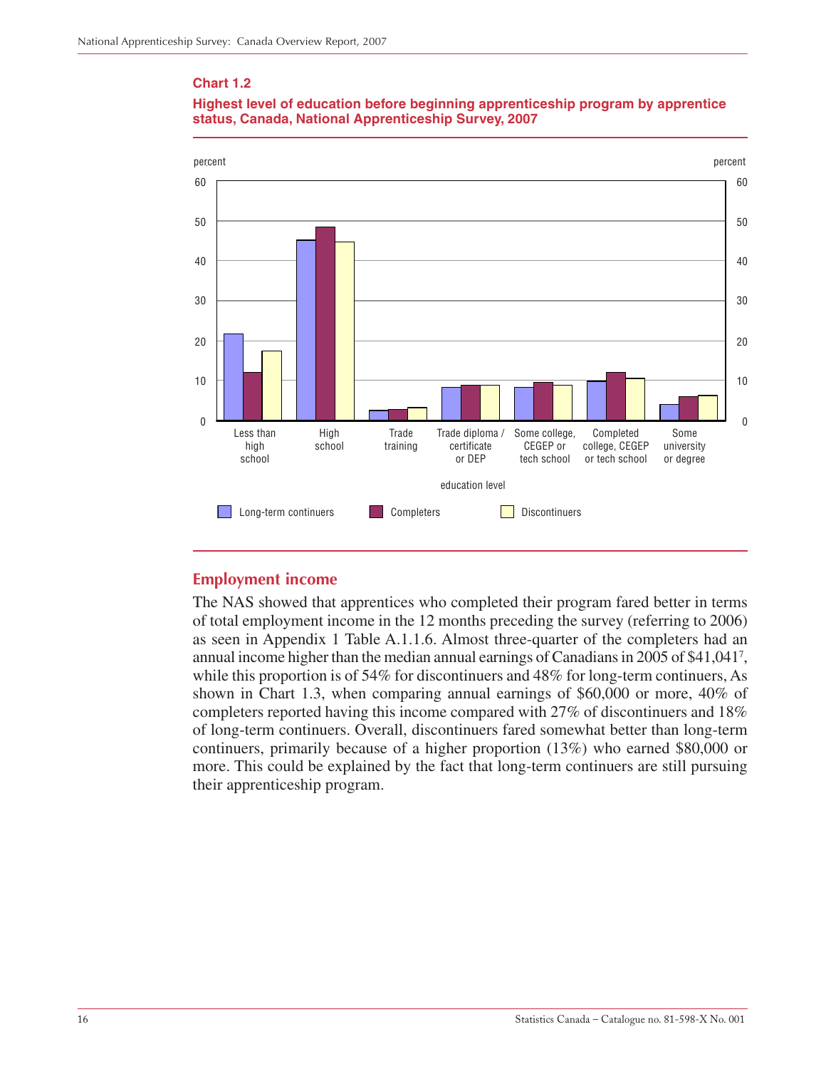**Chart 1.2**

**Highest level of education before beginning apprenticeship program by apprentice status, Canada, National Apprenticeship Survey, 2007**

## Employment income

The NAS showed that apprentices who completed their program fared better in terms of total employment income in the 12 months preceding the survey (referring to 2006) as seen in Appendix 1 Table A.1.1.6. Almost three-quarter of the completers had an annual income higher than the median annual earnings of Canadians in 2005 of $41,041[7], while this proportion is of 54% for discontinuers and 48% for long-term continuers, As shown in Chart 1.3, when comparing annual earnings of $60,000 or more, 40% of completers reported having this income compared with 27% of discontinuers and 18% of long-term continuers. Overall, discontinuers fared somewhat better than long-term continuers, primarily because of a higher proportion (13%) who earned $80,000 or more. This could be explained by the fact that long-term continuers are still pursuing their apprenticeship program.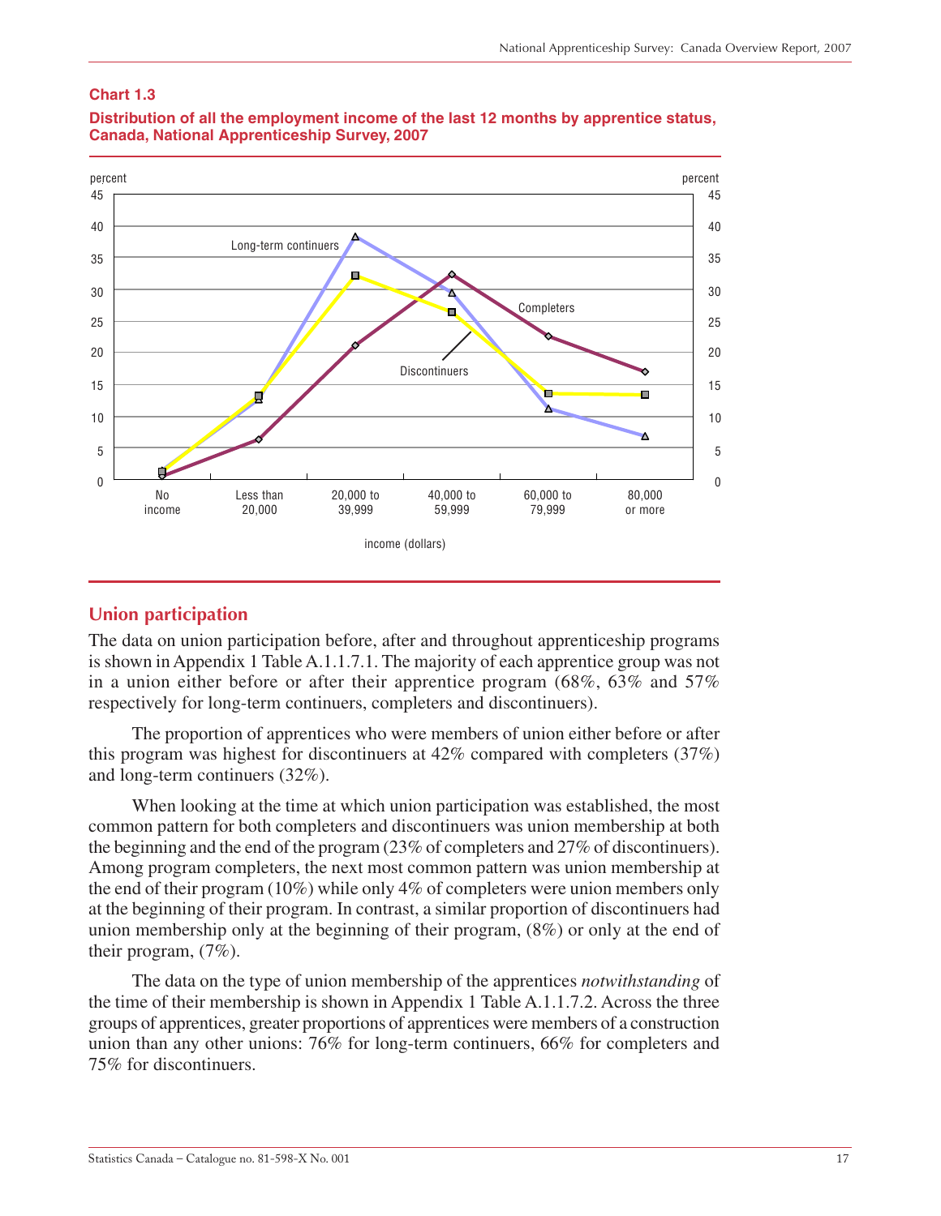**Chart 1.3**

**Distribution of all the employment income of the last 12 months by apprentice status, Canada, National Apprenticeship Survey, 2007**

## Union participation

The data on union participation before, after and throughout apprenticeship programs is shown in Appendix 1 Table A.1.1.7.1. The majority of each apprentice group was not in a union either before or after their apprentice program (68%, 63% and 57% respectively for long-term continuers, completers and discontinuers).

The proportion of apprentices who were members of union either before or after this program was highest for discontinuers at 42% compared with completers (37%) and long-term continuers (32%).

When looking at the time at which union participation was established, the most common pattern for both completers and discontinuers was union membership at both the beginning and the end of the program (23% of completers and 27% of discontinuers). Among program completers, the next most common pattern was union membership at the end of their program (10%) while only 4% of completers were union members only at the beginning of their program. In contrast, a similar proportion of discontinuers had union membership only at the beginning of their program, (8%) or only at the end of their program, (7%).

The data on the type of union membership of the apprentices *notwithstanding* of the time of their membership is shown in Appendix 1 Table A.1.1.7.2. Across the three groups of apprentices, greater proportions of apprentices were members of a construction union than any other unions: 76% for long-term continuers, 66% for completers and 75% for discontinuers.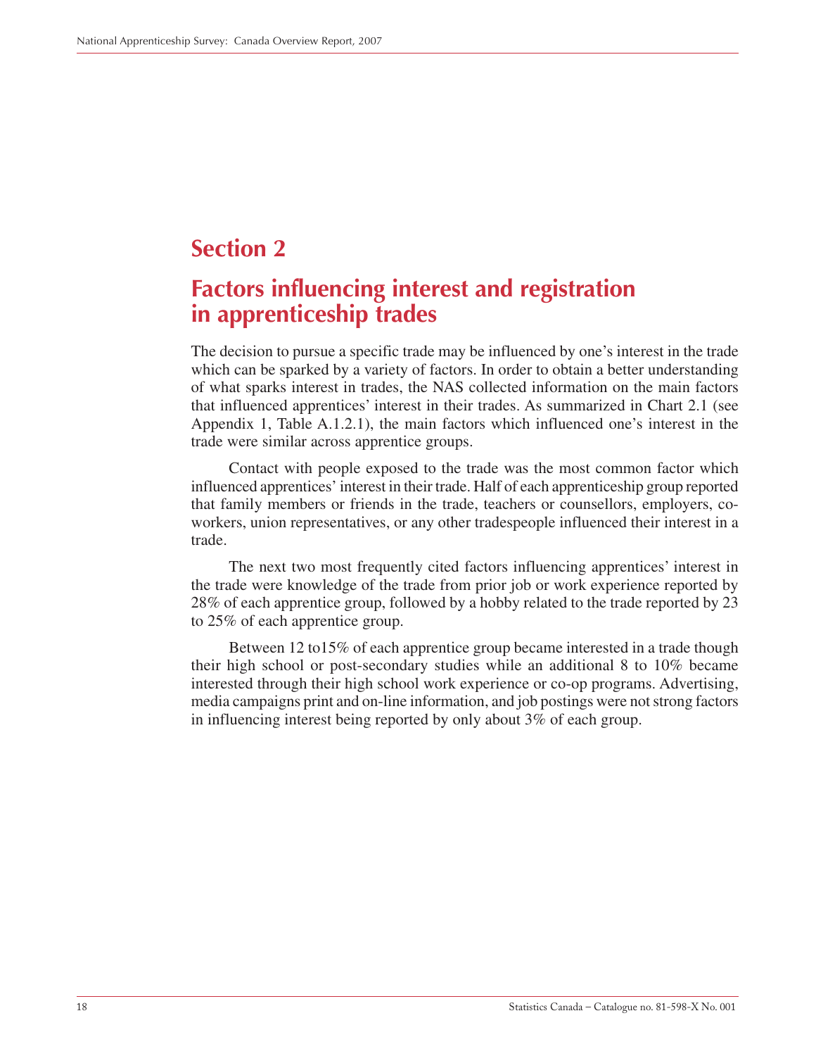# Section 2

## Factors influencing interest and registration in apprenticeship trades

The decision to pursue a specific trade may be influenced by one's interest in the trade which can be sparked by a variety of factors. In order to obtain a better understanding of what sparks interest in trades, the NAS collected information on the main factors that influenced apprentices' interest in their trades. As summarized in Chart 2.1 (see Appendix 1, Table A.1.2.1), the main factors which influenced one's interest in the trade were similar across apprentice groups.

Contact with people exposed to the trade was the most common factor which influenced apprentices' interest in their trade. Half of each apprenticeship group reported that family members or friends in the trade, teachers or counsellors, employers, co-workers, union representatives, or any other tradespeople influenced their interest in a trade.

The next two most frequently cited factors influencing apprentices' interest in the trade were knowledge of the trade from prior job or work experience reported by 28% of each apprentice group, followed by a hobby related to the trade reported by 23 to 25% of each apprentice group.

Between 12 to15% of each apprentice group became interested in a trade though their high school or post-secondary studies while an additional 8 to 10% became interested through their high school work experience or co-op programs. Advertising, media campaigns print and on-line information, and job postings were not strong factors in influencing interest being reported by only about 3% of each group.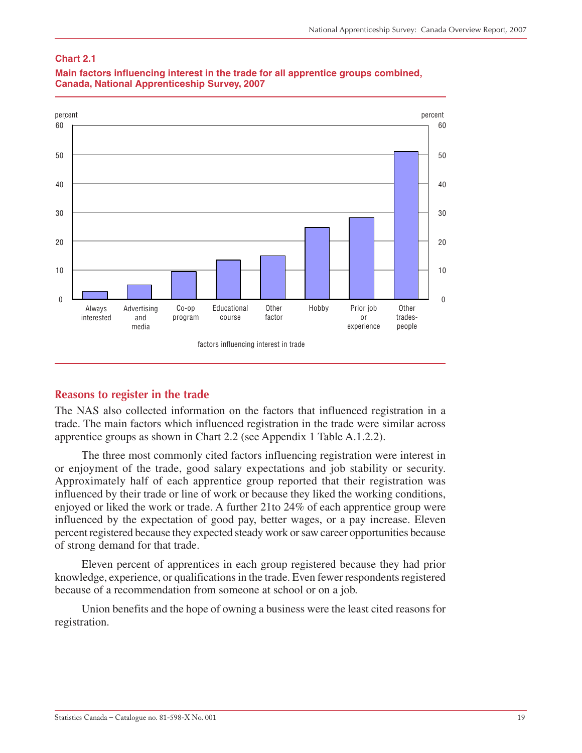**Chart 2.1**

**Main factors influencing interest in the trade for all apprentice groups combined, Canada, National Apprenticeship Survey, 2007**

## Reasons to register in the trade

The NAS also collected information on the factors that influenced registration in a trade. The main factors which influenced registration in the trade were similar across apprentice groups as shown in Chart 2.2 (see Appendix 1 Table A.1.2.2).

The three most commonly cited factors influencing registration were interest in or enjoyment of the trade, good salary expectations and job stability or security. Approximately half of each apprentice group reported that their registration was influenced by their trade or line of work or because they liked the working conditions, enjoyed or liked the work or trade. A further 21to 24% of each apprentice group were influenced by the expectation of good pay, better wages, or a pay increase. Eleven percent registered because they expected steady work or saw career opportunities because of strong demand for that trade.

Eleven percent of apprentices in each group registered because they had prior knowledge, experience, or qualifications in the trade. Even fewer respondents registered because of a recommendation from someone at school or on a job.

Union benefits and the hope of owning a business were the least cited reasons for registration.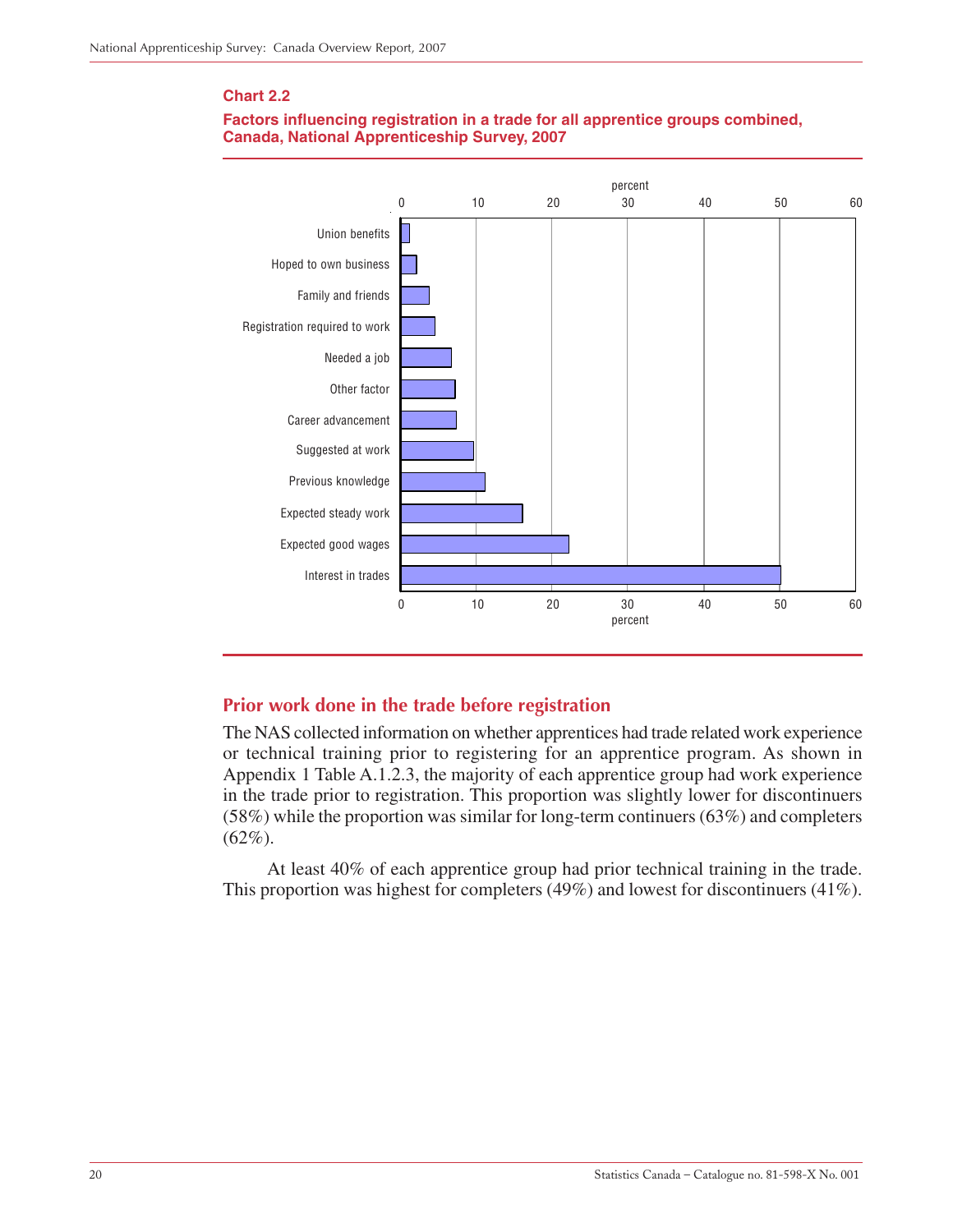**Chart 2.2**

**Factors influencing registration in a trade for all apprentice groups combined, Canada, National Apprenticeship Survey, 2007**

## Prior work done in the trade before registration

The NAS collected information on whether apprentices had trade related work experience or technical training prior to registering for an apprentice program. As shown in Appendix 1 Table A.1.2.3, the majority of each apprentice group had work experience in the trade prior to registration. This proportion was slightly lower for discontinuers (58%) while the proportion was similar for long-term continuers (63%) and completers (62%).

At least 40% of each apprentice group had prior technical training in the trade. This proportion was highest for completers (49%) and lowest for discontinuers (41%).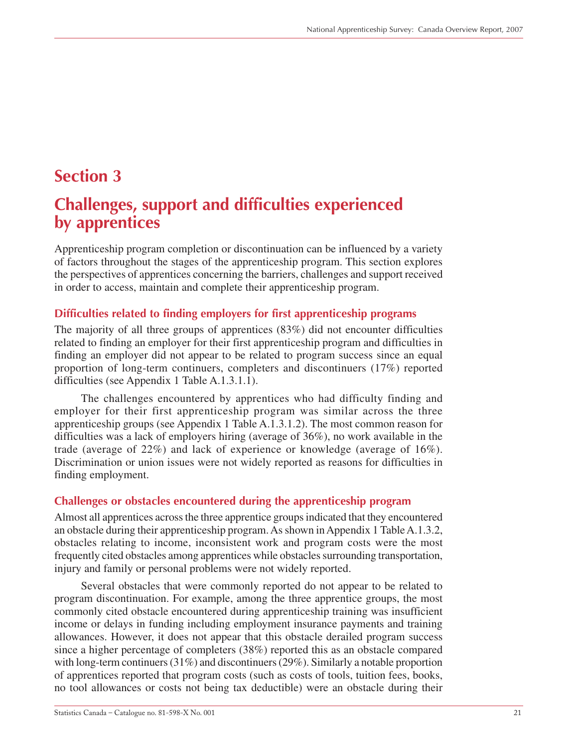# Section 3

# Challenges, support and difficulties experienced by apprentices

Apprenticeship program completion or discontinuation can be influenced by a variety of factors throughout the stages of the apprenticeship program. This section explores the perspectives of apprentices concerning the barriers, challenges and support received in order to access, maintain and complete their apprenticeship program.

## Difficulties related to finding employers for first apprenticeship programs

The majority of all three groups of apprentices (83%) did not encounter difficulties related to finding an employer for their first apprenticeship program and difficulties in finding an employer did not appear to be related to program success since an equal proportion of long-term continuers, completers and discontinuers (17%) reported difficulties (see Appendix 1 Table A.1.3.1.1).

The challenges encountered by apprentices who had difficulty finding and employer for their first apprenticeship program was similar across the three apprenticeship groups (see Appendix 1 Table A.1.3.1.2). The most common reason for difficulties was a lack of employers hiring (average of 36%), no work available in the trade (average of 22%) and lack of experience or knowledge (average of 16%). Discrimination or union issues were not widely reported as reasons for difficulties in finding employment.

## Challenges or obstacles encountered during the apprenticeship program

Almost all apprentices across the three apprentice groups indicated that they encountered an obstacle during their apprenticeship program. As shown in Appendix 1 Table A.1.3.2, obstacles relating to income, inconsistent work and program costs were the most frequently cited obstacles among apprentices while obstacles surrounding transportation, injury and family or personal problems were not widely reported.

Several obstacles that were commonly reported do not appear to be related to program discontinuation. For example, among the three apprentice groups, the most commonly cited obstacle encountered during apprenticeship training was insufficient income or delays in funding including employment insurance payments and training allowances. However, it does not appear that this obstacle derailed program success since a higher percentage of completers (38%) reported this as an obstacle compared with long-term continuers (31%) and discontinuers (29%). Similarly a notable proportion of apprentices reported that program costs (such as costs of tools, tuition fees, books, no tool allowances or costs not being tax deductible) were an obstacle during their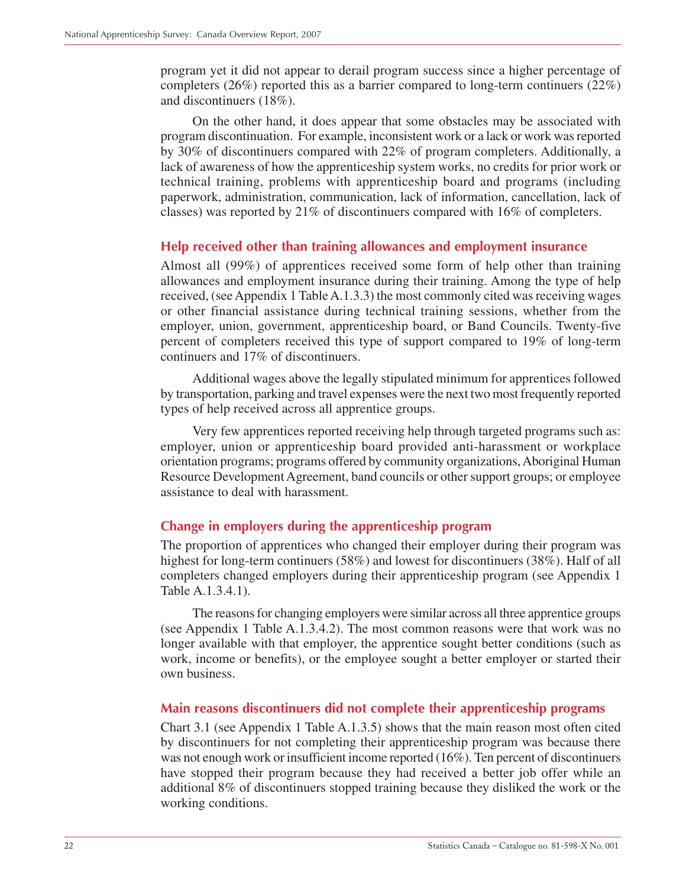program yet it did not appear to derail program success since a higher percentage of completers (26%) reported this as a barrier compared to long-term continuers (22%) and discontinuers (18%).

On the other hand, it does appear that some obstacles may be associated with program discontinuation. For example, inconsistent work or a lack or work was reported by 30% of discontinuers compared with 22% of program completers. Additionally, a lack of awareness of how the apprenticeship system works, no credits for prior work or technical training, problems with apprenticeship board and programs (including paperwork, administration, communication, lack of information, cancellation, lack of classes) was reported by 21% of discontinuers compared with 16% of completers.

### Help received other than training allowances and employment insurance

Almost all (99%) of apprentices received some form of help other than training allowances and employment insurance during their training. Among the type of help received, (see Appendix 1 Table A.1.3.3) the most commonly cited was receiving wages or other financial assistance during technical training sessions, whether from the employer, union, government, apprenticeship board, or Band Councils. Twenty-five percent of completers received this type of support compared to 19% of long-term continuers and 17% of discontinuers.

Additional wages above the legally stipulated minimum for apprentices followed by transportation, parking and travel expenses were the next two most frequently reported types of help received across all apprentice groups.

Very few apprentices reported receiving help through targeted programs such as: employer, union or apprenticeship board provided anti-harassment or workplace orientation programs; programs offered by community organizations, Aboriginal Human Resource Development Agreement, band councils or other support groups; or employee assistance to deal with harassment.

### Change in employers during the apprenticeship program

The proportion of apprentices who changed their employer during their program was highest for long-term continuers (58%) and lowest for discontinuers (38%). Half of all completers changed employers during their apprenticeship program (see Appendix 1 Table A.1.3.4.1).

The reasons for changing employers were similar across all three apprentice groups (see Appendix 1 Table A.1.3.4.2). The most common reasons were that work was no longer available with that employer, the apprentice sought better conditions (such as work, income or benefits), or the employee sought a better employer or started their own business.

### Main reasons discontinuers did not complete their apprenticeship programs

Chart 3.1 (see Appendix 1 Table A.1.3.5) shows that the main reason most often cited by discontinuers for not completing their apprenticeship program was because there was not enough work or insufficient income reported (16%). Ten percent of discontinuers have stopped their program because they had received a better job offer while an additional 8% of discontinuers stopped training because they disliked the work or the working conditions.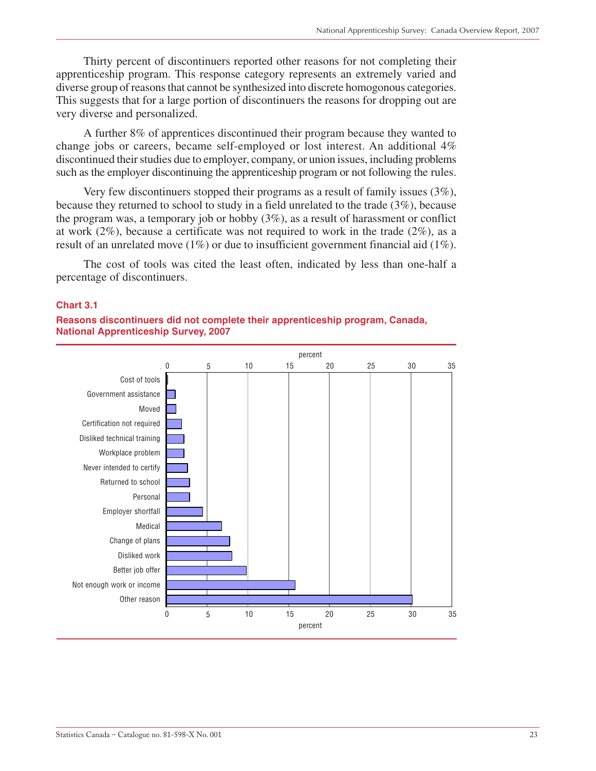Thirty percent of discontinuers reported other reasons for not completing their apprenticeship program. This response category represents an extremely varied and diverse group of reasons that cannot be synthesized into discrete homogonous categories. This suggests that for a large portion of discontinuers the reasons for dropping out are very diverse and personalized.

A further 8% of apprentices discontinued their program because they wanted to change jobs or careers, became self-employed or lost interest. An additional 4% discontinued their studies due to employer, company, or union issues, including problems such as the employer discontinuing the apprenticeship program or not following the rules.

Very few discontinuers stopped their programs as a result of family issues (3%), because they returned to school to study in a field unrelated to the trade (3%), because the program was, a temporary job or hobby (3%), as a result of harassment or conflict at work (2%), because a certificate was not required to work in the trade (2%), as a result of an unrelated move (1%) or due to insufficient government financial aid (1%).

The cost of tools was cited the least often, indicated by less than one-half a percentage of discontinuers.

**Chart 3.1**

**Reasons discontinuers did not complete their apprenticeship program, Canada, National Apprenticeship Survey, 2007**

| Reason | percent |
|---|---|
| Cost of tools | |
| Government assistance | |
| Moved | |
| Certification not required | |
| Disliked technical training | |
| Workplace problem | |
| Never intended to certify | |
| Returned to school | |
| Personal | |
| Employer shortfall | |
| Medical | |
| Change of plans | |
| Disliked work | |
| Better job offer | |
| Not enough work or income | |
| Other reason | |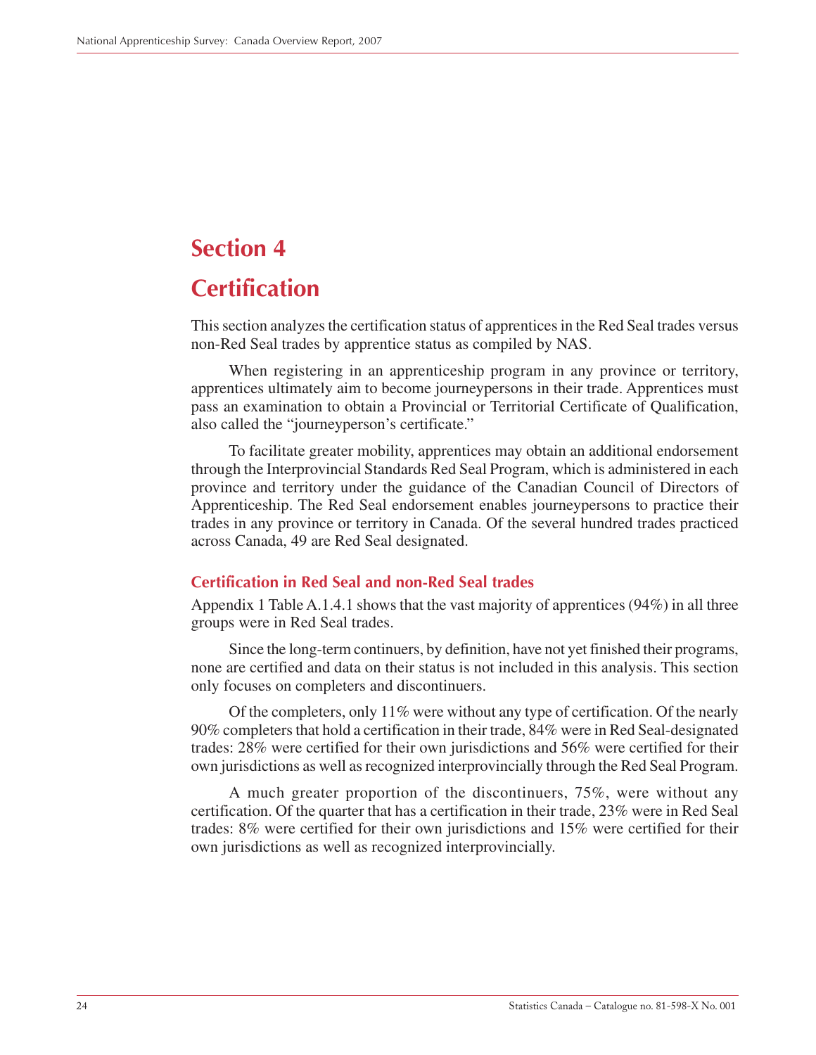# Section 4

# Certification

This section analyzes the certification status of apprentices in the Red Seal trades versus non-Red Seal trades by apprentice status as compiled by NAS.

When registering in an apprenticeship program in any province or territory, apprentices ultimately aim to become journeypersons in their trade. Apprentices must pass an examination to obtain a Provincial or Territorial Certificate of Qualification, also called the "journeyperson's certificate."

To facilitate greater mobility, apprentices may obtain an additional endorsement through the Interprovincial Standards Red Seal Program, which is administered in each province and territory under the guidance of the Canadian Council of Directors of Apprenticeship. The Red Seal endorsement enables journeypersons to practice their trades in any province or territory in Canada. Of the several hundred trades practiced across Canada, 49 are Red Seal designated.

## Certification in Red Seal and non-Red Seal trades

Appendix 1 Table A.1.4.1 shows that the vast majority of apprentices (94%) in all three groups were in Red Seal trades.

Since the long-term continuers, by definition, have not yet finished their programs, none are certified and data on their status is not included in this analysis. This section only focuses on completers and discontinuers.

Of the completers, only 11% were without any type of certification. Of the nearly 90% completers that hold a certification in their trade, 84% were in Red Seal-designated trades: 28% were certified for their own jurisdictions and 56% were certified for their own jurisdictions as well as recognized interprovincially through the Red Seal Program.

A much greater proportion of the discontinuers, 75%, were without any certification. Of the quarter that has a certification in their trade, 23% were in Red Seal trades: 8% were certified for their own jurisdictions and 15% were certified for their own jurisdictions as well as recognized interprovincially.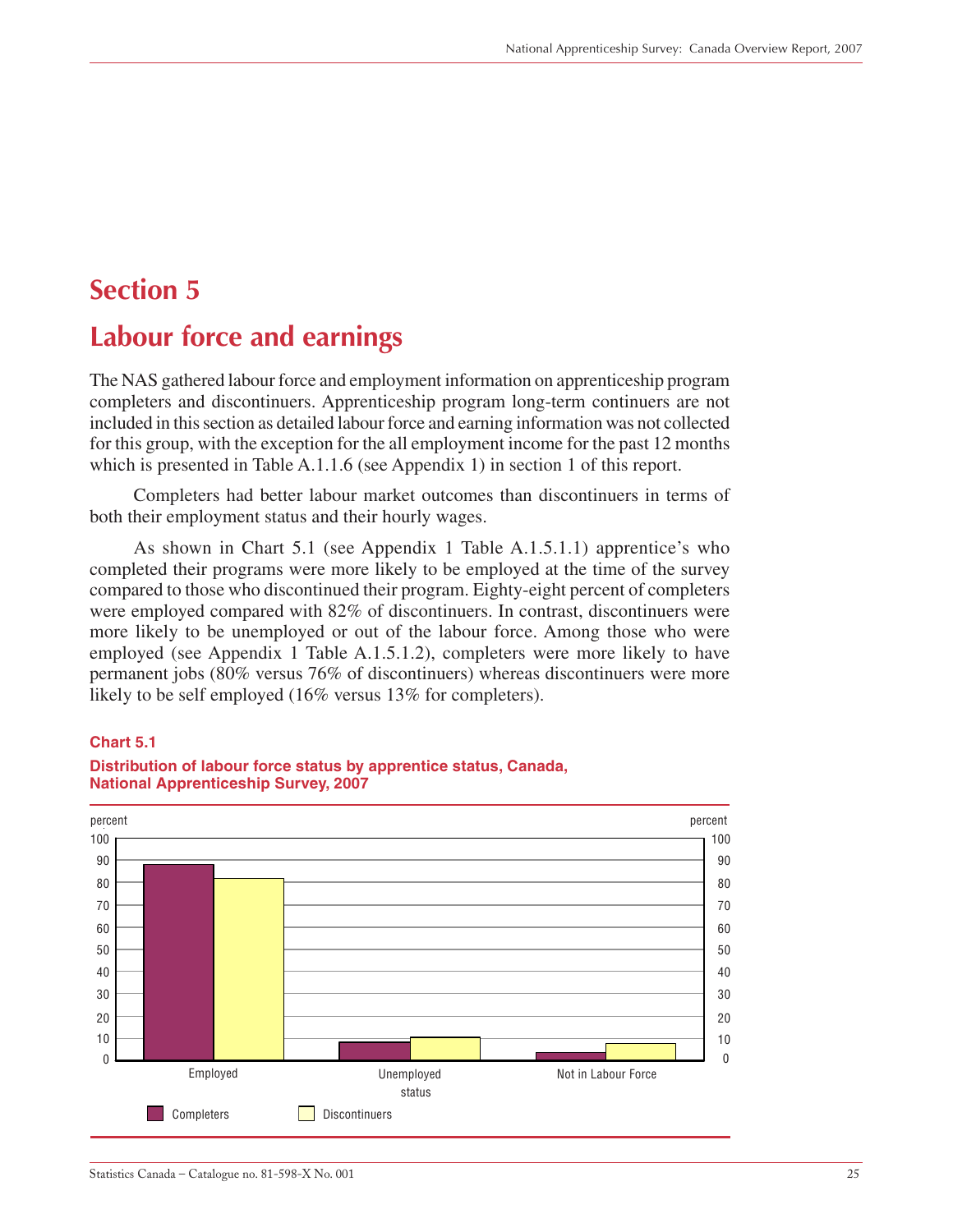# Section 5

# Labour force and earnings

The NAS gathered labour force and employment information on apprenticeship program completers and discontinuers. Apprenticeship program long-term continuers are not included in this section as detailed labour force and earning information was not collected for this group, with the exception for the all employment income for the past 12 months which is presented in Table A.1.1.6 (see Appendix 1) in section 1 of this report.

Completers had better labour market outcomes than discontinuers in terms of both their employment status and their hourly wages.

As shown in Chart 5.1 (see Appendix 1 Table A.1.5.1.1) apprentice's who completed their programs were more likely to be employed at the time of the survey compared to those who discontinued their program. Eighty-eight percent of completers were employed compared with 82% of discontinuers. In contrast, discontinuers were more likely to be unemployed or out of the labour force. Among those who were employed (see Appendix 1 Table A.1.5.1.2), completers were more likely to have permanent jobs (80% versus 76% of discontinuers) whereas discontinuers were more likely to be self employed (16% versus 13% for completers).

**Chart 5.1**

**Distribution of labour force status by apprentice status, Canada, National Apprenticeship Survey, 2007**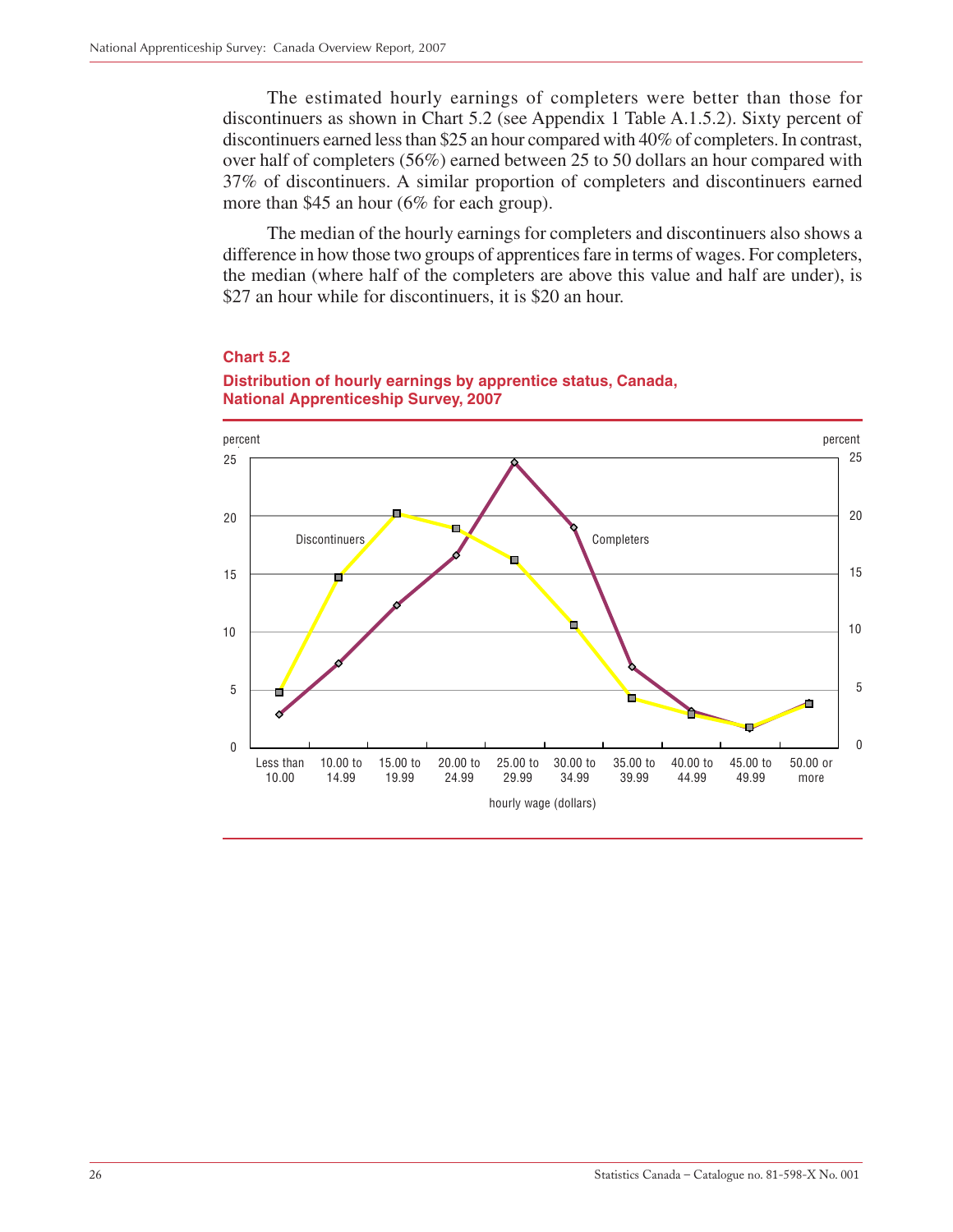The estimated hourly earnings of completers were better than those for discontinuers as shown in Chart 5.2 (see Appendix 1 Table A.1.5.2). Sixty percent of discontinuers earned less than $25 an hour compared with 40% of completers. In contrast, over half of completers (56%) earned between 25 to 50 dollars an hour compared with 37% of discontinuers. A similar proportion of completers and discontinuers earned more than $45 an hour (6% for each group).

The median of the hourly earnings for completers and discontinuers also shows a difference in how those two groups of apprentices fare in terms of wages. For completers, the median (where half of the completers are above this value and half are under), is $27 an hour while for discontinuers, it is $20 an hour.

**Chart 5.2**

**Distribution of hourly earnings by apprentice status, Canada, National Apprenticeship Survey, 2007**

percent

hourly wage (dollars): Less than 10.00; 10.00 to 14.99; 15.00 to 19.99; 20.00 to 24.99; 25.00 to 29.99; 30.00 to 34.99; 35.00 to 39.99; 40.00 to 44.99; 45.00 to 49.99; 50.00 or more

Discontinuers; Completers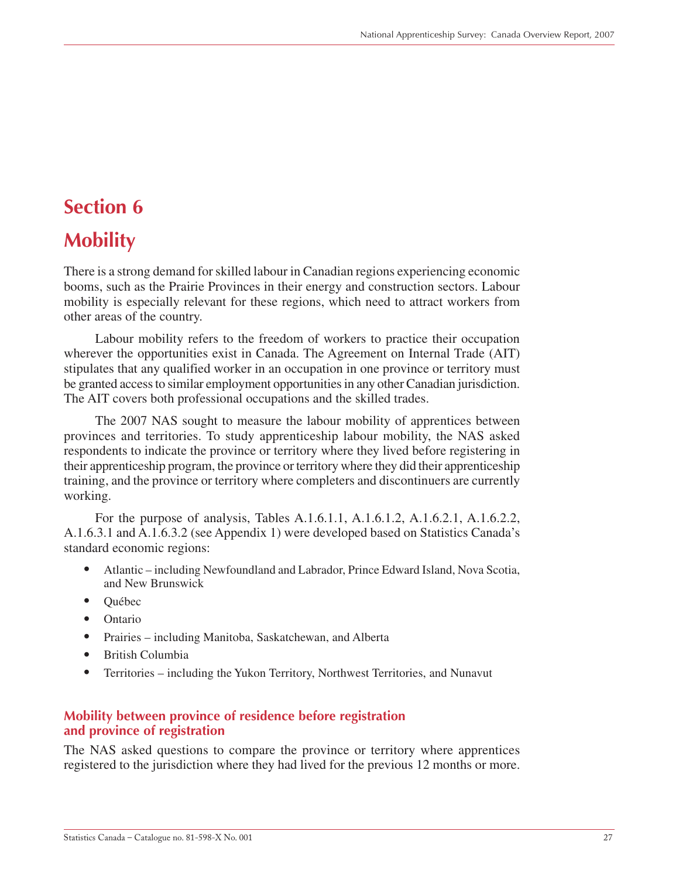# Section 6

# Mobility

There is a strong demand for skilled labour in Canadian regions experiencing economic booms, such as the Prairie Provinces in their energy and construction sectors. Labour mobility is especially relevant for these regions, which need to attract workers from other areas of the country.

Labour mobility refers to the freedom of workers to practice their occupation wherever the opportunities exist in Canada. The Agreement on Internal Trade (AIT) stipulates that any qualified worker in an occupation in one province or territory must be granted access to similar employment opportunities in any other Canadian jurisdiction. The AIT covers both professional occupations and the skilled trades.

The 2007 NAS sought to measure the labour mobility of apprentices between provinces and territories. To study apprenticeship labour mobility, the NAS asked respondents to indicate the province or territory where they lived before registering in their apprenticeship program, the province or territory where they did their apprenticeship training, and the province or territory where completers and discontinuers are currently working.

For the purpose of analysis, Tables A.1.6.1.1, A.1.6.1.2, A.1.6.2.1, A.1.6.2.2, A.1.6.3.1 and A.1.6.3.2 (see Appendix 1) were developed based on Statistics Canada's standard economic regions:

- Atlantic – including Newfoundland and Labrador, Prince Edward Island, Nova Scotia, and New Brunswick
- Québec
- Ontario
- Prairies – including Manitoba, Saskatchewan, and Alberta
- British Columbia
- Territories – including the Yukon Territory, Northwest Territories, and Nunavut

### Mobility between province of residence before registration and province of registration

The NAS asked questions to compare the province or territory where apprentices registered to the jurisdiction where they had lived for the previous 12 months or more.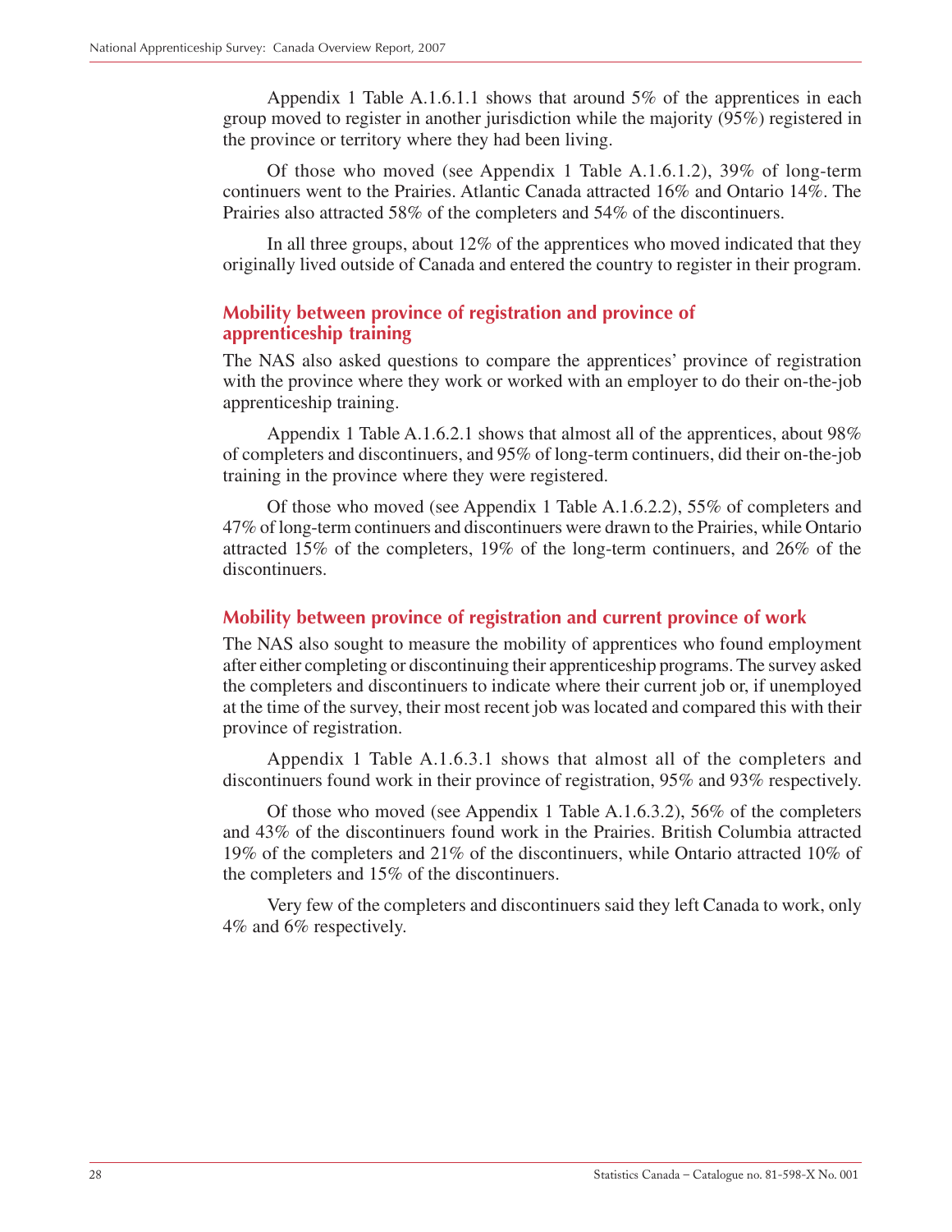Appendix 1 Table A.1.6.1.1 shows that around 5% of the apprentices in each group moved to register in another jurisdiction while the majority (95%) registered in the province or territory where they had been living.

Of those who moved (see Appendix 1 Table A.1.6.1.2), 39% of long-term continuers went to the Prairies. Atlantic Canada attracted 16% and Ontario 14%. The Prairies also attracted 58% of the completers and 54% of the discontinuers.

In all three groups, about 12% of the apprentices who moved indicated that they originally lived outside of Canada and entered the country to register in their program.

### Mobility between province of registration and province of apprenticeship training

The NAS also asked questions to compare the apprentices' province of registration with the province where they work or worked with an employer to do their on-the-job apprenticeship training.

Appendix 1 Table A.1.6.2.1 shows that almost all of the apprentices, about 98% of completers and discontinuers, and 95% of long-term continuers, did their on-the-job training in the province where they were registered.

Of those who moved (see Appendix 1 Table A.1.6.2.2), 55% of completers and 47% of long-term continuers and discontinuers were drawn to the Prairies, while Ontario attracted 15% of the completers, 19% of the long-term continuers, and 26% of the discontinuers.

### Mobility between province of registration and current province of work

The NAS also sought to measure the mobility of apprentices who found employment after either completing or discontinuing their apprenticeship programs. The survey asked the completers and discontinuers to indicate where their current job or, if unemployed at the time of the survey, their most recent job was located and compared this with their province of registration.

Appendix 1 Table A.1.6.3.1 shows that almost all of the completers and discontinuers found work in their province of registration, 95% and 93% respectively.

Of those who moved (see Appendix 1 Table A.1.6.3.2), 56% of the completers and 43% of the discontinuers found work in the Prairies. British Columbia attracted 19% of the completers and 21% of the discontinuers, while Ontario attracted 10% of the completers and 15% of the discontinuers.

Very few of the completers and discontinuers said they left Canada to work, only 4% and 6% respectively.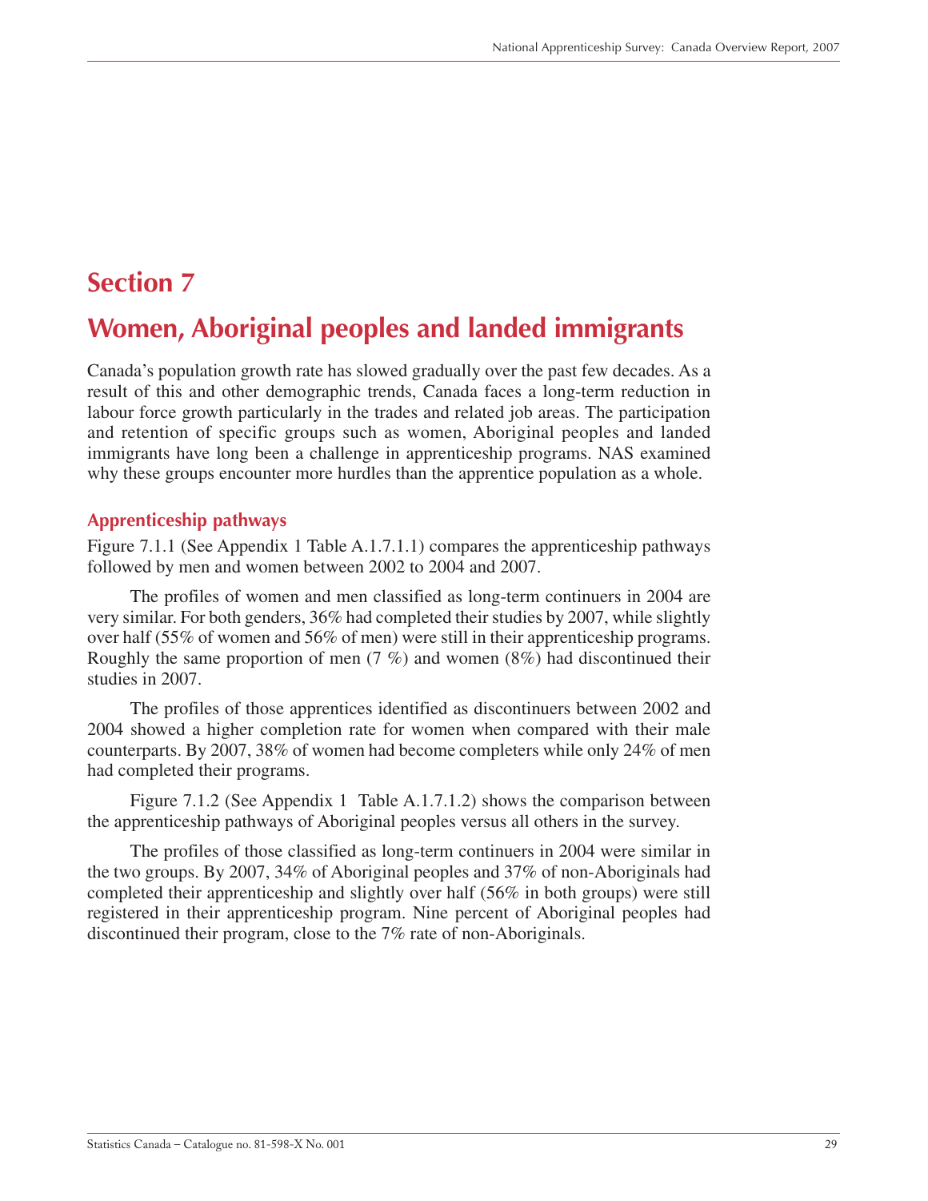# Section 7

# Women, Aboriginal peoples and landed immigrants

Canada's population growth rate has slowed gradually over the past few decades. As a result of this and other demographic trends, Canada faces a long-term reduction in labour force growth particularly in the trades and related job areas. The participation and retention of specific groups such as women, Aboriginal peoples and landed immigrants have long been a challenge in apprenticeship programs. NAS examined why these groups encounter more hurdles than the apprentice population as a whole.

## Apprenticeship pathways

Figure 7.1.1 (See Appendix 1 Table A.1.7.1.1) compares the apprenticeship pathways followed by men and women between 2002 to 2004 and 2007.

The profiles of women and men classified as long-term continuers in 2004 are very similar. For both genders, 36% had completed their studies by 2007, while slightly over half (55% of women and 56% of men) were still in their apprenticeship programs. Roughly the same proportion of men (7 %) and women (8%) had discontinued their studies in 2007.

The profiles of those apprentices identified as discontinuers between 2002 and 2004 showed a higher completion rate for women when compared with their male counterparts. By 2007, 38% of women had become completers while only 24% of men had completed their programs.

Figure 7.1.2 (See Appendix 1 Table A.1.7.1.2) shows the comparison between the apprenticeship pathways of Aboriginal peoples versus all others in the survey.

The profiles of those classified as long-term continuers in 2004 were similar in the two groups. By 2007, 34% of Aboriginal peoples and 37% of non-Aboriginals had completed their apprenticeship and slightly over half (56% in both groups) were still registered in their apprenticeship program. Nine percent of Aboriginal peoples had discontinued their program, close to the 7% rate of non-Aboriginals.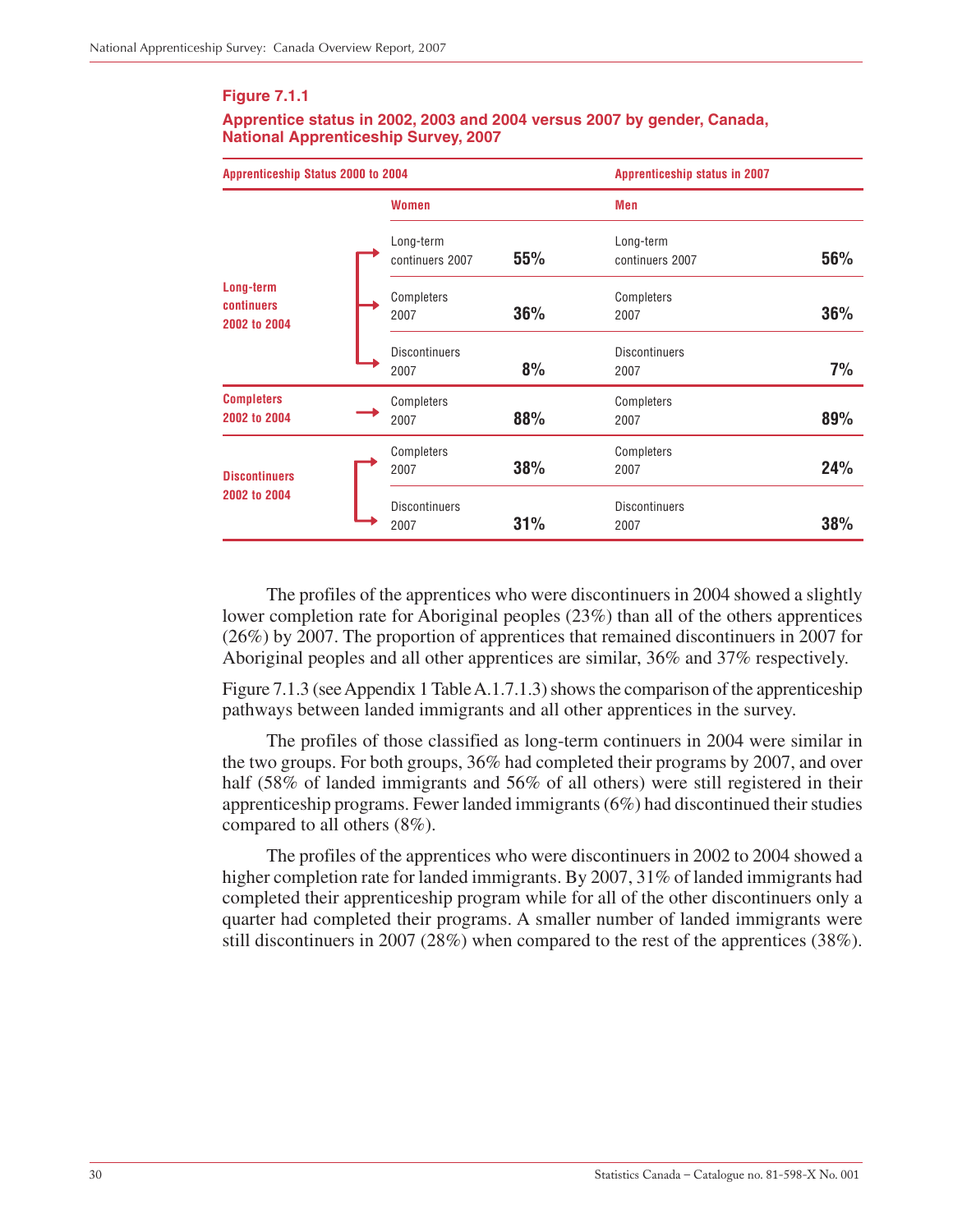**Figure 7.1.1**

**Apprentice status in 2002, 2003 and 2004 versus 2007 by gender, Canada, National Apprenticeship Survey, 2007**

| Apprenticeship Status 2000 to 2004 | Apprenticeship status in 2007 | | | |
|---|---|---|---|---|
| | Women | | Men | |
| Long-term continuers 2002 to 2004 | Long-term continuers 2007 | 55% | Long-term continuers 2007 | 56% |
| | Completers 2007 | 36% | Completers 2007 | 36% |
| | Discontinuers 2007 | 8% | Discontinuers 2007 | 7% |
| Completers 2002 to 2004 | Completers 2007 | 88% | Completers 2007 | 89% |
| Discontinuers 2002 to 2004 | Completers 2007 | 38% | Completers 2007 | 24% |
| | Discontinuers 2007 | 31% | Discontinuers 2007 | 38% |

The profiles of the apprentices who were discontinuers in 2004 showed a slightly lower completion rate for Aboriginal peoples (23%) than all of the others apprentices (26%) by 2007. The proportion of apprentices that remained discontinuers in 2007 for Aboriginal peoples and all other apprentices are similar, 36% and 37% respectively.

Figure 7.1.3 (see Appendix 1 Table A.1.7.1.3) shows the comparison of the apprenticeship pathways between landed immigrants and all other apprentices in the survey.

The profiles of those classified as long-term continuers in 2004 were similar in the two groups. For both groups, 36% had completed their programs by 2007, and over half (58% of landed immigrants and 56% of all others) were still registered in their apprenticeship programs. Fewer landed immigrants (6%) had discontinued their studies compared to all others (8%).

The profiles of the apprentices who were discontinuers in 2002 to 2004 showed a higher completion rate for landed immigrants. By 2007, 31% of landed immigrants had completed their apprenticeship program while for all of the other discontinuers only a quarter had completed their programs. A smaller number of landed immigrants were still discontinuers in 2007 (28%) when compared to the rest of the apprentices (38%).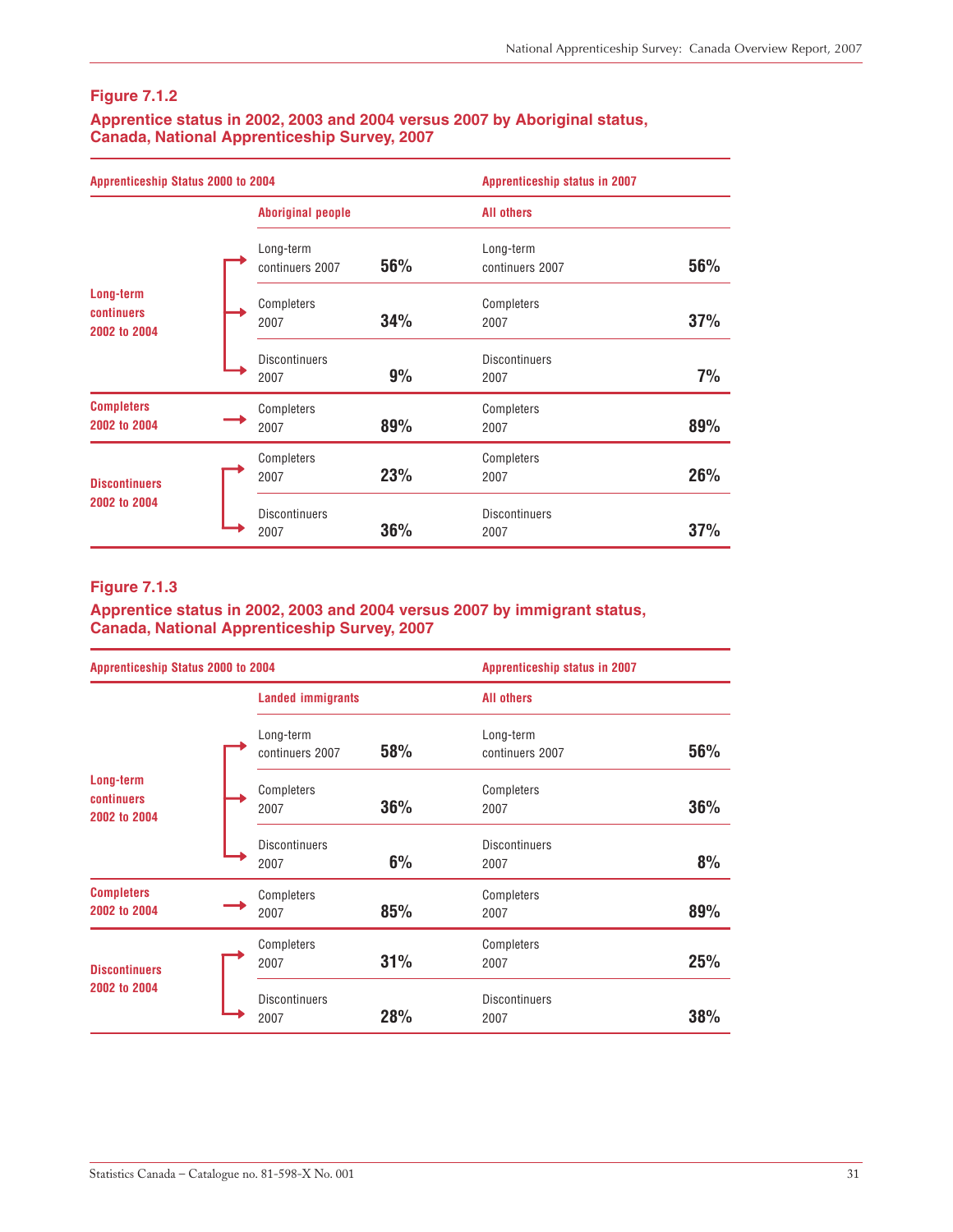### Figure 7.1.2

### Apprentice status in 2002, 2003 and 2004 versus 2007 by Aboriginal status, Canada, National Apprenticeship Survey, 2007

| Apprenticeship Status 2000 to 2004 | Apprenticeship status in 2007 | | | |
|---|---|---|---|---|
| | Aboriginal people | | All others | |
| Long-term continuers 2002 to 2004 | Long-term continuers 2007 | 56% | Long-term continuers 2007 | 56% |
| | Completers 2007 | 34% | Completers 2007 | 37% |
| | Discontinuers 2007 | 9% | Discontinuers 2007 | 7% |
| Completers 2002 to 2004 | Completers 2007 | 89% | Completers 2007 | 89% |
| Discontinuers 2002 to 2004 | Completers 2007 | 23% | Completers 2007 | 26% |
| | Discontinuers 2007 | 36% | Discontinuers 2007 | 37% |

### Figure 7.1.3

### Apprentice status in 2002, 2003 and 2004 versus 2007 by immigrant status, Canada, National Apprenticeship Survey, 2007

| Apprenticeship Status 2000 to 2004 | Apprenticeship status in 2007 | | | |
|---|---|---|---|---|
| | Landed immigrants | | All others | |
| Long-term continuers 2002 to 2004 | Long-term continuers 2007 | 58% | Long-term continuers 2007 | 56% |
| | Completers 2007 | 36% | Completers 2007 | 36% |
| | Discontinuers 2007 | 6% | Discontinuers 2007 | 8% |
| Completers 2002 to 2004 | Completers 2007 | 85% | Completers 2007 | 89% |
| Discontinuers 2002 to 2004 | Completers 2007 | 31% | Completers 2007 | 25% |
| | Discontinuers 2007 | 28% | Discontinuers 2007 | 38% |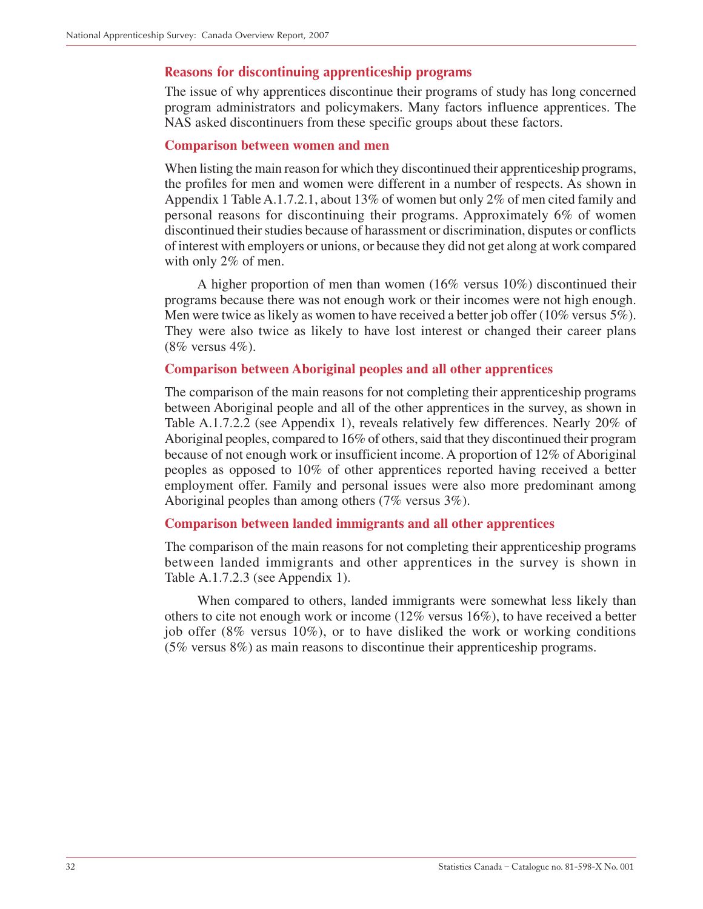## Reasons for discontinuing apprenticeship programs

The issue of why apprentices discontinue their programs of study has long concerned program administrators and policymakers. Many factors influence apprentices. The NAS asked discontinuers from these specific groups about these factors.

### Comparison between women and men

When listing the main reason for which they discontinued their apprenticeship programs, the profiles for men and women were different in a number of respects. As shown in Appendix 1 Table A.1.7.2.1, about 13% of women but only 2% of men cited family and personal reasons for discontinuing their programs. Approximately 6% of women discontinued their studies because of harassment or discrimination, disputes or conflicts of interest with employers or unions, or because they did not get along at work compared with only 2% of men.

A higher proportion of men than women (16% versus 10%) discontinued their programs because there was not enough work or their incomes were not high enough. Men were twice as likely as women to have received a better job offer (10% versus 5%). They were also twice as likely to have lost interest or changed their career plans (8% versus 4%).

### Comparison between Aboriginal peoples and all other apprentices

The comparison of the main reasons for not completing their apprenticeship programs between Aboriginal people and all of the other apprentices in the survey, as shown in Table A.1.7.2.2 (see Appendix 1), reveals relatively few differences. Nearly 20% of Aboriginal peoples, compared to 16% of others, said that they discontinued their program because of not enough work or insufficient income. A proportion of 12% of Aboriginal peoples as opposed to 10% of other apprentices reported having received a better employment offer. Family and personal issues were also more predominant among Aboriginal peoples than among others (7% versus 3%).

### Comparison between landed immigrants and all other apprentices

The comparison of the main reasons for not completing their apprenticeship programs between landed immigrants and other apprentices in the survey is shown in Table A.1.7.2.3 (see Appendix 1).

When compared to others, landed immigrants were somewhat less likely than others to cite not enough work or income (12% versus 16%), to have received a better job offer (8% versus 10%), or to have disliked the work or working conditions (5% versus 8%) as main reasons to discontinue their apprenticeship programs.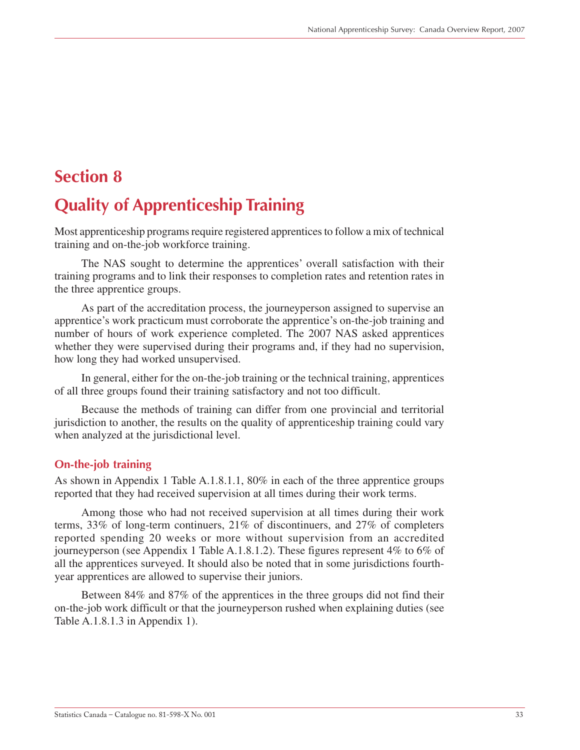# Section 8

# Quality of Apprenticeship Training

Most apprenticeship programs require registered apprentices to follow a mix of technical training and on-the-job workforce training.

The NAS sought to determine the apprentices' overall satisfaction with their training programs and to link their responses to completion rates and retention rates in the three apprentice groups.

As part of the accreditation process, the journeyperson assigned to supervise an apprentice's work practicum must corroborate the apprentice's on-the-job training and number of hours of work experience completed. The 2007 NAS asked apprentices whether they were supervised during their programs and, if they had no supervision, how long they had worked unsupervised.

In general, either for the on-the-job training or the technical training, apprentices of all three groups found their training satisfactory and not too difficult.

Because the methods of training can differ from one provincial and territorial jurisdiction to another, the results on the quality of apprenticeship training could vary when analyzed at the jurisdictional level.

## On-the-job training

As shown in Appendix 1 Table A.1.8.1.1, 80% in each of the three apprentice groups reported that they had received supervision at all times during their work terms.

Among those who had not received supervision at all times during their work terms, 33% of long-term continuers, 21% of discontinuers, and 27% of completers reported spending 20 weeks or more without supervision from an accredited journeyperson (see Appendix 1 Table A.1.8.1.2). These figures represent 4% to 6% of all the apprentices surveyed. It should also be noted that in some jurisdictions fourth-year apprentices are allowed to supervise their juniors.

Between 84% and 87% of the apprentices in the three groups did not find their on-the-job work difficult or that the journeyperson rushed when explaining duties (see Table A.1.8.1.3 in Appendix 1).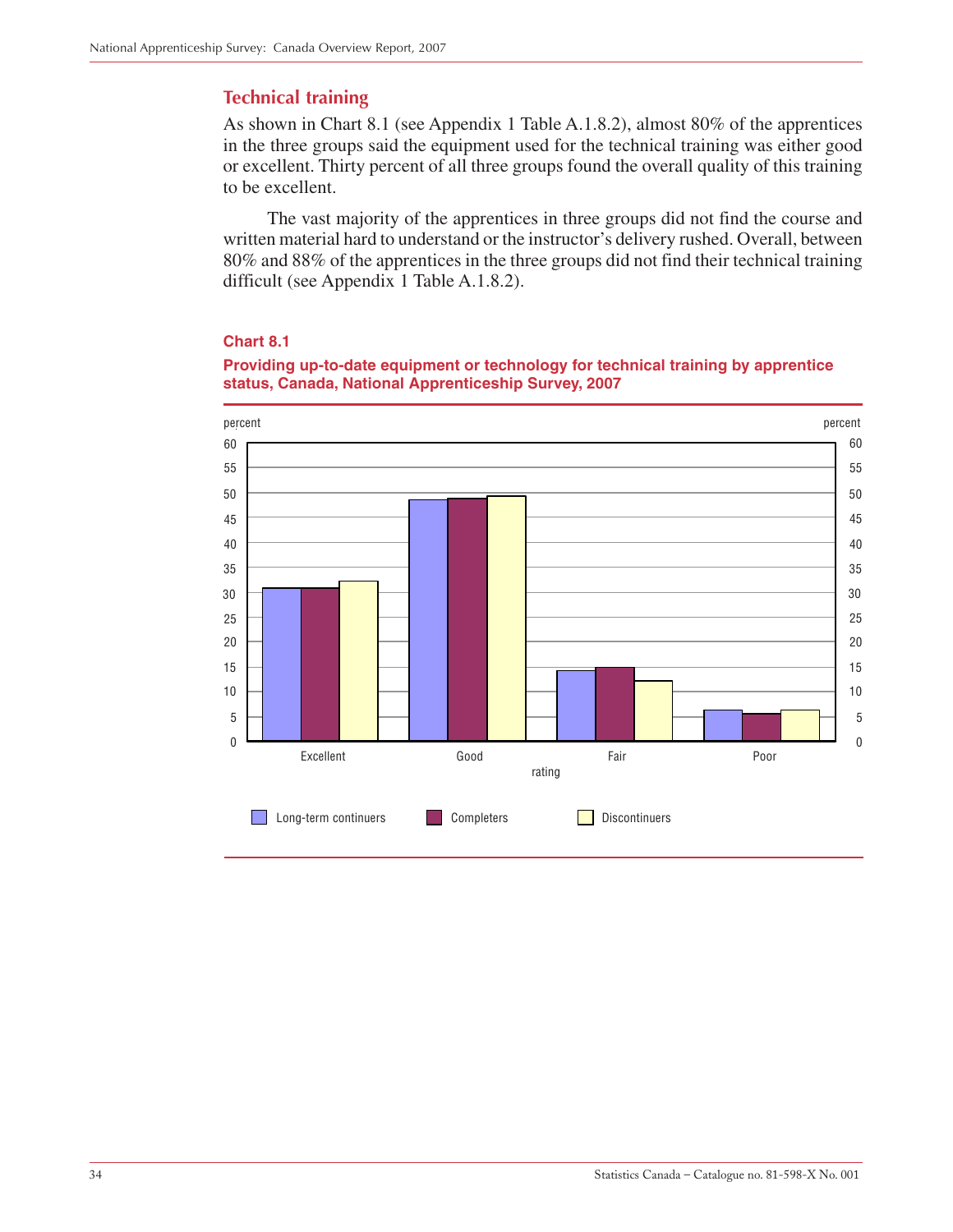## Technical training

As shown in Chart 8.1 (see Appendix 1 Table A.1.8.2), almost 80% of the apprentices in the three groups said the equipment used for the technical training was either good or excellent. Thirty percent of all three groups found the overall quality of this training to be excellent.

The vast majority of the apprentices in three groups did not find the course and written material hard to understand or the instructor's delivery rushed. Overall, between 80% and 88% of the apprentices in the three groups did not find their technical training difficult (see Appendix 1 Table A.1.8.2).

**Chart 8.1**

**Providing up-to-date equipment or technology for technical training by apprentice status, Canada, National Apprenticeship Survey, 2007**

percent

rating: Excellent, Good, Fair, Poor

Long-term continuers, Completers, Discontinuers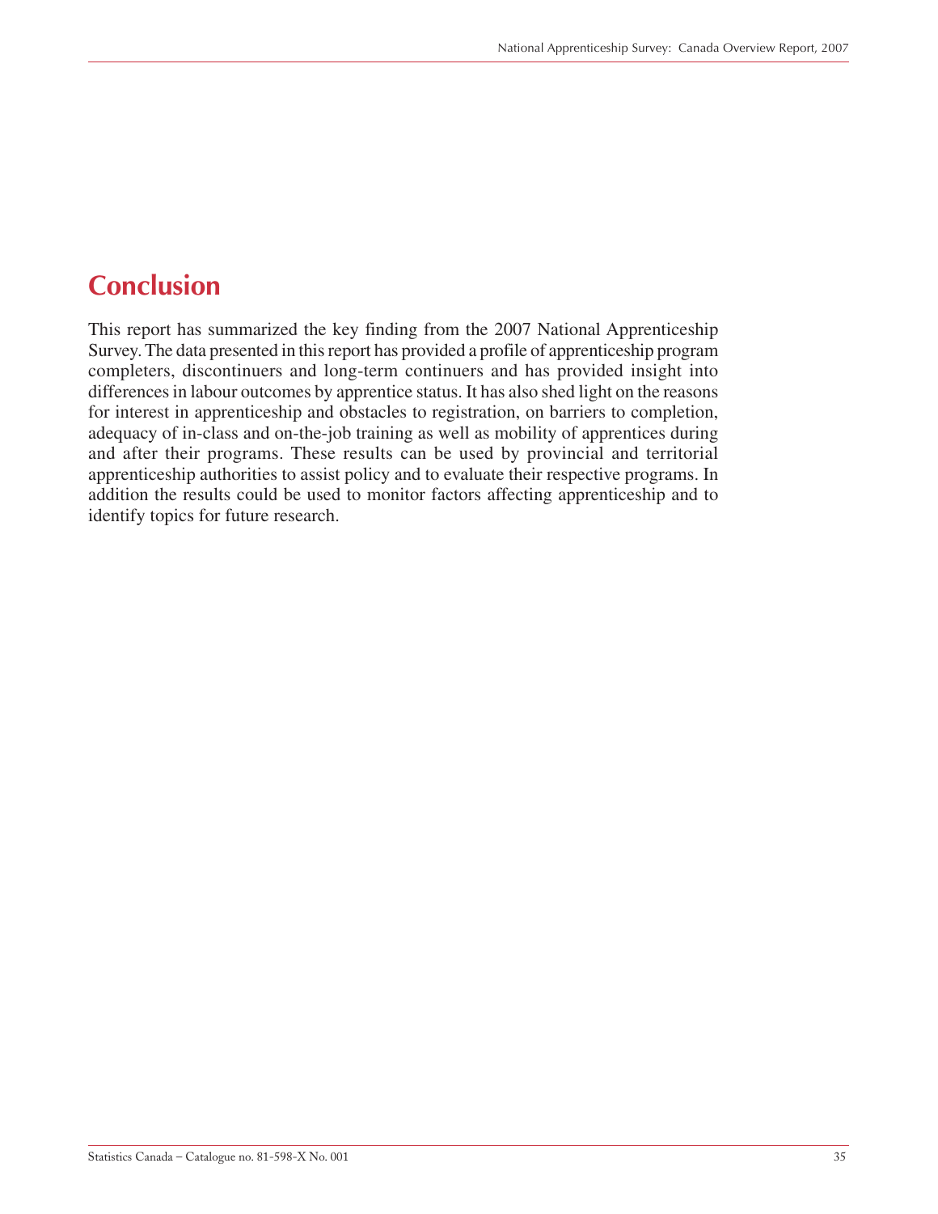# Conclusion

This report has summarized the key finding from the 2007 National Apprenticeship Survey. The data presented in this report has provided a profile of apprenticeship program completers, discontinuers and long-term continuers and has provided insight into differences in labour outcomes by apprentice status. It has also shed light on the reasons for interest in apprenticeship and obstacles to registration, on barriers to completion, adequacy of in-class and on-the-job training as well as mobility of apprentices during and after their programs. These results can be used by provincial and territorial apprenticeship authorities to assist policy and to evaluate their respective programs. In addition the results could be used to monitor factors affecting apprenticeship and to identify topics for future research.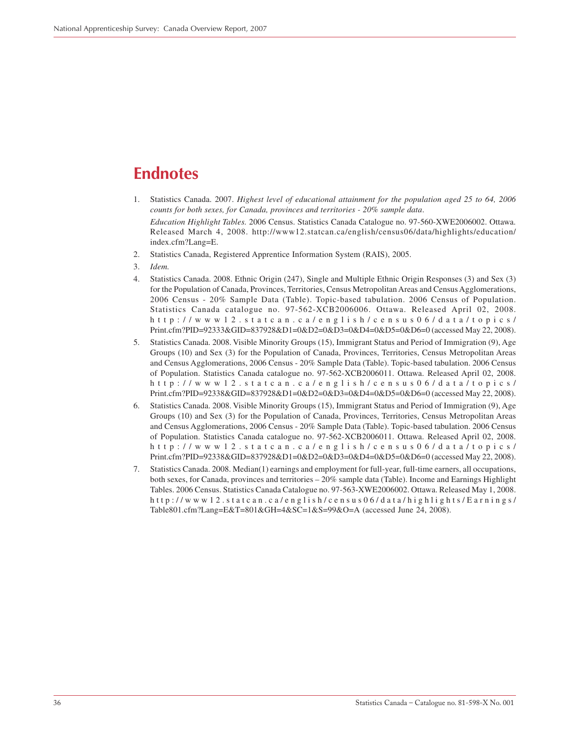# Endnotes

1. Statistics Canada. 2007. *Highest level of educational attainment for the population aged 25 to 64, 2006 counts for both sexes, for Canada, provinces and territories - 20% sample data*.

   *Education Highlight Tables.* 2006 Census. Statistics Canada Catalogue no. 97-560-XWE2006002. Ottawa. Released March 4, 2008. http://www12.statcan.ca/english/census06/data/highlights/education/index.cfm?Lang=E.
2. Statistics Canada, Registered Apprentice Information System (RAIS), 2005.
3. *Idem.*
4. Statistics Canada. 2008. Ethnic Origin (247), Single and Multiple Ethnic Origin Responses (3) and Sex (3) for the Population of Canada, Provinces, Territories, Census Metropolitan Areas and Census Agglomerations, 2006 Census - 20% Sample Data (Table). Topic-based tabulation. 2006 Census of Population. Statistics Canada catalogue no. 97-562-XCB2006006. Ottawa. Released April 02, 2008. http://www12.statcan.ca/english/census06/data/topics/Print.cfm?PID=92333&GID=837928&D1=0&D2=0&D3=0&D4=0&D5=0&D6=0 (accessed May 22, 2008).
5. Statistics Canada. 2008. Visible Minority Groups (15), Immigrant Status and Period of Immigration (9), Age Groups (10) and Sex (3) for the Population of Canada, Provinces, Territories, Census Metropolitan Areas and Census Agglomerations, 2006 Census - 20% Sample Data (Table). Topic-based tabulation. 2006 Census of Population. Statistics Canada catalogue no. 97-562-XCB2006011. Ottawa. Released April 02, 2008. http://www12.statcan.ca/english/census06/data/topics/Print.cfm?PID=92338&GID=837928&D1=0&D2=0&D3=0&D4=0&D5=0&D6=0 (accessed May 22, 2008).
6. Statistics Canada. 2008. Visible Minority Groups (15), Immigrant Status and Period of Immigration (9), Age Groups (10) and Sex (3) for the Population of Canada, Provinces, Territories, Census Metropolitan Areas and Census Agglomerations, 2006 Census - 20% Sample Data (Table). Topic-based tabulation. 2006 Census of Population. Statistics Canada catalogue no. 97-562-XCB2006011. Ottawa. Released April 02, 2008. http://www12.statcan.ca/english/census06/data/topics/Print.cfm?PID=92338&GID=837928&D1=0&D2=0&D3=0&D4=0&D5=0&D6=0 (accessed May 22, 2008).
7. Statistics Canada. 2008. Median(1) earnings and employment for full-year, full-time earners, all occupations, both sexes, for Canada, provinces and territories – 20% sample data (Table). Income and Earnings Highlight Tables. 2006 Census. Statistics Canada Catalogue no. 97-563-XWE2006002. Ottawa. Released May 1, 2008. http://www12.statcan.ca/english/census06/data/highlights/Earnings/Table801.cfm?Lang=E&T=801&GH=4&SC=1&S=99&O=A (accessed June 24, 2008).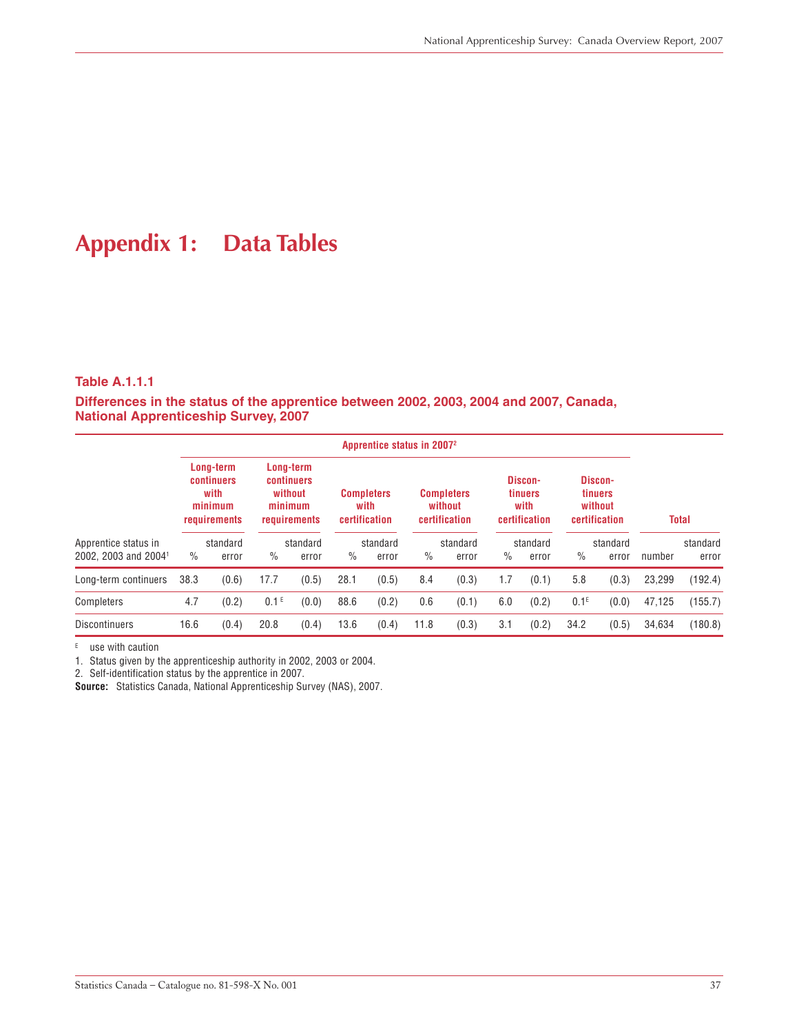# Appendix 1: Data Tables

**Table A.1.1.1**

**Differences in the status of the apprentice between 2002, 2003, 2004 and 2007, Canada, National Apprenticeship Survey, 2007**

| | Apprentice status in 2007[2] | | | | | | | | | | | | | |
|---|---|---|---|---|---|---|---|---|---|---|---|---|---|---|
| | Long-term continuers with minimum requirements | | Long-term continuers without minimum requirements | | Completers with certification | | Completers without certification | | Discon-tinuers with certification | | Discon-tinuers without certification | | Total | |
| Apprentice status in 2002, 2003 and 2004[1] | % | standard error | % | standard error | % | standard error | % | standard error | % | standard error | % | standard error | number | standard error |
| Long-term continuers | 38.3 | (0.6) | 17.7 | (0.5) | 28.1 | (0.5) | 8.4 | (0.3) | 1.7 | (0.1) | 5.8 | (0.3) | 23,299 | (192.4) |
| Completers | 4.7 | (0.2) | 0.1 E | (0.0) | 88.6 | (0.2) | 0.6 | (0.1) | 6.0 | (0.2) | 0.1E | (0.0) | 47,125 | (155.7) |
| Discontinuers | 16.6 | (0.4) | 20.8 | (0.4) | 13.6 | (0.4) | 11.8 | (0.3) | 3.1 | (0.2) | 34.2 | (0.5) | 34,634 | (180.8) |

E use with caution

1. Status given by the apprenticeship authority in 2002, 2003 or 2004.
2. Self-identification status by the apprentice in 2007.

**Source:** Statistics Canada, National Apprenticeship Survey (NAS), 2007.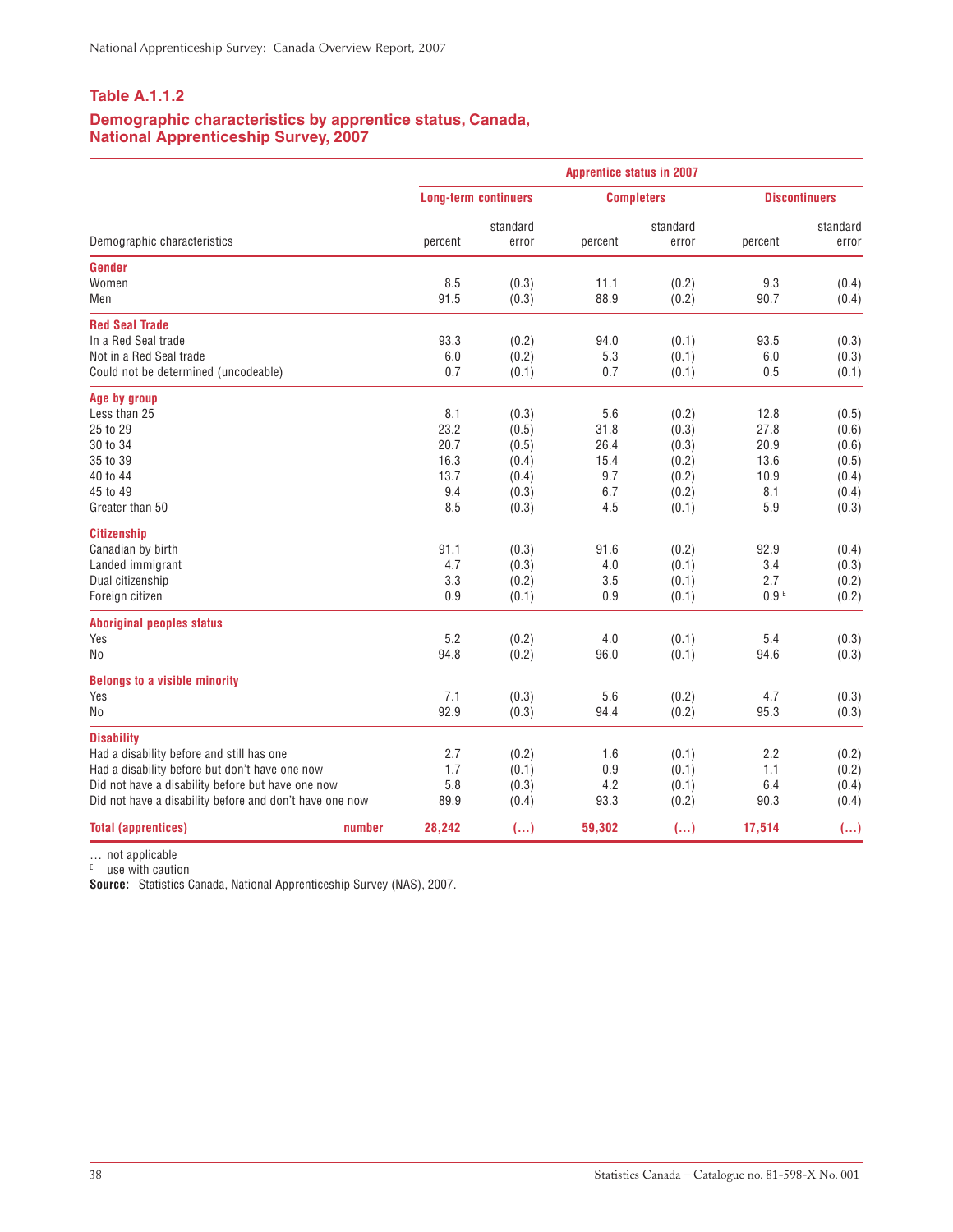### Table A.1.1.2

### Demographic characteristics by apprentice status, Canada, National Apprenticeship Survey, 2007

| | Apprentice status in 2007 | | | | | |
|---|---|---|---|---|---|---|
| | Long-term continuers | | Completers | | Discontinuers | |
| Demographic characteristics | percent | standard error | percent | standard error | percent | standard error |
| **Gender** | | | | | | |
| Women | 8.5 | (0.3) | 11.1 | (0.2) | 9.3 | (0.4) |
| Men | 91.5 | (0.3) | 88.9 | (0.2) | 90.7 | (0.4) |
| **Red Seal Trade** | | | | | | |
| In a Red Seal trade | 93.3 | (0.2) | 94.0 | (0.1) | 93.5 | (0.3) |
| Not in a Red Seal trade | 6.0 | (0.2) | 5.3 | (0.1) | 6.0 | (0.3) |
| Could not be determined (uncodeable) | 0.7 | (0.1) | 0.7 | (0.1) | 0.5 | (0.1) |
| **Age by group** | | | | | | |
| Less than 25 | 8.1 | (0.3) | 5.6 | (0.2) | 12.8 | (0.5) |
| 25 to 29 | 23.2 | (0.5) | 31.8 | (0.3) | 27.8 | (0.6) |
| 30 to 34 | 20.7 | (0.5) | 26.4 | (0.3) | 20.9 | (0.6) |
| 35 to 39 | 16.3 | (0.4) | 15.4 | (0.2) | 13.6 | (0.5) |
| 40 to 44 | 13.7 | (0.4) | 9.7 | (0.2) | 10.9 | (0.4) |
| 45 to 49 | 9.4 | (0.3) | 6.7 | (0.2) | 8.1 | (0.4) |
| Greater than 50 | 8.5 | (0.3) | 4.5 | (0.1) | 5.9 | (0.3) |
| **Citizenship** | | | | | | |
| Canadian by birth | 91.1 | (0.3) | 91.6 | (0.2) | 92.9 | (0.4) |
| Landed immigrant | 4.7 | (0.3) | 4.0 | (0.1) | 3.4 | (0.3) |
| Dual citizenship | 3.3 | (0.2) | 3.5 | (0.1) | 2.7 | (0.2) |
| Foreign citizen | 0.9 | (0.1) | 0.9 | (0.1) | 0.9 E | (0.2) |
| **Aboriginal peoples status** | | | | | | |
| Yes | 5.2 | (0.2) | 4.0 | (0.1) | 5.4 | (0.3) |
| No | 94.8 | (0.2) | 96.0 | (0.1) | 94.6 | (0.3) |
| **Belongs to a visible minority** | | | | | | |
| Yes | 7.1 | (0.3) | 5.6 | (0.2) | 4.7 | (0.3) |
| No | 92.9 | (0.3) | 94.4 | (0.2) | 95.3 | (0.3) |
| **Disability** | | | | | | |
| Had a disability before and still has one | 2.7 | (0.2) | 1.6 | (0.1) | 2.2 | (0.2) |
| Had a disability before but don't have one now | 1.7 | (0.1) | 0.9 | (0.1) | 1.1 | (0.2) |
| Did not have a disability before but have one now | 5.8 | (0.3) | 4.2 | (0.1) | 6.4 | (0.4) |
| Did not have a disability before and don't have one now | 89.9 | (0.4) | 93.3 | (0.2) | 90.3 | (0.4) |
| **Total (apprentices)** number | **28,242** | **(…)** | **59,302** | **(…)** | **17,514** | **(…)** |

… not applicable
E use with caution
**Source:** Statistics Canada, National Apprenticeship Survey (NAS), 2007.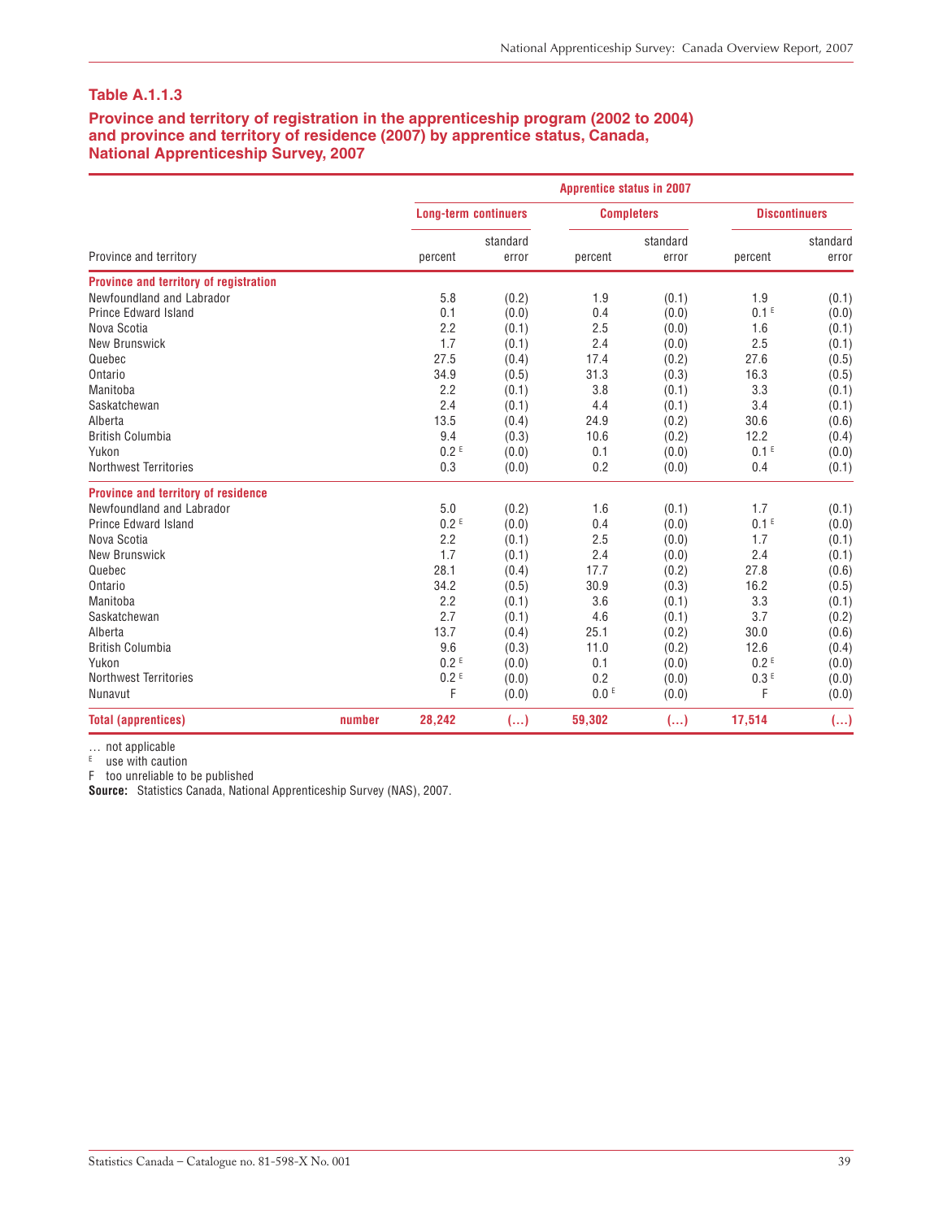## Table A.1.1.3

### Province and territory of registration in the apprenticeship program (2002 to 2004) and province and territory of residence (2007) by apprentice status, Canada, National Apprenticeship Survey, 2007

| Province and territory | | Apprentice status in 2007 | | | | | |
|---|---|---|---|---|---|---|---|
| | | Long-term continuers | | Completers | | Discontinuers | |
| | | percent | standard error | percent | standard error | percent | standard error |
| **Province and territory of registration** | | | | | | | |
| Newfoundland and Labrador | | 5.8 | (0.2) | 1.9 | (0.1) | 1.9 | (0.1) |
| Prince Edward Island | | 0.1 | (0.0) | 0.4 | (0.0) | 0.1 E | (0.0) |
| Nova Scotia | | 2.2 | (0.1) | 2.5 | (0.0) | 1.6 | (0.1) |
| New Brunswick | | 1.7 | (0.1) | 2.4 | (0.0) | 2.5 | (0.1) |
| Quebec | | 27.5 | (0.4) | 17.4 | (0.2) | 27.6 | (0.5) |
| Ontario | | 34.9 | (0.5) | 31.3 | (0.3) | 16.3 | (0.5) |
| Manitoba | | 2.2 | (0.1) | 3.8 | (0.1) | 3.3 | (0.1) |
| Saskatchewan | | 2.4 | (0.1) | 4.4 | (0.1) | 3.4 | (0.1) |
| Alberta | | 13.5 | (0.4) | 24.9 | (0.2) | 30.6 | (0.6) |
| British Columbia | | 9.4 | (0.3) | 10.6 | (0.2) | 12.2 | (0.4) |
| Yukon | | 0.2 E | (0.0) | 0.1 | (0.0) | 0.1 E | (0.0) |
| Northwest Territories | | 0.3 | (0.0) | 0.2 | (0.0) | 0.4 | (0.1) |
| **Province and territory of residence** | | | | | | | |
| Newfoundland and Labrador | | 5.0 | (0.2) | 1.6 | (0.1) | 1.7 | (0.1) |
| Prince Edward Island | | 0.2 E | (0.0) | 0.4 | (0.0) | 0.1 E | (0.0) |
| Nova Scotia | | 2.2 | (0.1) | 2.5 | (0.0) | 1.7 | (0.1) |
| New Brunswick | | 1.7 | (0.1) | 2.4 | (0.0) | 2.4 | (0.1) |
| Quebec | | 28.1 | (0.4) | 17.7 | (0.2) | 27.8 | (0.6) |
| Ontario | | 34.2 | (0.5) | 30.9 | (0.3) | 16.2 | (0.5) |
| Manitoba | | 2.2 | (0.1) | 3.6 | (0.1) | 3.3 | (0.1) |
| Saskatchewan | | 2.7 | (0.1) | 4.6 | (0.1) | 3.7 | (0.2) |
| Alberta | | 13.7 | (0.4) | 25.1 | (0.2) | 30.0 | (0.6) |
| British Columbia | | 9.6 | (0.3) | 11.0 | (0.2) | 12.6 | (0.4) |
| Yukon | | 0.2 E | (0.0) | 0.1 | (0.0) | 0.2 E | (0.0) |
| Northwest Territories | | 0.2 E | (0.0) | 0.2 | (0.0) | 0.3 E | (0.0) |
| Nunavut | | F | (0.0) | 0.0 E | (0.0) | F | (0.0) |
| **Total (apprentices)** | **number** | **28,242** | **(…)** | **59,302** | **(…)** | **17,514** | **(…)** |

… not applicable
E use with caution
F too unreliable to be published
**Source:** Statistics Canada, National Apprenticeship Survey (NAS), 2007.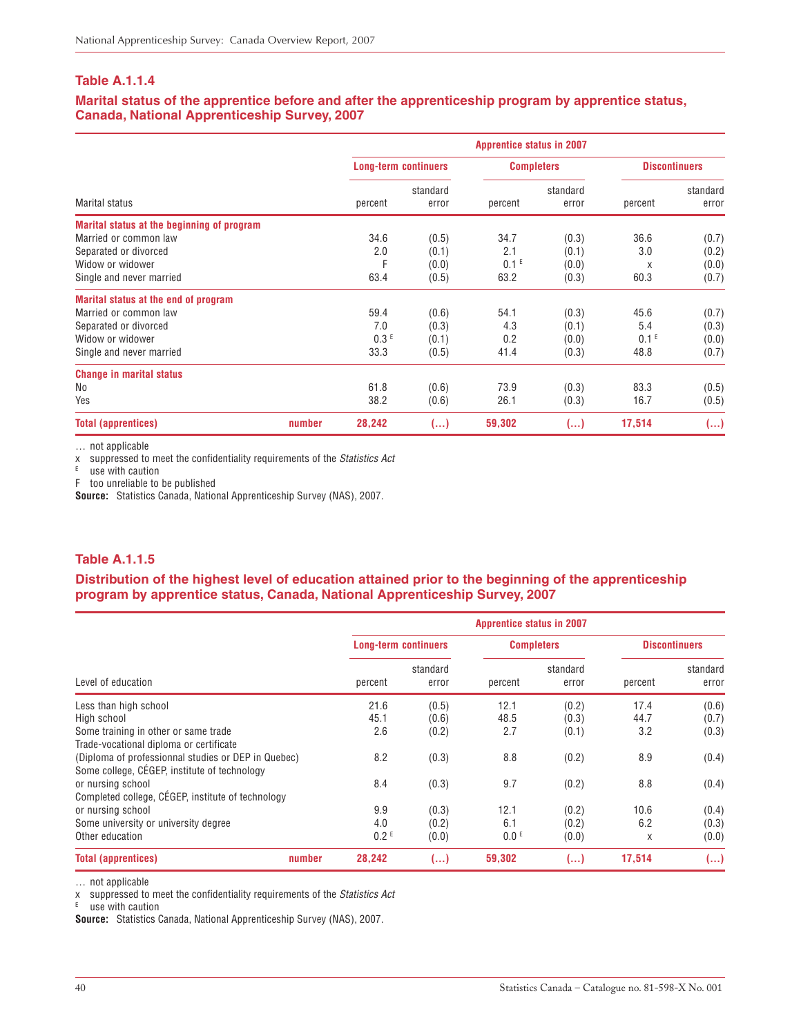### Table A.1.1.4

#### Marital status of the apprentice before and after the apprenticeship program by apprentice status, Canada, National Apprenticeship Survey, 2007

| | Apprentice status in 2007 | | | | | |
|---|---|---|---|---|---|---|
| | Long-term continuers | | Completers | | Discontinuers | |
| Marital status | percent | standard error | percent | standard error | percent | standard error |
| **Marital status at the beginning of program** | | | | | | |
| Married or common law | 34.6 | (0.5) | 34.7 | (0.3) | 36.6 | (0.7) |
| Separated or divorced | 2.0 | (0.1) | 2.1 | (0.1) | 3.0 | (0.2) |
| Widow or widower | F | (0.0) | 0.1 E | (0.0) | x | (0.0) |
| Single and never married | 63.4 | (0.5) | 63.2 | (0.3) | 60.3 | (0.7) |
| **Marital status at the end of program** | | | | | | |
| Married or common law | 59.4 | (0.6) | 54.1 | (0.3) | 45.6 | (0.7) |
| Separated or divorced | 7.0 | (0.3) | 4.3 | (0.1) | 5.4 | (0.3) |
| Widow or widower | 0.3 E | (0.1) | 0.2 | (0.0) | 0.1 E | (0.0) |
| Single and never married | 33.3 | (0.5) | 41.4 | (0.3) | 48.8 | (0.7) |
| **Change in marital status** | | | | | | |
| No | 61.8 | (0.6) | 73.9 | (0.3) | 83.3 | (0.5) |
| Yes | 38.2 | (0.6) | 26.1 | (0.3) | 16.7 | (0.5) |
| **Total (apprentices)** number | **28,242** | **(...)** | **59,302** | **(...)** | **17,514** | **(...)** |

... not applicable
x suppressed to meet the confidentiality requirements of the *Statistics Act*
E use with caution
F too unreliable to be published
**Source:** Statistics Canada, National Apprenticeship Survey (NAS), 2007.

### Table A.1.1.5

#### Distribution of the highest level of education attained prior to the beginning of the apprenticeship program by apprentice status, Canada, National Apprenticeship Survey, 2007

| | Apprentice status in 2007 | | | | | |
|---|---|---|---|---|---|---|
| | Long-term continuers | | Completers | | Discontinuers | |
| Level of education | percent | standard error | percent | standard error | percent | standard error |
| Less than high school | 21.6 | (0.5) | 12.1 | (0.2) | 17.4 | (0.6) |
| High school | 45.1 | (0.6) | 48.5 | (0.3) | 44.7 | (0.7) |
| Some training in other or same trade | 2.6 | (0.2) | 2.7 | (0.1) | 3.2 | (0.3) |
| Trade-vocational diploma or certificate (Diploma of professionnal studies or DEP in Quebec) | 8.2 | (0.3) | 8.8 | (0.2) | 8.9 | (0.4) |
| Some college, CÉGEP, institute of technology or nursing school | 8.4 | (0.3) | 9.7 | (0.2) | 8.8 | (0.4) |
| Completed college, CÉGEP, institute of technology or nursing school | 9.9 | (0.3) | 12.1 | (0.2) | 10.6 | (0.4) |
| Some university or university degree | 4.0 | (0.2) | 6.1 | (0.2) | 6.2 | (0.3) |
| Other education | 0.2 E | (0.0) | 0.0 E | (0.0) | x | (0.0) |
| **Total (apprentices)** number | **28,242** | **(...)** | **59,302** | **(...)** | **17,514** | **(...)** |

... not applicable
x suppressed to meet the confidentiality requirements of the *Statistics Act*
E use with caution
**Source:** Statistics Canada, National Apprenticeship Survey (NAS), 2007.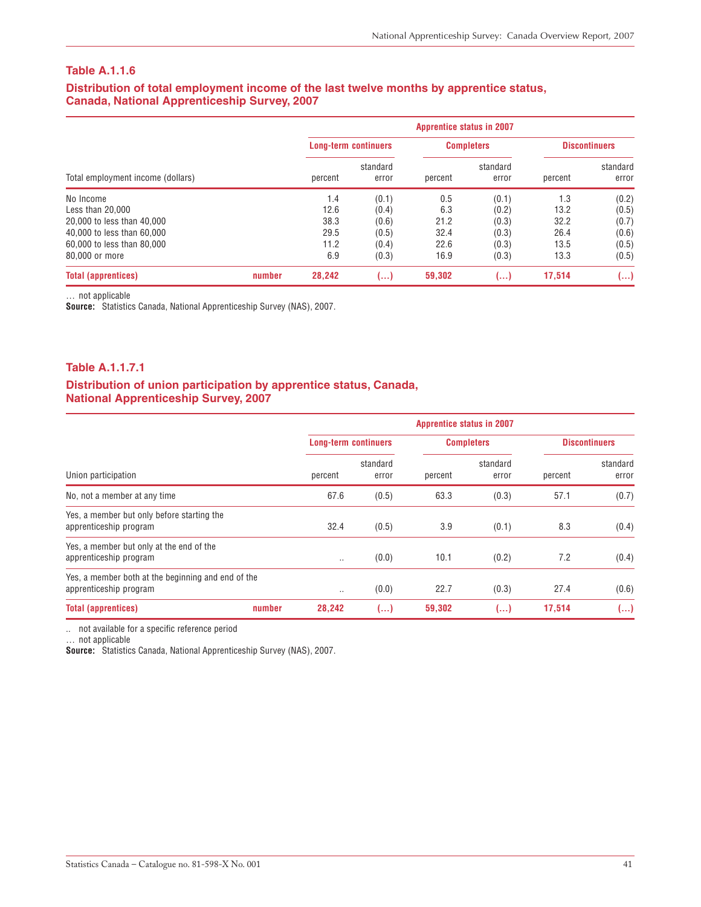### Table A.1.1.6

**Distribution of total employment income of the last twelve months by apprentice status, Canada, National Apprenticeship Survey, 2007**

| | | Apprentice status in 2007 | | | | | |
|---|---|---|---|---|---|---|---|
| | | Long-term continuers | | Completers | | Discontinuers | |
| Total employment income (dollars) | | percent | standard error | percent | standard error | percent | standard error |
| No Income | | 1.4 | (0.1) | 0.5 | (0.1) | 1.3 | (0.2) |
| Less than 20,000 | | 12.6 | (0.4) | 6.3 | (0.2) | 13.2 | (0.5) |
| 20,000 to less than 40,000 | | 38.3 | (0.6) | 21.2 | (0.3) | 32.2 | (0.7) |
| 40,000 to less than 60,000 | | 29.5 | (0.5) | 32.4 | (0.3) | 26.4 | (0.6) |
| 60,000 to less than 80,000 | | 11.2 | (0.4) | 22.6 | (0.3) | 13.5 | (0.5) |
| 80,000 or more | | 6.9 | (0.3) | 16.9 | (0.3) | 13.3 | (0.5) |
| **Total (apprentices)** | **number** | **28,242** | **(...)** | **59,302** | **(...)** | **17,514** | **(...)** |

... not applicable
**Source:** Statistics Canada, National Apprenticeship Survey (NAS), 2007.

### Table A.1.1.7.1

**Distribution of union participation by apprentice status, Canada, National Apprenticeship Survey, 2007**

| | | Apprentice status in 2007 | | | | | |
|---|---|---|---|---|---|---|---|
| | | Long-term continuers | | Completers | | Discontinuers | |
| Union participation | | percent | standard error | percent | standard error | percent | standard error |
| No, not a member at any time | | 67.6 | (0.5) | 63.3 | (0.3) | 57.1 | (0.7) |
| Yes, a member but only before starting the apprenticeship program | | 32.4 | (0.5) | 3.9 | (0.1) | 8.3 | (0.4) |
| Yes, a member but only at the end of the apprenticeship program | | .. | (0.0) | 10.1 | (0.2) | 7.2 | (0.4) |
| Yes, a member both at the beginning and end of the apprenticeship program | | .. | (0.0) | 22.7 | (0.3) | 27.4 | (0.6) |
| **Total (apprentices)** | **number** | **28,242** | **(...)** | **59,302** | **(...)** | **17,514** | **(...)** |

.. not available for a specific reference period
... not applicable
**Source:** Statistics Canada, National Apprenticeship Survey (NAS), 2007.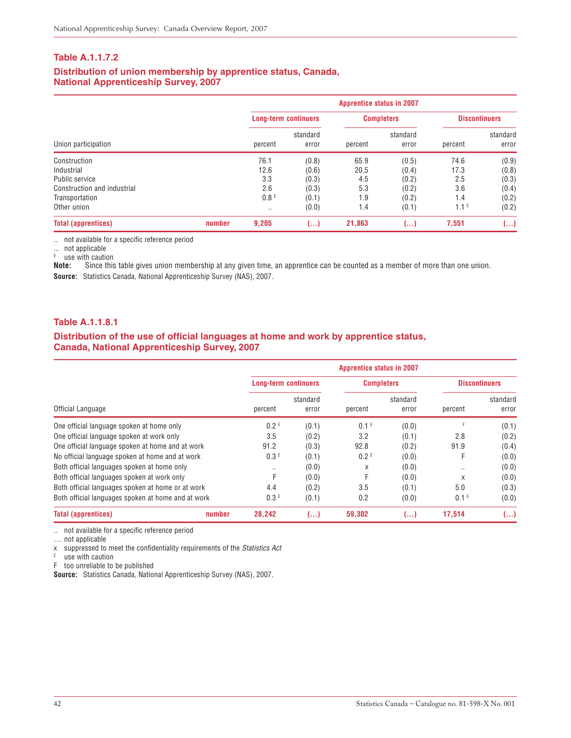### Table A.1.1.7.2

**Distribution of union membership by apprentice status, Canada, National Apprenticeship Survey, 2007**

| | | Apprentice status in 2007 | | | | | |
|---|---|---|---|---|---|---|---|
| | | Long-term continuers | | Completers | | Discontinuers | |
| Union participation | | percent | standard error | percent | standard error | percent | standard error |
| Construction | | 76.1 | (0.8) | 65.9 | (0.5) | 74.6 | (0.9) |
| Industrial | | 12.6 | (0.6) | 20.5 | (0.4) | 17.3 | (0.8) |
| Public service | | 3.3 | (0.3) | 4.5 | (0.2) | 2.5 | (0.3) |
| Construction and industrial | | 2.6 | (0.3) | 5.3 | (0.2) | 3.6 | (0.4) |
| Transportation | | 0.8 E | (0.1) | 1.9 | (0.2) | 1.4 | (0.2) |
| Other union | | .. | (0.0) | 1.4 | (0.1) | 1.1 E | (0.2) |
| **Total (apprentices)** | **number** | **9,205** | **(...)** | **21,863** | **(...)** | **7,551** | **(...)** |

.. not available for a specific reference period
... not applicable
E use with caution
**Note:** Since this table gives union membership at any given time, an apprentice can be counted as a member of more than one union.
**Source:** Statistics Canada, National Apprenticeship Survey (NAS), 2007.

### Table A.1.1.8.1

**Distribution of the use of official languages at home and work by apprentice status, Canada, National Apprenticeship Survey, 2007**

| | | Apprentice status in 2007 | | | | | |
|---|---|---|---|---|---|---|---|
| | | Long-term continuers | | Completers | | Discontinuers | |
| Official Language | | percent | standard error | percent | standard error | percent | standard error |
| One official language spoken at home only | | 0.2 E | (0.1) | 0.1 E | (0.0) | F | (0.1) |
| One official language spoken at work only | | 3.5 | (0.2) | 3.2 | (0.1) | 2.8 | (0.2) |
| One official language spoken at home and at work | | 91.2 | (0.3) | 92.8 | (0.2) | 91.9 | (0.4) |
| No official language spoken at home and at work | | 0.3 E | (0.1) | 0.2 E | (0.0) | F | (0.0) |
| Both official languages spoken at home only | | .. | (0.0) | x | (0.0) | .. | (0.0) |
| Both official languages spoken at work only | | F | (0.0) | F | (0.0) | x | (0.0) |
| Both official languages spoken at home or at work | | 4.4 | (0.2) | 3.5 | (0.1) | 5.0 | (0.3) |
| Both official languages spoken at home and at work | | 0.3 E | (0.1) | 0.2 | (0.0) | 0.1 E | (0.0) |
| **Total (apprentices)** | **number** | **28,242** | **(...)** | **59,302** | **(...)** | **17,514** | **(...)** |

.. not available for a specific reference period
... not applicable
x suppressed to meet the confidentiality requirements of the *Statistics Act*
E use with caution
F too unreliable to be published
**Source:** Statistics Canada, National Apprenticeship Survey (NAS), 2007.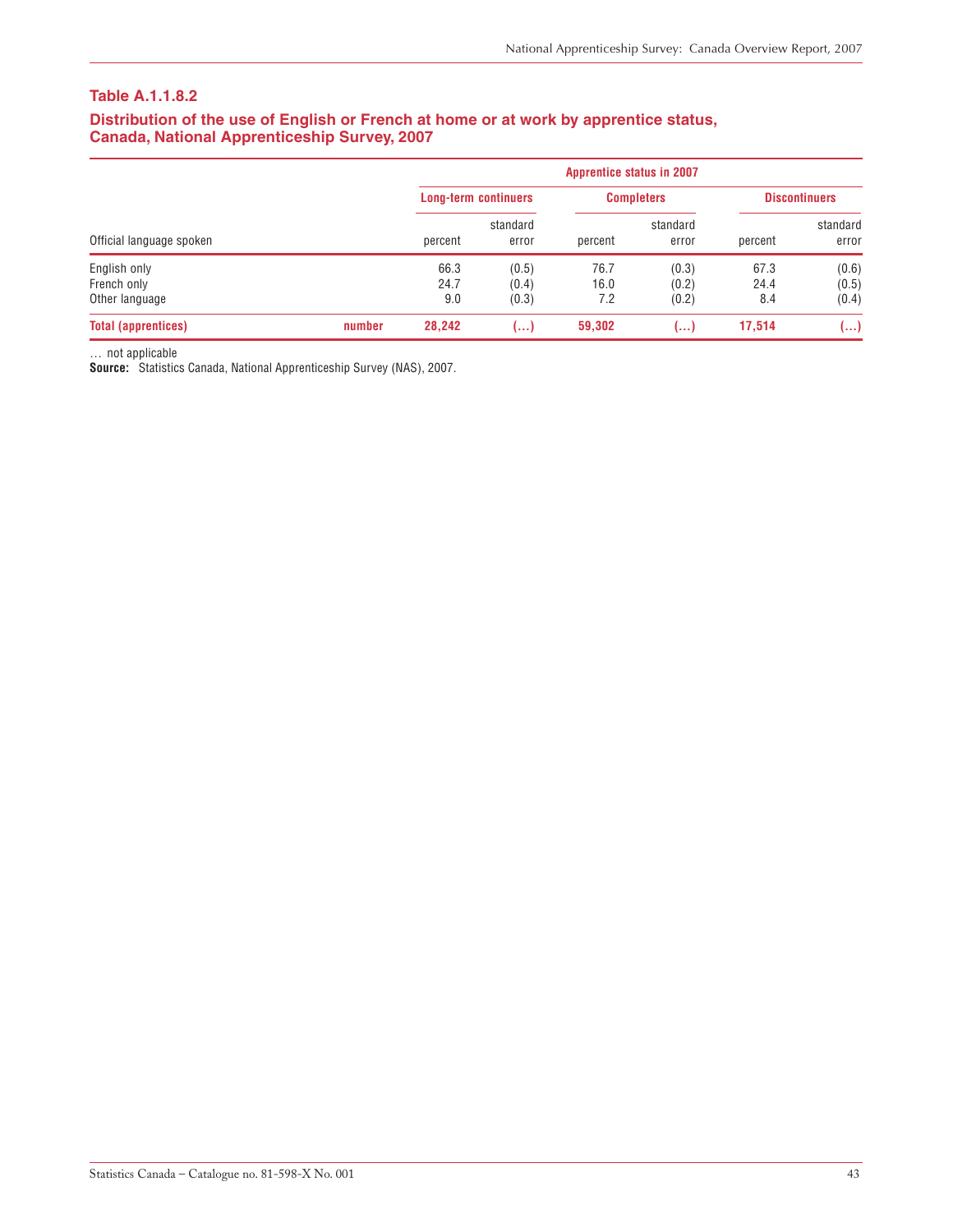### Table A.1.1.8.2

### Distribution of the use of English or French at home or at work by apprentice status, Canada, National Apprenticeship Survey, 2007

| | | Apprentice status in 2007 | | | | | |
|---|---|---|---|---|---|---|---|
| | | Long-term continuers | | Completers | | Discontinuers | |
| Official language spoken | | percent | standard error | percent | standard error | percent | standard error |
| English only | | 66.3 | (0.5) | 76.7 | (0.3) | 67.3 | (0.6) |
| French only | | 24.7 | (0.4) | 16.0 | (0.2) | 24.4 | (0.5) |
| Other language | | 9.0 | (0.3) | 7.2 | (0.2) | 8.4 | (0.4) |
| **Total (apprentices)** | **number** | **28,242** | **(...)** | **59,302** | **(...)** | **17,514** | **(...)** |

... not applicable

**Source:** Statistics Canada, National Apprenticeship Survey (NAS), 2007.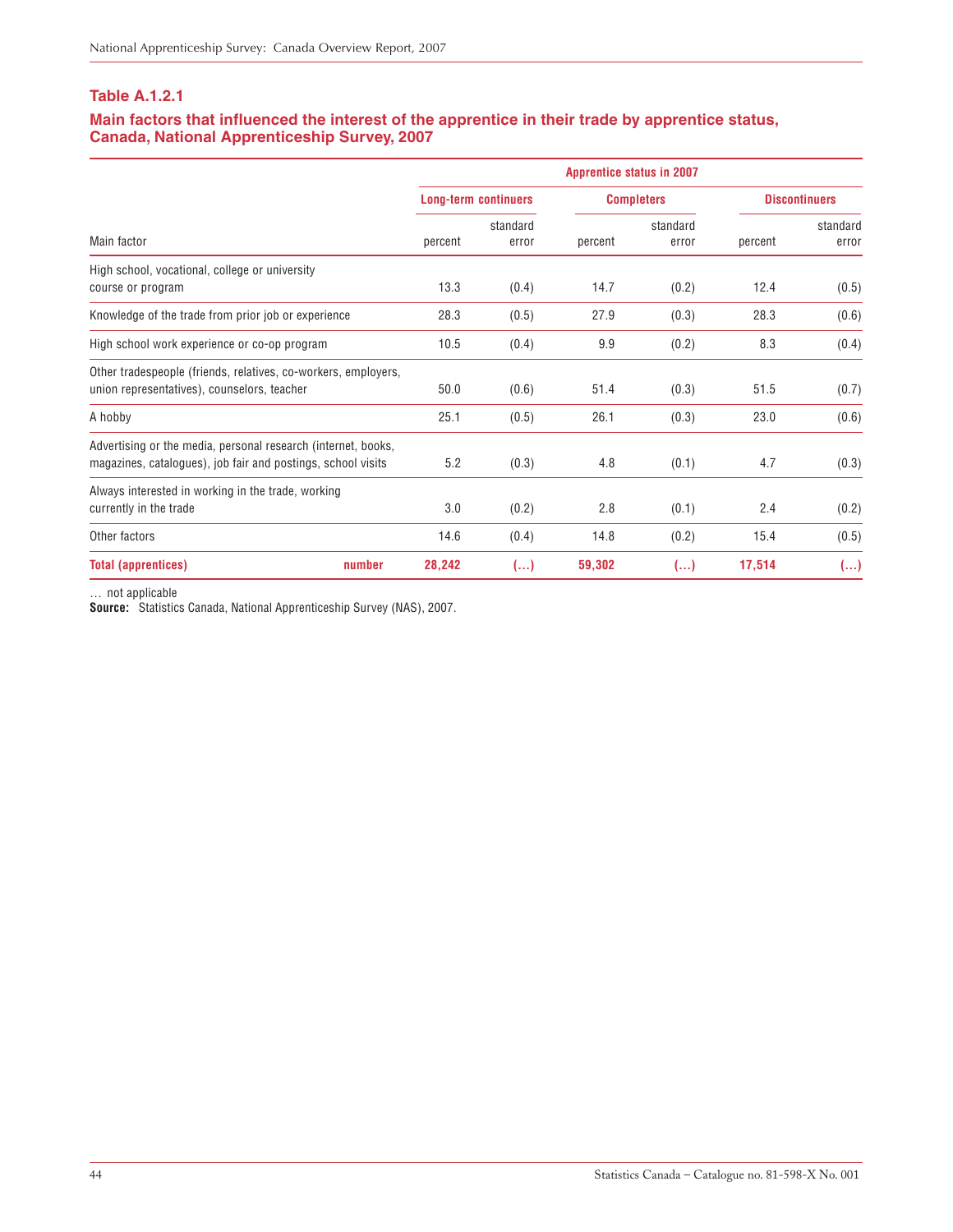### Table A.1.2.1

### Main factors that influenced the interest of the apprentice in their trade by apprentice status, Canada, National Apprenticeship Survey, 2007

| | Apprentice status in 2007 | | | | | |
|---|---|---|---|---|---|---|
| | Long-term continuers | | Completers | | Discontinuers | |
| Main factor | percent | standard error | percent | standard error | percent | standard error |
| High school, vocational, college or university course or program | 13.3 | (0.4) | 14.7 | (0.2) | 12.4 | (0.5) |
| Knowledge of the trade from prior job or experience | 28.3 | (0.5) | 27.9 | (0.3) | 28.3 | (0.6) |
| High school work experience or co-op program | 10.5 | (0.4) | 9.9 | (0.2) | 8.3 | (0.4) |
| Other tradespeople (friends, relatives, co-workers, employers, union representatives), counselors, teacher | 50.0 | (0.6) | 51.4 | (0.3) | 51.5 | (0.7) |
| A hobby | 25.1 | (0.5) | 26.1 | (0.3) | 23.0 | (0.6) |
| Advertising or the media, personal research (internet, books, magazines, catalogues), job fair and postings, school visits | 5.2 | (0.3) | 4.8 | (0.1) | 4.7 | (0.3) |
| Always interested in working in the trade, working currently in the trade | 3.0 | (0.2) | 2.8 | (0.1) | 2.4 | (0.2) |
| Other factors | 14.6 | (0.4) | 14.8 | (0.2) | 15.4 | (0.5) |
| **Total (apprentices)** number | **28,242** | **(…)** | **59,302** | **(…)** | **17,514** | **(…)** |

… not applicable

**Source:** Statistics Canada, National Apprenticeship Survey (NAS), 2007.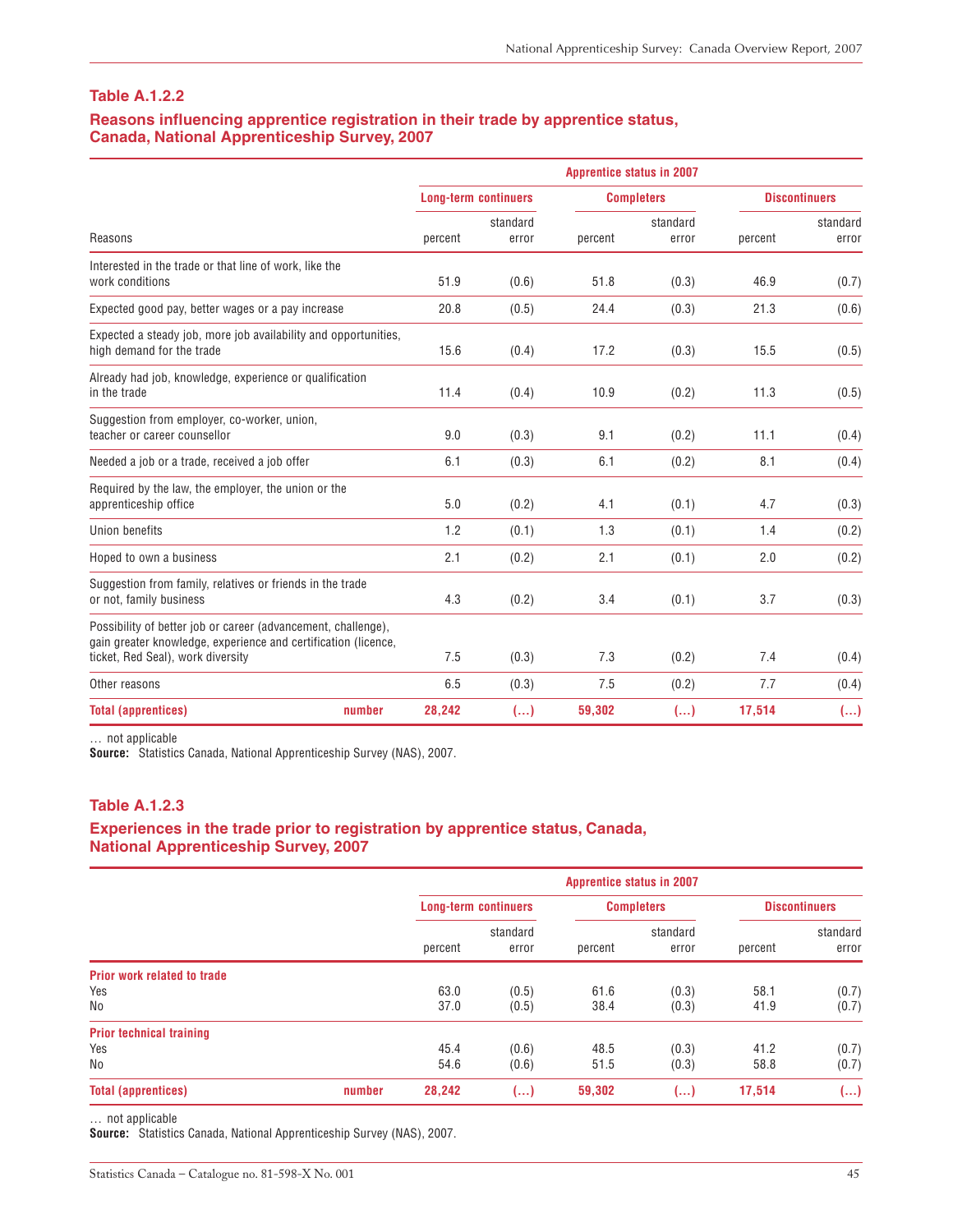### Table A.1.2.2

### Reasons influencing apprentice registration in their trade by apprentice status, Canada, National Apprenticeship Survey, 2007

| | | Apprentice status in 2007 | | | | | |
|---|---|---|---|---|---|---|---|
| | | Long-term continuers | | Completers | | Discontinuers | |
| Reasons | | percent | standard error | percent | standard error | percent | standard error |
| Interested in the trade or that line of work, like the work conditions | | 51.9 | (0.6) | 51.8 | (0.3) | 46.9 | (0.7) |
| Expected good pay, better wages or a pay increase | | 20.8 | (0.5) | 24.4 | (0.3) | 21.3 | (0.6) |
| Expected a steady job, more job availability and opportunities, high demand for the trade | | 15.6 | (0.4) | 17.2 | (0.3) | 15.5 | (0.5) |
| Already had job, knowledge, experience or qualification in the trade | | 11.4 | (0.4) | 10.9 | (0.2) | 11.3 | (0.5) |
| Suggestion from employer, co-worker, union, teacher or career counsellor | | 9.0 | (0.3) | 9.1 | (0.2) | 11.1 | (0.4) |
| Needed a job or a trade, received a job offer | | 6.1 | (0.3) | 6.1 | (0.2) | 8.1 | (0.4) |
| Required by the law, the employer, the union or the apprenticeship office | | 5.0 | (0.2) | 4.1 | (0.1) | 4.7 | (0.3) |
| Union benefits | | 1.2 | (0.1) | 1.3 | (0.1) | 1.4 | (0.2) |
| Hoped to own a business | | 2.1 | (0.2) | 2.1 | (0.1) | 2.0 | (0.2) |
| Suggestion from family, relatives or friends in the trade or not, family business | | 4.3 | (0.2) | 3.4 | (0.1) | 3.7 | (0.3) |
| Possibility of better job or career (advancement, challenge), gain greater knowledge, experience and certification (licence, ticket, Red Seal), work diversity | | 7.5 | (0.3) | 7.3 | (0.2) | 7.4 | (0.4) |
| Other reasons | | 6.5 | (0.3) | 7.5 | (0.2) | 7.7 | (0.4) |
| **Total (apprentices)** | **number** | **28,242** | **(…)** | **59,302** | **(…)** | **17,514** | **(…)** |

… not applicable
**Source:** Statistics Canada, National Apprenticeship Survey (NAS), 2007.

### Table A.1.2.3

### Experiences in the trade prior to registration by apprentice status, Canada, National Apprenticeship Survey, 2007

| | | Apprentice status in 2007 | | | | | |
|---|---|---|---|---|---|---|---|
| | | Long-term continuers | | Completers | | Discontinuers | |
| | | percent | standard error | percent | standard error | percent | standard error |
| **Prior work related to trade** | | | | | | | |
| Yes | | 63.0 | (0.5) | 61.6 | (0.3) | 58.1 | (0.7) |
| No | | 37.0 | (0.5) | 38.4 | (0.3) | 41.9 | (0.7) |
| **Prior technical training** | | | | | | | |
| Yes | | 45.4 | (0.6) | 48.5 | (0.3) | 41.2 | (0.7) |
| No | | 54.6 | (0.6) | 51.5 | (0.3) | 58.8 | (0.7) |
| **Total (apprentices)** | **number** | **28,242** | **(…)** | **59,302** | **(…)** | **17,514** | **(…)** |

… not applicable
**Source:** Statistics Canada, National Apprenticeship Survey (NAS), 2007.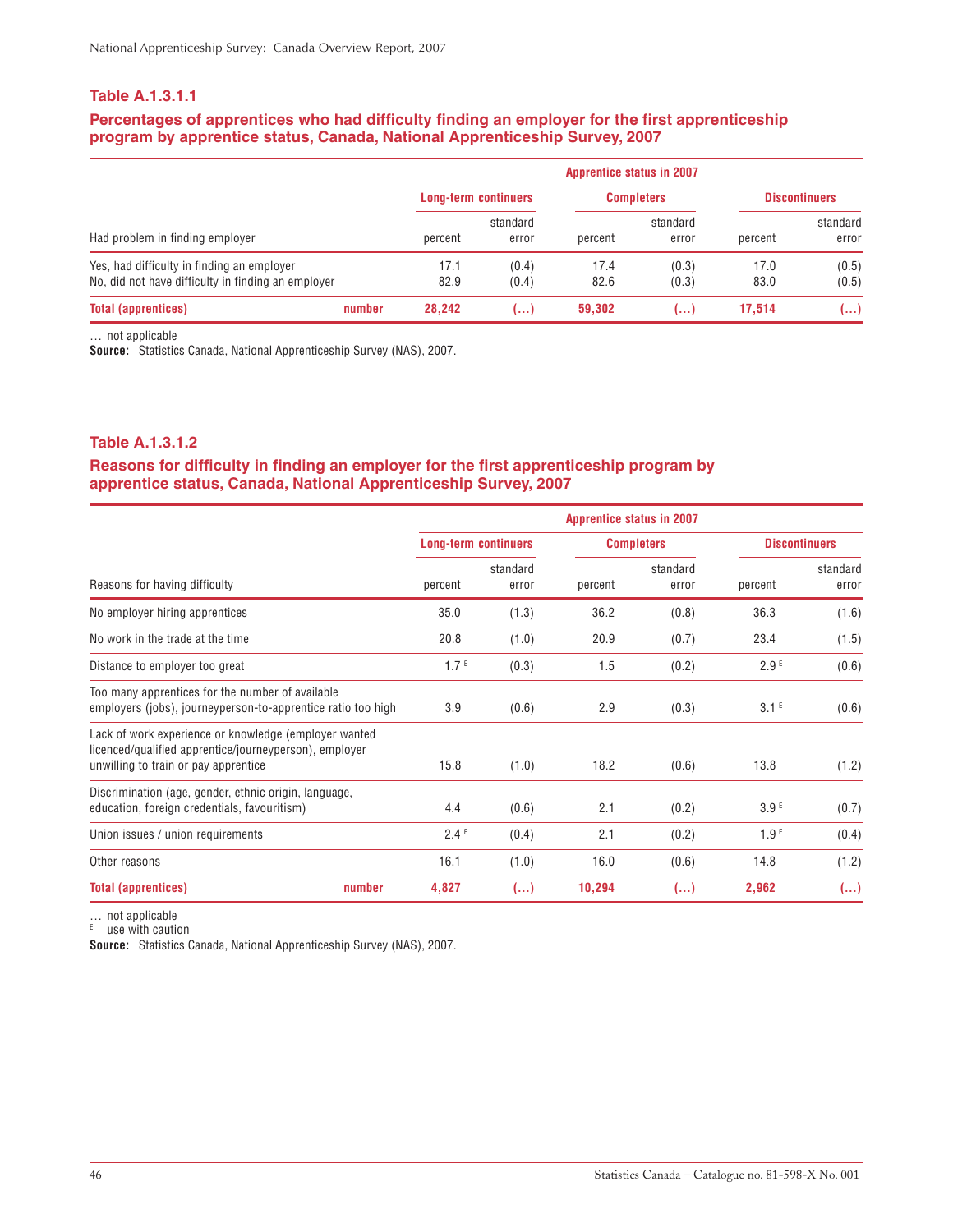### Table A.1.3.1.1

### Percentages of apprentices who had difficulty finding an employer for the first apprenticeship program by apprentice status, Canada, National Apprenticeship Survey, 2007

| | | Apprentice status in 2007 | | | | | |
|---|---|---|---|---|---|---|---|
| | | Long-term continuers | | Completers | | Discontinuers | |
| Had problem in finding employer | | percent | standard error | percent | standard error | percent | standard error |
| Yes, had difficulty in finding an employer | | 17.1 | (0.4) | 17.4 | (0.3) | 17.0 | (0.5) |
| No, did not have difficulty in finding an employer | | 82.9 | (0.4) | 82.6 | (0.3) | 83.0 | (0.5) |
| **Total (apprentices)** | **number** | **28,242** | **(…)** | **59,302** | **(…)** | **17,514** | **(…)** |

… not applicable
**Source:** Statistics Canada, National Apprenticeship Survey (NAS), 2007.

### Table A.1.3.1.2

### Reasons for difficulty in finding an employer for the first apprenticeship program by apprentice status, Canada, National Apprenticeship Survey, 2007

| | | Apprentice status in 2007 | | | | | |
|---|---|---|---|---|---|---|---|
| | | Long-term continuers | | Completers | | Discontinuers | |
| Reasons for having difficulty | | percent | standard error | percent | standard error | percent | standard error |
| No employer hiring apprentices | | 35.0 | (1.3) | 36.2 | (0.8) | 36.3 | (1.6) |
| No work in the trade at the time | | 20.8 | (1.0) | 20.9 | (0.7) | 23.4 | (1.5) |
| Distance to employer too great | | 1.7 E | (0.3) | 1.5 | (0.2) | 2.9 E | (0.6) |
| Too many apprentices for the number of available employers (jobs), journeyperson-to-apprentice ratio too high | | 3.9 | (0.6) | 2.9 | (0.3) | 3.1 E | (0.6) |
| Lack of work experience or knowledge (employer wanted licenced/qualified apprentice/journeyperson), employer unwilling to train or pay apprentice | | 15.8 | (1.0) | 18.2 | (0.6) | 13.8 | (1.2) |
| Discrimination (age, gender, ethnic origin, language, education, foreign credentials, favouritism) | | 4.4 | (0.6) | 2.1 | (0.2) | 3.9 E | (0.7) |
| Union issues / union requirements | | 2.4 E | (0.4) | 2.1 | (0.2) | 1.9 E | (0.4) |
| Other reasons | | 16.1 | (1.0) | 16.0 | (0.6) | 14.8 | (1.2) |
| **Total (apprentices)** | **number** | **4,827** | **(…)** | **10,294** | **(…)** | **2,962** | **(…)** |

… not applicable
E use with caution
**Source:** Statistics Canada, National Apprenticeship Survey (NAS), 2007.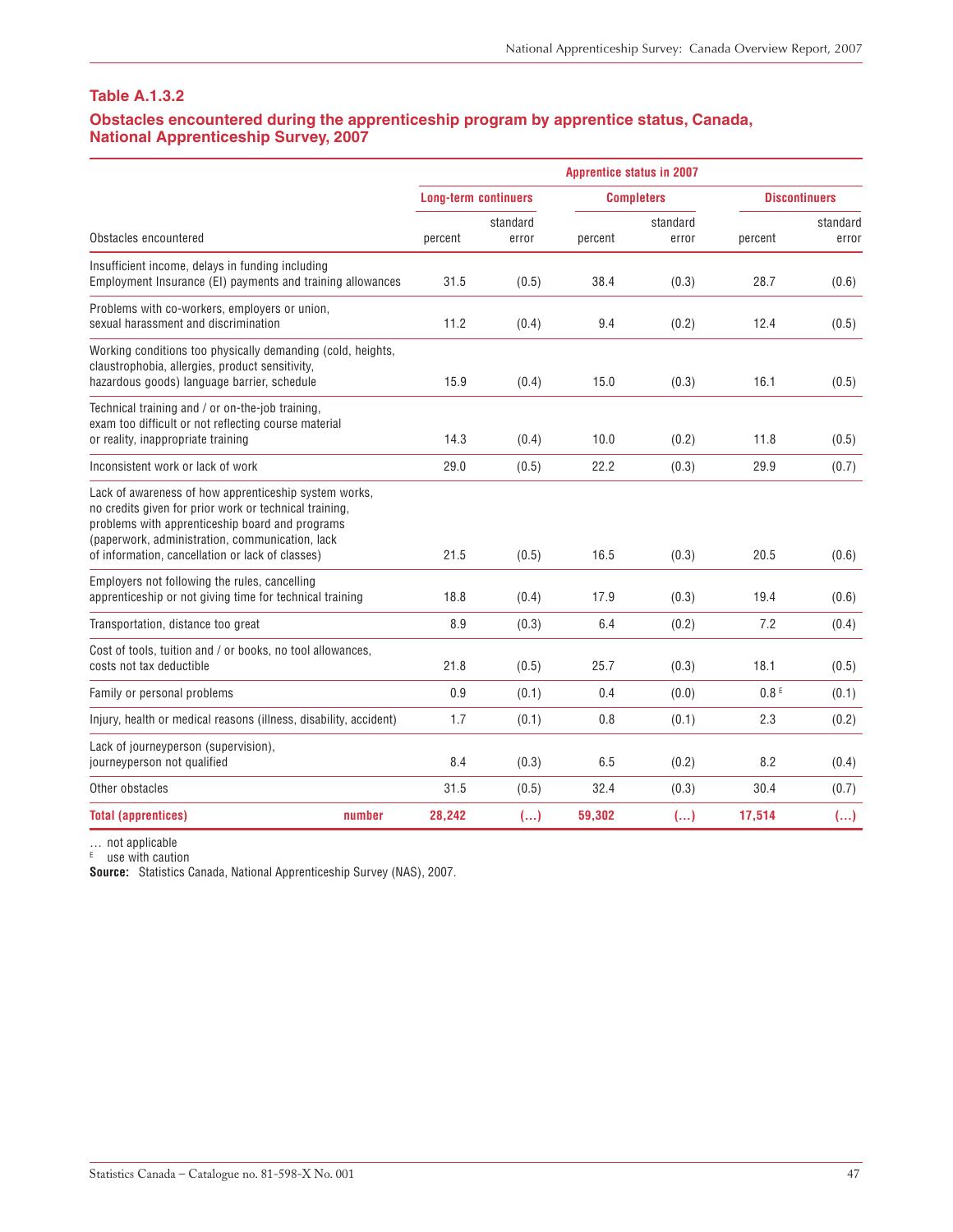### Table A.1.3.2

### Obstacles encountered during the apprenticeship program by apprentice status, Canada, National Apprenticeship Survey, 2007

| Obstacles encountered | Apprentice status in 2007 | | | | | |
|---|---|---|---|---|---|---|
| | Long-term continuers | | Completers | | Discontinuers | |
| | percent | standard error | percent | standard error | percent | standard error |
| Insufficient income, delays in funding including Employment Insurance (EI) payments and training allowances | 31.5 | (0.5) | 38.4 | (0.3) | 28.7 | (0.6) |
| Problems with co-workers, employers or union, sexual harassment and discrimination | 11.2 | (0.4) | 9.4 | (0.2) | 12.4 | (0.5) |
| Working conditions too physically demanding (cold, heights, claustrophobia, allergies, product sensitivity, hazardous goods) language barrier, schedule | 15.9 | (0.4) | 15.0 | (0.3) | 16.1 | (0.5) |
| Technical training and / or on-the-job training, exam too difficult or not reflecting course material or reality, inappropriate training | 14.3 | (0.4) | 10.0 | (0.2) | 11.8 | (0.5) |
| Inconsistent work or lack of work | 29.0 | (0.5) | 22.2 | (0.3) | 29.9 | (0.7) |
| Lack of awareness of how apprenticeship system works, no credits given for prior work or technical training, problems with apprenticeship board and programs (paperwork, administration, communication, lack of information, cancellation or lack of classes) | 21.5 | (0.5) | 16.5 | (0.3) | 20.5 | (0.6) |
| Employers not following the rules, cancelling apprenticeship or not giving time for technical training | 18.8 | (0.4) | 17.9 | (0.3) | 19.4 | (0.6) |
| Transportation, distance too great | 8.9 | (0.3) | 6.4 | (0.2) | 7.2 | (0.4) |
| Cost of tools, tuition and / or books, no tool allowances, costs not tax deductible | 21.8 | (0.5) | 25.7 | (0.3) | 18.1 | (0.5) |
| Family or personal problems | 0.9 | (0.1) | 0.4 | (0.0) | 0.8 E | (0.1) |
| Injury, health or medical reasons (illness, disability, accident) | 1.7 | (0.1) | 0.8 | (0.1) | 2.3 | (0.2) |
| Lack of journeyperson (supervision), journeyperson not qualified | 8.4 | (0.3) | 6.5 | (0.2) | 8.2 | (0.4) |
| Other obstacles | 31.5 | (0.5) | 32.4 | (0.3) | 30.4 | (0.7) |
| **Total (apprentices)** number | **28,242** | **(...)** | **59,302** | **(...)** | **17,514** | **(...)** |

... not applicable
E use with caution
**Source:** Statistics Canada, National Apprenticeship Survey (NAS), 2007.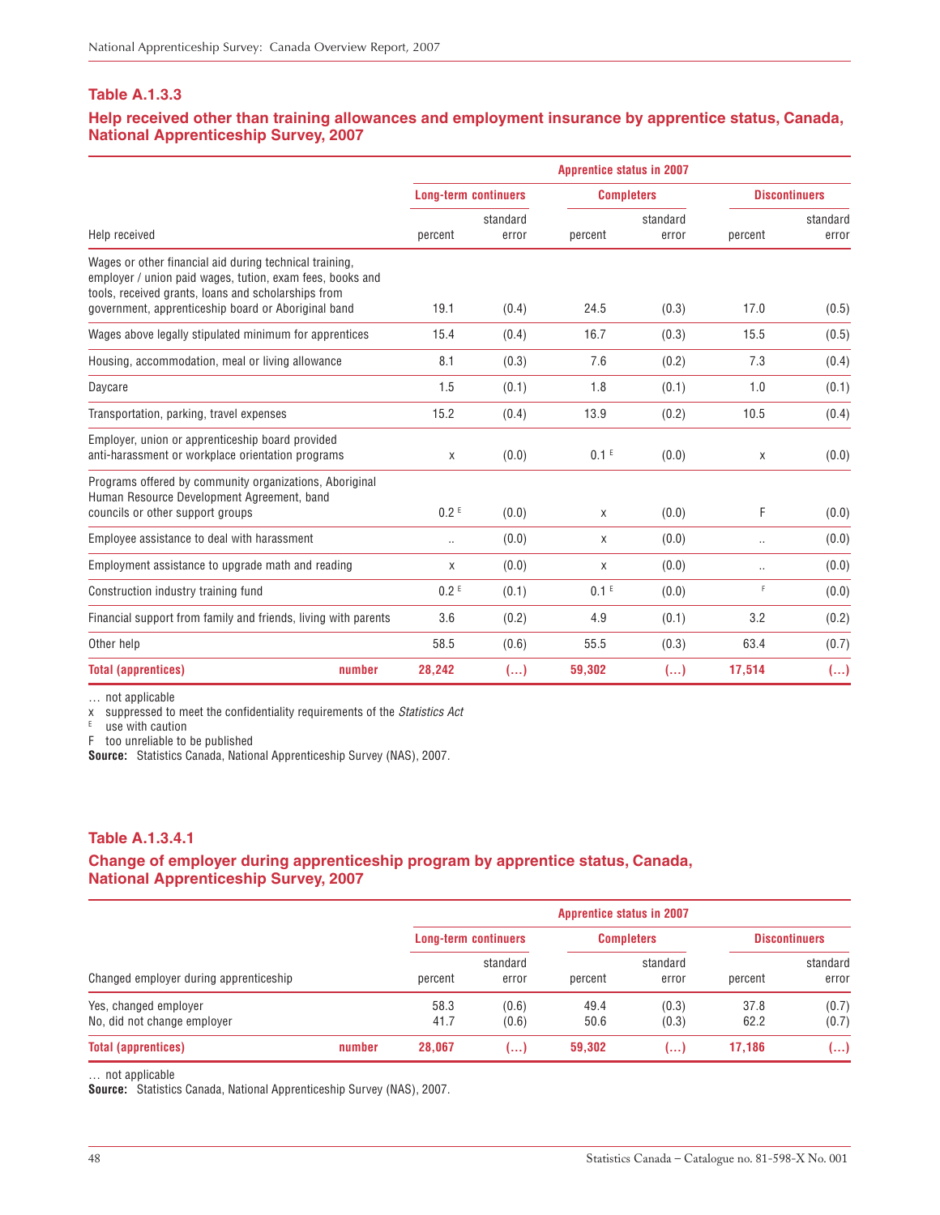### Table A.1.3.3

### Help received other than training allowances and employment insurance by apprentice status, Canada, National Apprenticeship Survey, 2007

| | Apprentice status in 2007 | | | | | |
|---|---|---|---|---|---|---|
| | Long-term continuers | | Completers | | Discontinuers | |
| Help received | percent | standard error | percent | standard error | percent | standard error |
| Wages or other financial aid during technical training, employer / union paid wages, tution, exam fees, books and tools, received grants, loans and scholarships from government, apprenticeship board or Aboriginal band | 19.1 | (0.4) | 24.5 | (0.3) | 17.0 | (0.5) |
| Wages above legally stipulated minimum for apprentices | 15.4 | (0.4) | 16.7 | (0.3) | 15.5 | (0.5) |
| Housing, accommodation, meal or living allowance | 8.1 | (0.3) | 7.6 | (0.2) | 7.3 | (0.4) |
| Daycare | 1.5 | (0.1) | 1.8 | (0.1) | 1.0 | (0.1) |
| Transportation, parking, travel expenses | 15.2 | (0.4) | 13.9 | (0.2) | 10.5 | (0.4) |
| Employer, union or apprenticeship board provided anti-harassment or workplace orientation programs | x | (0.0) | 0.1 E | (0.0) | x | (0.0) |
| Programs offered by community organizations, Aboriginal Human Resource Development Agreement, band councils or other support groups | 0.2 E | (0.0) | x | (0.0) | F | (0.0) |
| Employee assistance to deal with harassment | .. | (0.0) | x | (0.0) | .. | (0.0) |
| Employment assistance to upgrade math and reading | x | (0.0) | x | (0.0) | .. | (0.0) |
| Construction industry training fund | 0.2 E | (0.1) | 0.1 E | (0.0) | F | (0.0) |
| Financial support from family and friends, living with parents | 3.6 | (0.2) | 4.9 | (0.1) | 3.2 | (0.2) |
| Other help | 58.5 | (0.6) | 55.5 | (0.3) | 63.4 | (0.7) |
| **Total (apprentices)** number | **28,242** | **(...)** | **59,302** | **(...)** | **17,514** | **(...)** |

... not applicable
x suppressed to meet the confidentiality requirements of the *Statistics Act*
E use with caution
F too unreliable to be published
**Source:** Statistics Canada, National Apprenticeship Survey (NAS), 2007.

### Table A.1.3.4.1

### Change of employer during apprenticeship program by apprentice status, Canada, National Apprenticeship Survey, 2007

| | Apprentice status in 2007 | | | | | |
|---|---|---|---|---|---|---|
| | Long-term continuers | | Completers | | Discontinuers | |
| Changed employer during apprenticeship | percent | standard error | percent | standard error | percent | standard error |
| Yes, changed employer | 58.3 | (0.6) | 49.4 | (0.3) | 37.8 | (0.7) |
| No, did not change employer | 41.7 | (0.6) | 50.6 | (0.3) | 62.2 | (0.7) |
| **Total (apprentices)** number | **28,067** | **(...)** | **59,302** | **(...)** | **17,186** | **(...)** |

... not applicable
**Source:** Statistics Canada, National Apprenticeship Survey (NAS), 2007.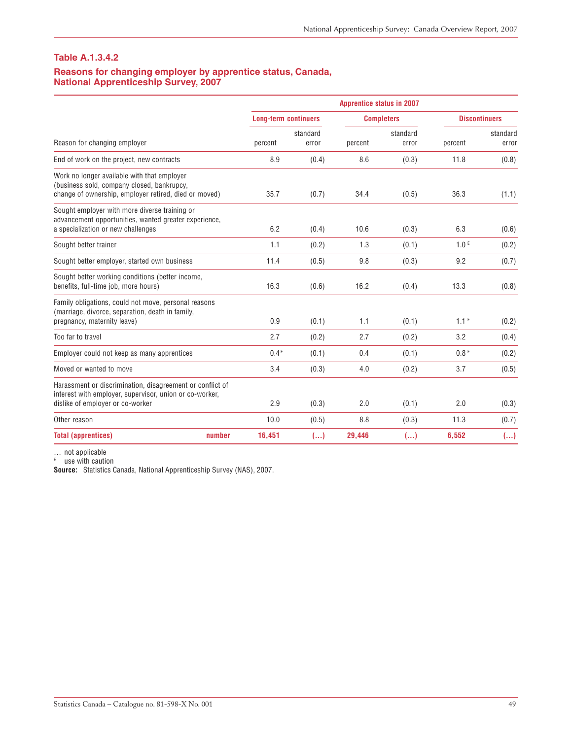### Table A.1.3.4.2

### Reasons for changing employer by apprentice status, Canada, National Apprenticeship Survey, 2007

| Reason for changing employer | Apprentice status in 2007 | | | | | |
|---|---|---|---|---|---|---|
| | Long-term continuers | | Completers | | Discontinuers | |
| | percent | standard error | percent | standard error | percent | standard error |
| End of work on the project, new contracts | 8.9 | (0.4) | 8.6 | (0.3) | 11.8 | (0.8) |
| Work no longer available with that employer (business sold, company closed, bankrupcy, change of ownership, employer retired, died or moved) | 35.7 | (0.7) | 34.4 | (0.5) | 36.3 | (1.1) |
| Sought employer with more diverse training or advancement opportunities, wanted greater experience, a specialization or new challenges | 6.2 | (0.4) | 10.6 | (0.3) | 6.3 | (0.6) |
| Sought better trainer | 1.1 | (0.2) | 1.3 | (0.1) | 1.0 E | (0.2) |
| Sought better employer, started own business | 11.4 | (0.5) | 9.8 | (0.3) | 9.2 | (0.7) |
| Sought better working conditions (better income, benefits, full-time job, more hours) | 16.3 | (0.6) | 16.2 | (0.4) | 13.3 | (0.8) |
| Family obligations, could not move, personal reasons (marriage, divorce, separation, death in family, pregnancy, maternity leave) | 0.9 | (0.1) | 1.1 | (0.1) | 1.1 E | (0.2) |
| Too far to travel | 2.7 | (0.2) | 2.7 | (0.2) | 3.2 | (0.4) |
| Employer could not keep as many apprentices | 0.4 E | (0.1) | 0.4 | (0.1) | 0.8 E | (0.2) |
| Moved or wanted to move | 3.4 | (0.3) | 4.0 | (0.2) | 3.7 | (0.5) |
| Harassment or discrimination, disagreement or conflict of interest with employer, supervisor, union or co-worker, dislike of employer or co-worker | 2.9 | (0.3) | 2.0 | (0.1) | 2.0 | (0.3) |
| Other reason | 10.0 | (0.5) | 8.8 | (0.3) | 11.3 | (0.7) |
| **Total (apprentices)** number | **16,451** | **(…)** | **29,446** | **(…)** | **6,552** | **(…)** |

… not applicable
E use with caution
**Source:** Statistics Canada, National Apprenticeship Survey (NAS), 2007.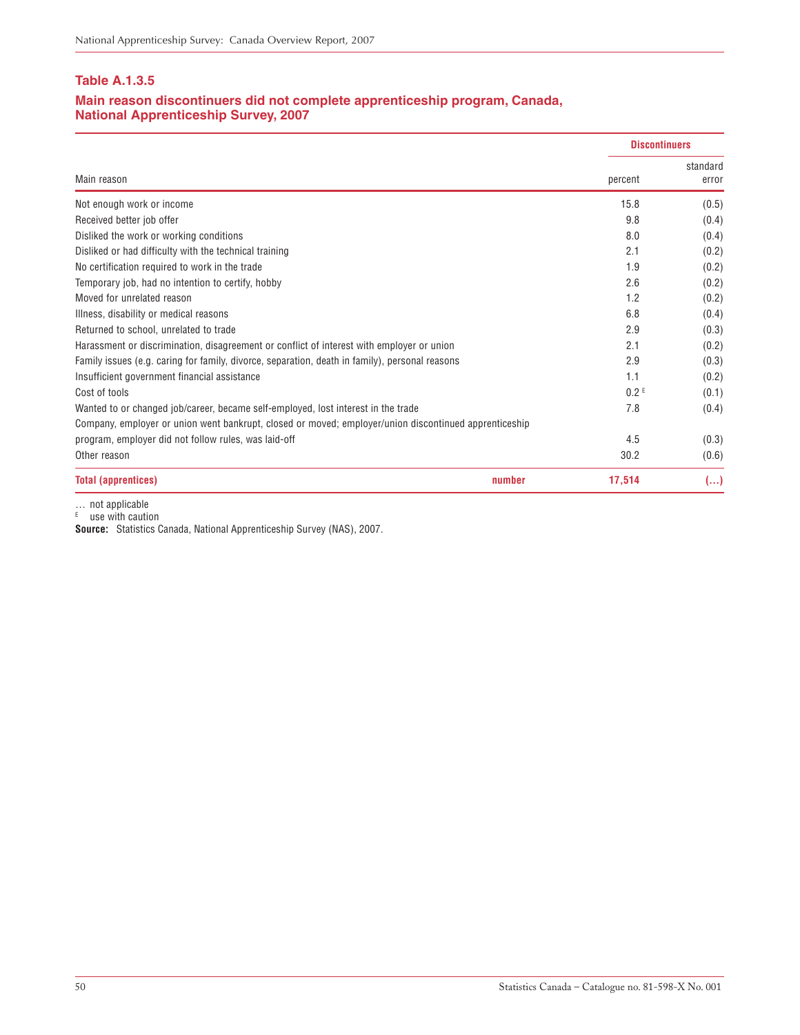### Table A.1.3.5

### Main reason discontinuers did not complete apprenticeship program, Canada, National Apprenticeship Survey, 2007

| Main reason | | Discontinuers | |
|---|---|---|---|
| | | percent | standard error |
| Not enough work or income | | 15.8 | (0.5) |
| Received better job offer | | 9.8 | (0.4) |
| Disliked the work or working conditions | | 8.0 | (0.4) |
| Disliked or had difficulty with the technical training | | 2.1 | (0.2) |
| No certification required to work in the trade | | 1.9 | (0.2) |
| Temporary job, had no intention to certify, hobby | | 2.6 | (0.2) |
| Moved for unrelated reason | | 1.2 | (0.2) |
| Illness, disability or medical reasons | | 6.8 | (0.4) |
| Returned to school, unrelated to trade | | 2.9 | (0.3) |
| Harassment or discrimination, disagreement or conflict of interest with employer or union | | 2.1 | (0.2) |
| Family issues (e.g. caring for family, divorce, separation, death in family), personal reasons | | 2.9 | (0.3) |
| Insufficient government financial assistance | | 1.1 | (0.2) |
| Cost of tools | | 0.2 E | (0.1) |
| Wanted to or changed job/career, became self-employed, lost interest in the trade | | 7.8 | (0.4) |
| Company, employer or union went bankrupt, closed or moved; employer/union discontinued apprenticeship program, employer did not follow rules, was laid-off | | 4.5 | (0.3) |
| Other reason | | 30.2 | (0.6) |
| **Total (apprentices)** | **number** | **17,514** | **(…)** |

… not applicable
E use with caution

**Source:** Statistics Canada, National Apprenticeship Survey (NAS), 2007.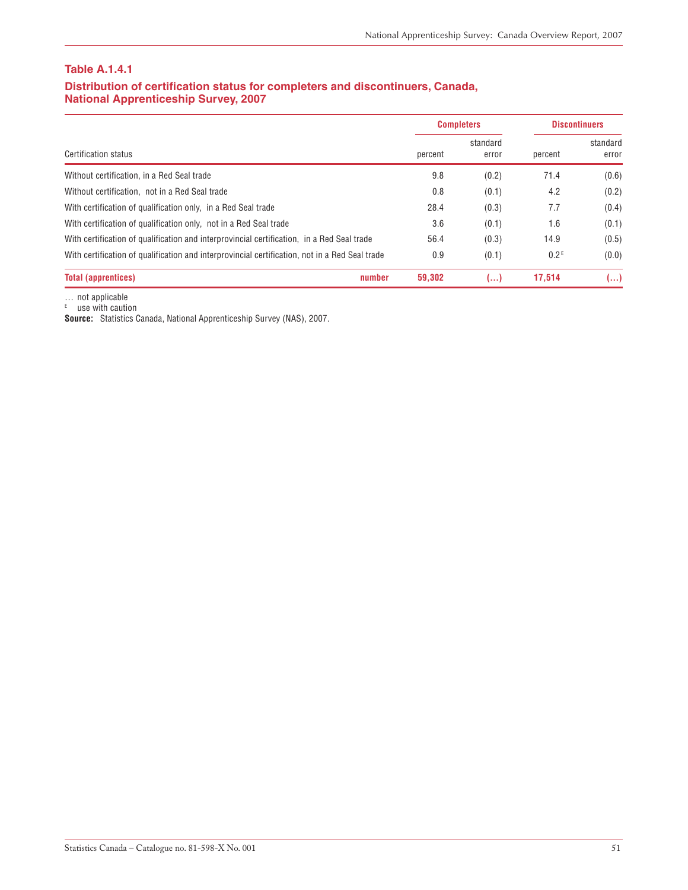### Table A.1.4.1

### Distribution of certification status for completers and discontinuers, Canada, National Apprenticeship Survey, 2007

| Certification status | | Completers | | Discontinuers | |
|---|---|---|---|---|---|
| | | percent | standard error | percent | standard error |
| Without certification, in a Red Seal trade | | 9.8 | (0.2) | 71.4 | (0.6) |
| Without certification, not in a Red Seal trade | | 0.8 | (0.1) | 4.2 | (0.2) |
| With certification of qualification only, in a Red Seal trade | | 28.4 | (0.3) | 7.7 | (0.4) |
| With certification of qualification only, not in a Red Seal trade | | 3.6 | (0.1) | 1.6 | (0.1) |
| With certification of qualification and interprovincial certification, in a Red Seal trade | | 56.4 | (0.3) | 14.9 | (0.5) |
| With certification of qualification and interprovincial certification, not in a Red Seal trade | | 0.9 | (0.1) | 0.2 E | (0.0) |
| **Total (apprentices)** | **number** | **59,302** | **(…)** | **17,514** | **(…)** |

… not applicable
E use with caution
**Source:** Statistics Canada, National Apprenticeship Survey (NAS), 2007.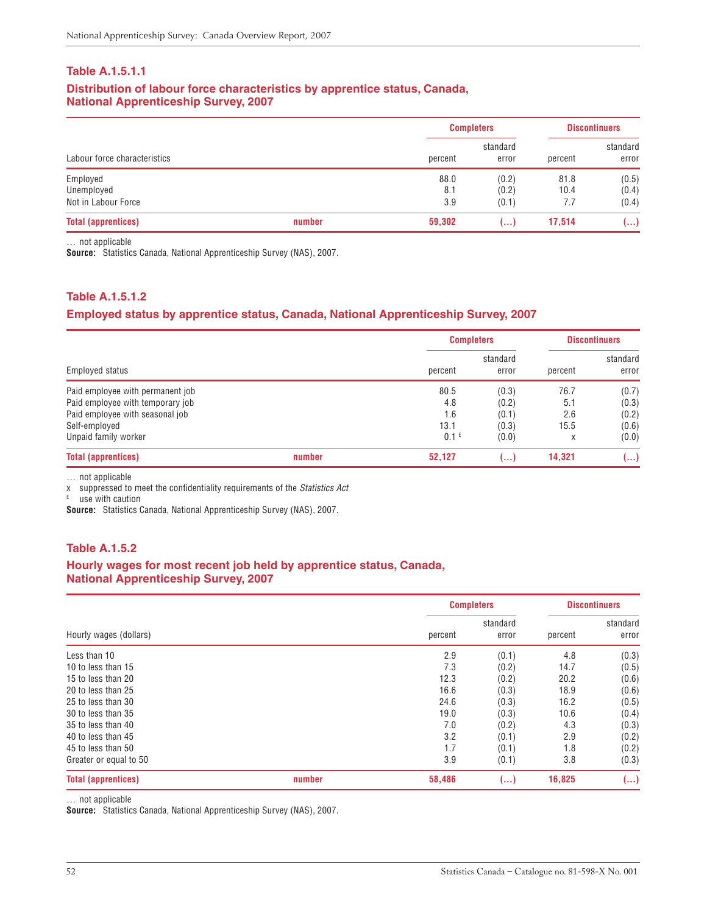### Table A.1.5.1.1

**Distribution of labour force characteristics by apprentice status, Canada, National Apprenticeship Survey, 2007**

| Labour force characteristics | | Completers | | Discontinuers | |
|---|---|---|---|---|---|
| | | percent | standard error | percent | standard error |
| Employed | | 88.0 | (0.2) | 81.8 | (0.5) |
| Unemployed | | 8.1 | (0.2) | 10.4 | (0.4) |
| Not in Labour Force | | 3.9 | (0.1) | 7.7 | (0.4) |
| **Total (apprentices)** | **number** | **59,302** | **(...)** | **17,514** | **(...)** |

... not applicable
**Source:** Statistics Canada, National Apprenticeship Survey (NAS), 2007.

### Table A.1.5.1.2

**Employed status by apprentice status, Canada, National Apprenticeship Survey, 2007**

| Employed status | | Completers | | Discontinuers | |
|---|---|---|---|---|---|
| | | percent | standard error | percent | standard error |
| Paid employee with permanent job | | 80.5 | (0.3) | 76.7 | (0.7) |
| Paid employee with temporary job | | 4.8 | (0.2) | 5.1 | (0.3) |
| Paid employee with seasonal job | | 1.6 | (0.1) | 2.6 | (0.2) |
| Self-employed | | 13.1 | (0.3) | 15.5 | (0.6) |
| Unpaid family worker | | 0.1 E | (0.0) | x | (0.0) |
| **Total (apprentices)** | **number** | **52,127** | **(...)** | **14,321** | **(...)** |

... not applicable
x suppressed to meet the confidentiality requirements of the *Statistics Act*
E use with caution
**Source:** Statistics Canada, National Apprenticeship Survey (NAS), 2007.

### Table A.1.5.2

**Hourly wages for most recent job held by apprentice status, Canada, National Apprenticeship Survey, 2007**

| Hourly wages (dollars) | | Completers | | Discontinuers | |
|---|---|---|---|---|---|
| | | percent | standard error | percent | standard error |
| Less than 10 | | 2.9 | (0.1) | 4.8 | (0.3) |
| 10 to less than 15 | | 7.3 | (0.2) | 14.7 | (0.5) |
| 15 to less than 20 | | 12.3 | (0.2) | 20.2 | (0.6) |
| 20 to less than 25 | | 16.6 | (0.3) | 18.9 | (0.6) |
| 25 to less than 30 | | 24.6 | (0.3) | 16.2 | (0.5) |
| 30 to less than 35 | | 19.0 | (0.3) | 10.6 | (0.4) |
| 35 to less than 40 | | 7.0 | (0.2) | 4.3 | (0.3) |
| 40 to less than 45 | | 3.2 | (0.1) | 2.9 | (0.2) |
| 45 to less than 50 | | 1.7 | (0.1) | 1.8 | (0.2) |
| Greater or equal to 50 | | 3.9 | (0.1) | 3.8 | (0.3) |
| **Total (apprentices)** | **number** | **58,486** | **(...)** | **16,825** | **(...)** |

... not applicable
**Source:** Statistics Canada, National Apprenticeship Survey (NAS), 2007.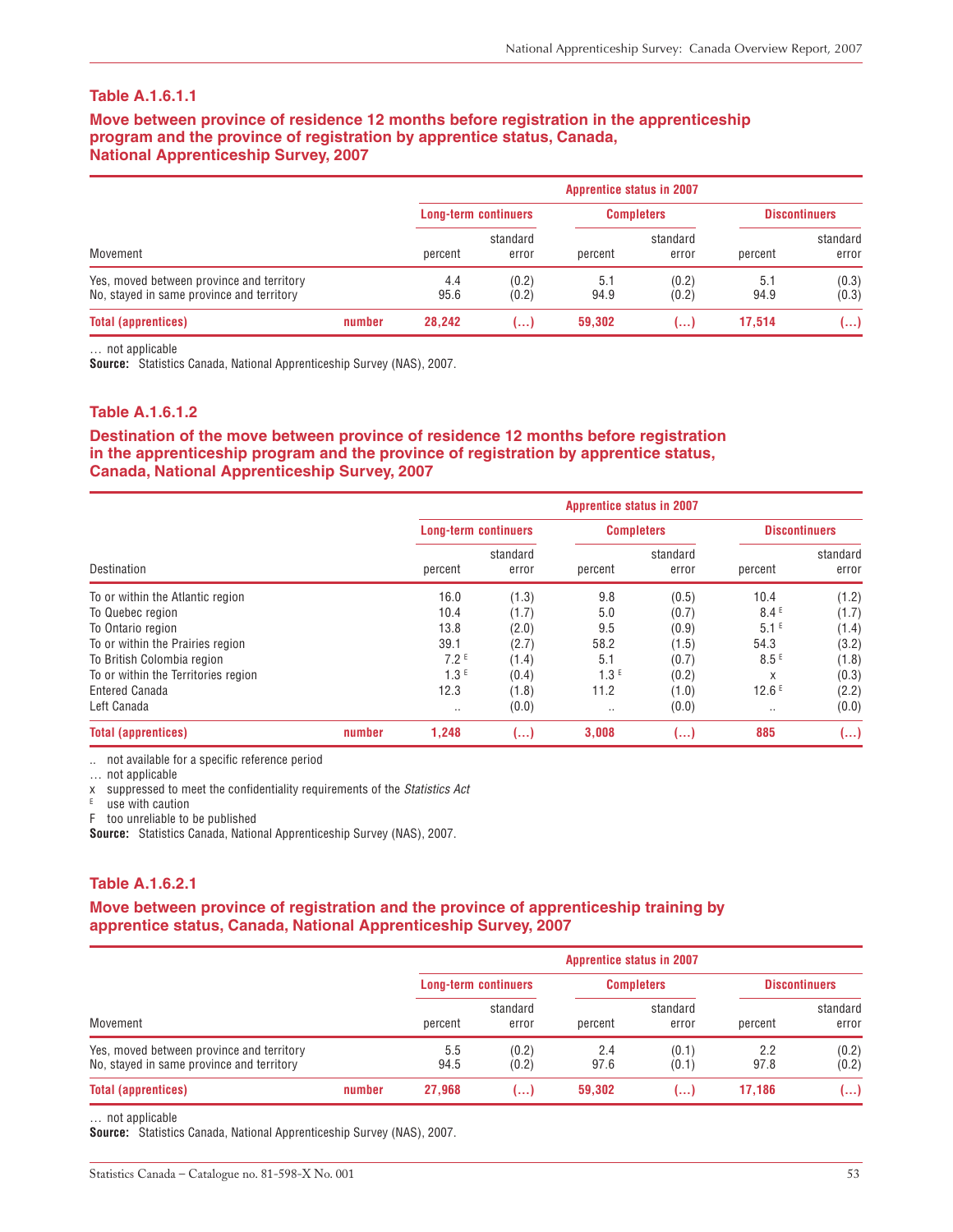### Table A.1.6.1.1

**Move between province of residence 12 months before registration in the apprenticeship program and the province of registration by apprentice status, Canada, National Apprenticeship Survey, 2007**

| Movement | | Apprentice status in 2007 | | | | | |
|---|---|---|---|---|---|---|---|
| | | Long-term continuers | | Completers | | Discontinuers | |
| | | percent | standard error | percent | standard error | percent | standard error |
| Yes, moved between province and territory | | 4.4 | (0.2) | 5.1 | (0.2) | 5.1 | (0.3) |
| No, stayed in same province and territory | | 95.6 | (0.2) | 94.9 | (0.2) | 94.9 | (0.3) |
| **Total (apprentices)** | **number** | **28,242** | **(…)** | **59,302** | **(…)** | **17,514** | **(…)** |

… not applicable

**Source:** Statistics Canada, National Apprenticeship Survey (NAS), 2007.

### Table A.1.6.1.2

**Destination of the move between province of residence 12 months before registration in the apprenticeship program and the province of registration by apprentice status, Canada, National Apprenticeship Survey, 2007**

| Destination | | Apprentice status in 2007 | | | | | |
|---|---|---|---|---|---|---|---|
| | | Long-term continuers | | Completers | | Discontinuers | |
| | | percent | standard error | percent | standard error | percent | standard error |
| To or within the Atlantic region | | 16.0 | (1.3) | 9.8 | (0.5) | 10.4 | (1.2) |
| To Quebec region | | 10.4 | (1.7) | 5.0 | (0.7) | 8.4 E | (1.7) |
| To Ontario region | | 13.8 | (2.0) | 9.5 | (0.9) | 5.1 E | (1.4) |
| To or within the Prairies region | | 39.1 | (2.7) | 58.2 | (1.5) | 54.3 | (3.2) |
| To British Colombia region | | 7.2 E | (1.4) | 5.1 | (0.7) | 8.5 E | (1.8) |
| To or within the Territories region | | 1.3 E | (0.4) | 1.3 E | (0.2) | x | (0.3) |
| Entered Canada | | 12.3 | (1.8) | 11.2 | (1.0) | 12.6 E | (2.2) |
| Left Canada | | .. | (0.0) | .. | (0.0) | .. | (0.0) |
| **Total (apprentices)** | **number** | **1,248** | **(…)** | **3,008** | **(…)** | **885** | **(…)** |

.. not available for a specific reference period
… not applicable
x suppressed to meet the confidentiality requirements of the *Statistics Act*
E use with caution
F too unreliable to be published

**Source:** Statistics Canada, National Apprenticeship Survey (NAS), 2007.

### Table A.1.6.2.1

**Move between province of registration and the province of apprenticeship training by apprentice status, Canada, National Apprenticeship Survey, 2007**

| Movement | | Apprentice status in 2007 | | | | | |
|---|---|---|---|---|---|---|---|
| | | Long-term continuers | | Completers | | Discontinuers | |
| | | percent | standard error | percent | standard error | percent | standard error |
| Yes, moved between province and territory | | 5.5 | (0.2) | 2.4 | (0.1) | 2.2 | (0.2) |
| No, stayed in same province and territory | | 94.5 | (0.2) | 97.6 | (0.1) | 97.8 | (0.2) |
| **Total (apprentices)** | **number** | **27,968** | **(…)** | **59,302** | **(…)** | **17,186** | **(…)** |

… not applicable

**Source:** Statistics Canada, National Apprenticeship Survey (NAS), 2007.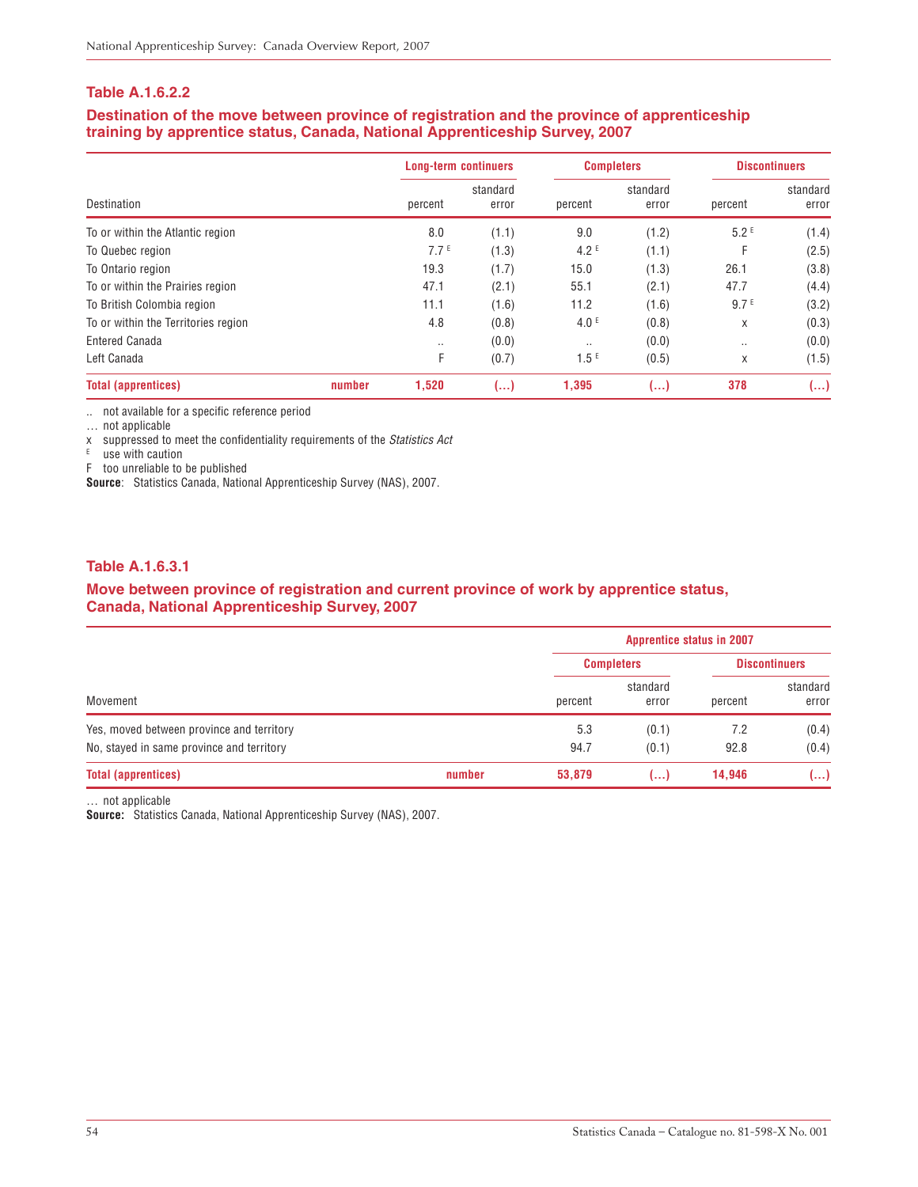### Table A.1.6.2.2

**Destination of the move between province of registration and the province of apprenticeship training by apprentice status, Canada, National Apprenticeship Survey, 2007**

| Destination | | Long-term continuers | | Completers | | Discontinuers | |
|---|---|---|---|---|---|---|---|
| | | percent | standard error | percent | standard error | percent | standard error |
| To or within the Atlantic region | | 8.0 | (1.1) | 9.0 | (1.2) | 5.2 E | (1.4) |
| To Quebec region | | 7.7 E | (1.3) | 4.2 E | (1.1) | F | (2.5) |
| To Ontario region | | 19.3 | (1.7) | 15.0 | (1.3) | 26.1 | (3.8) |
| To or within the Prairies region | | 47.1 | (2.1) | 55.1 | (2.1) | 47.7 | (4.4) |
| To British Colombia region | | 11.1 | (1.6) | 11.2 | (1.6) | 9.7 E | (3.2) |
| To or within the Territories region | | 4.8 | (0.8) | 4.0 E | (0.8) | x | (0.3) |
| Entered Canada | | .. | (0.0) | .. | (0.0) | .. | (0.0) |
| Left Canada | | F | (0.7) | 1.5 E | (0.5) | x | (1.5) |
| **Total (apprentices)** | **number** | **1,520** | **(…)** | **1,395** | **(…)** | **378** | **(…)** |

.. not available for a specific reference period
… not applicable
x suppressed to meet the confidentiality requirements of the *Statistics Act*
E use with caution
F too unreliable to be published
**Source**: Statistics Canada, National Apprenticeship Survey (NAS), 2007.

### Table A.1.6.3.1

**Move between province of registration and current province of work by apprentice status, Canada, National Apprenticeship Survey, 2007**

| Movement | | Apprentice status in 2007 | | | |
|---|---|---|---|---|---|
| | | Completers | | Discontinuers | |
| | | percent | standard error | percent | standard error |
| Yes, moved between province and territory | | 5.3 | (0.1) | 7.2 | (0.4) |
| No, stayed in same province and territory | | 94.7 | (0.1) | 92.8 | (0.4) |
| **Total (apprentices)** | **number** | **53,879** | **(…)** | **14,946** | **(…)** |

… not applicable
**Source:** Statistics Canada, National Apprenticeship Survey (NAS), 2007.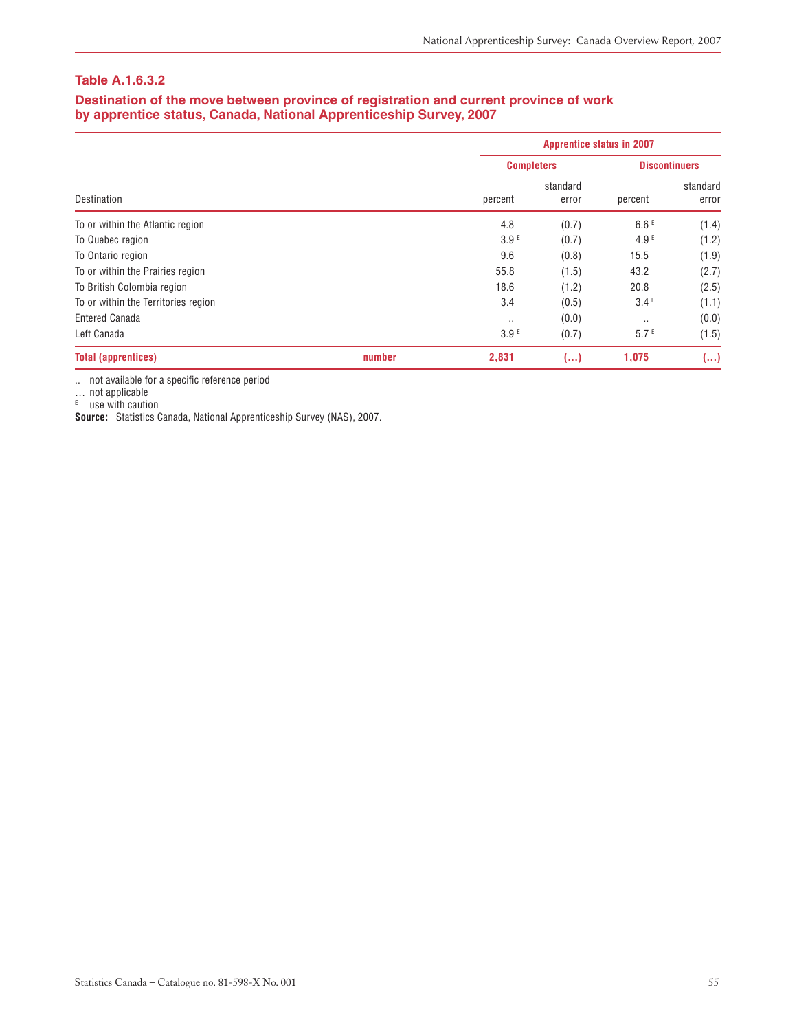### Table A.1.6.3.2

### Destination of the move between province of registration and current province of work by apprentice status, Canada, National Apprenticeship Survey, 2007

| Destination | | Apprentice status in 2007 | | | |
|---|---|---|---|---|---|
| | | Completers | | Discontinuers | |
| | | percent | standard error | percent | standard error |
| To or within the Atlantic region | | 4.8 | (0.7) | 6.6 E | (1.4) |
| To Quebec region | | 3.9 E | (0.7) | 4.9 E | (1.2) |
| To Ontario region | | 9.6 | (0.8) | 15.5 | (1.9) |
| To or within the Prairies region | | 55.8 | (1.5) | 43.2 | (2.7) |
| To British Colombia region | | 18.6 | (1.2) | 20.8 | (2.5) |
| To or within the Territories region | | 3.4 | (0.5) | 3.4 E | (1.1) |
| Entered Canada | | .. | (0.0) | .. | (0.0) |
| Left Canada | | 3.9 E | (0.7) | 5.7 E | (1.5) |
| **Total (apprentices)** | **number** | **2,831** | **(…)** | **1,075** | **(…)** |

.. not available for a specific reference period
… not applicable
E use with caution
**Source:** Statistics Canada, National Apprenticeship Survey (NAS), 2007.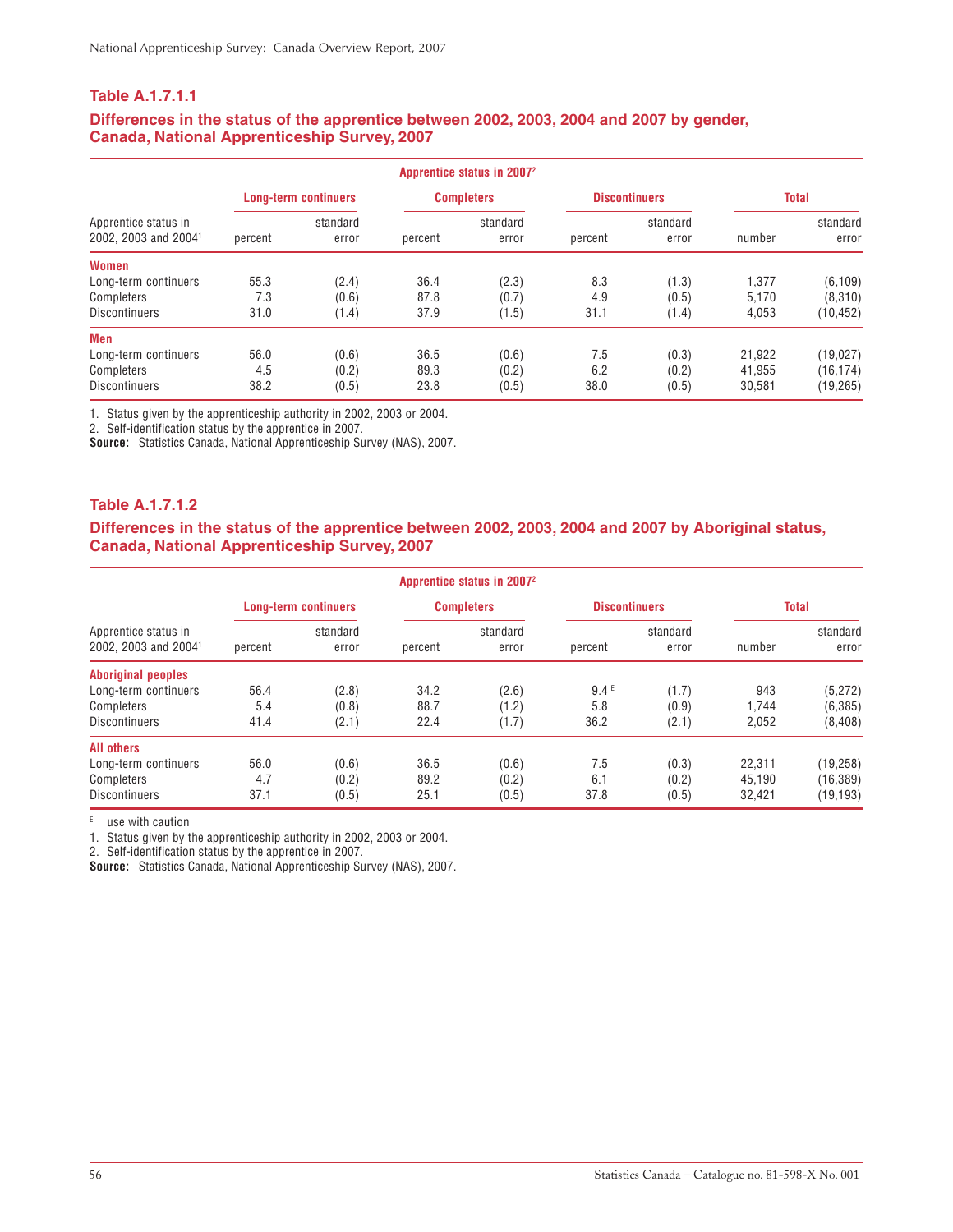### Table A.1.7.1.1

### Differences in the status of the apprentice between 2002, 2003, 2004 and 2007 by gender, Canada, National Apprenticeship Survey, 2007

| Apprentice status in 2002, 2003 and 2004[1] | Apprentice status in 2007[2] | | | | | | | |
|---|---|---|---|---|---|---|---|---|
| | Long-term continuers | | Completers | | Discontinuers | | Total | |
| | percent | standard error | percent | standard error | percent | standard error | number | standard error |
| **Women** | | | | | | | | |
| Long-term continuers | 55.3 | (2.4) | 36.4 | (2.3) | 8.3 | (1.3) | 1,377 | (6,109) |
| Completers | 7.3 | (0.6) | 87.8 | (0.7) | 4.9 | (0.5) | 5,170 | (8,310) |
| Discontinuers | 31.0 | (1.4) | 37.9 | (1.5) | 31.1 | (1.4) | 4,053 | (10,452) |
| **Men** | | | | | | | | |
| Long-term continuers | 56.0 | (0.6) | 36.5 | (0.6) | 7.5 | (0.3) | 21,922 | (19,027) |
| Completers | 4.5 | (0.2) | 89.3 | (0.2) | 6.2 | (0.2) | 41,955 | (16,174) |
| Discontinuers | 38.2 | (0.5) | 23.8 | (0.5) | 38.0 | (0.5) | 30,581 | (19,265) |

1. Status given by the apprenticeship authority in 2002, 2003 or 2004.
2. Self-identification status by the apprentice in 2007.
**Source:** Statistics Canada, National Apprenticeship Survey (NAS), 2007.

### Table A.1.7.1.2

### Differences in the status of the apprentice between 2002, 2003, 2004 and 2007 by Aboriginal status, Canada, National Apprenticeship Survey, 2007

| Apprentice status in 2002, 2003 and 2004[1] | Apprentice status in 2007[2] | | | | | | | |
|---|---|---|---|---|---|---|---|---|
| | Long-term continuers | | Completers | | Discontinuers | | Total | |
| | percent | standard error | percent | standard error | percent | standard error | number | standard error |
| **Aboriginal peoples** | | | | | | | | |
| Long-term continuers | 56.4 | (2.8) | 34.2 | (2.6) | 9.4 E | (1.7) | 943 | (5,272) |
| Completers | 5.4 | (0.8) | 88.7 | (1.2) | 5.8 | (0.9) | 1,744 | (6,385) |
| Discontinuers | 41.4 | (2.1) | 22.4 | (1.7) | 36.2 | (2.1) | 2,052 | (8,408) |
| **All others** | | | | | | | | |
| Long-term continuers | 56.0 | (0.6) | 36.5 | (0.6) | 7.5 | (0.3) | 22,311 | (19,258) |
| Completers | 4.7 | (0.2) | 89.2 | (0.2) | 6.1 | (0.2) | 45,190 | (16,389) |
| Discontinuers | 37.1 | (0.5) | 25.1 | (0.5) | 37.8 | (0.5) | 32,421 | (19,193) |

E use with caution
1. Status given by the apprenticeship authority in 2002, 2003 or 2004.
2. Self-identification status by the apprentice in 2007.
**Source:** Statistics Canada, National Apprenticeship Survey (NAS), 2007.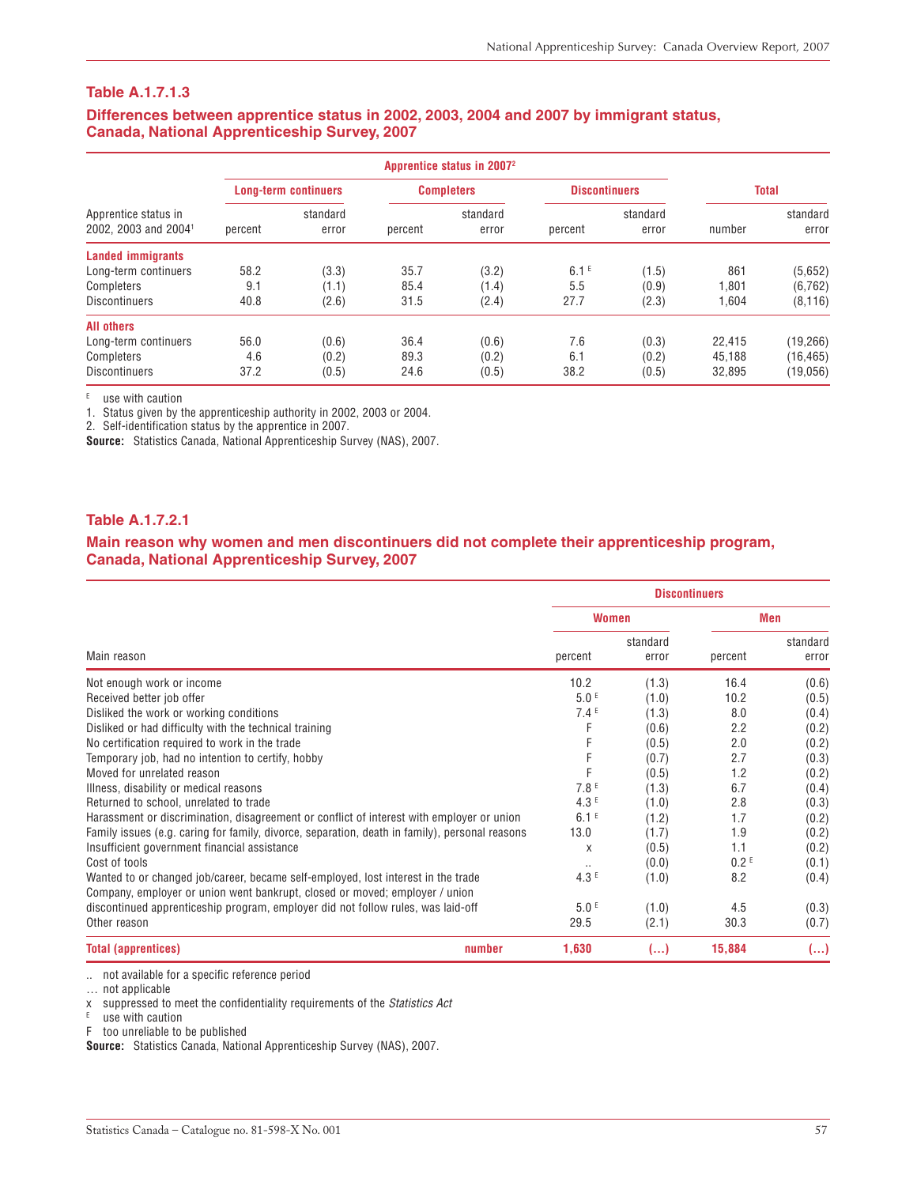### Table A.1.7.1.3

### Differences between apprentice status in 2002, 2003, 2004 and 2007 by immigrant status, Canada, National Apprenticeship Survey, 2007

| Apprentice status in 2002, 2003 and 2004[1] | Apprentice status in 2007[2] | | | | | | | |
|---|---|---|---|---|---|---|---|---|
| | Long-term continuers | | Completers | | Discontinuers | | Total | |
| | percent | standard error | percent | standard error | percent | standard error | number | standard error |
| **Landed immigrants** | | | | | | | | |
| Long-term continuers | 58.2 | (3.3) | 35.7 | (3.2) | 6.1 E | (1.5) | 861 | (5,652) |
| Completers | 9.1 | (1.1) | 85.4 | (1.4) | 5.5 | (0.9) | 1,801 | (6,762) |
| Discontinuers | 40.8 | (2.6) | 31.5 | (2.4) | 27.7 | (2.3) | 1,604 | (8,116) |
| **All others** | | | | | | | | |
| Long-term continuers | 56.0 | (0.6) | 36.4 | (0.6) | 7.6 | (0.3) | 22,415 | (19,266) |
| Completers | 4.6 | (0.2) | 89.3 | (0.2) | 6.1 | (0.2) | 45,188 | (16,465) |
| Discontinuers | 37.2 | (0.5) | 24.6 | (0.5) | 38.2 | (0.5) | 32,895 | (19,056) |

E use with caution

1. Status given by the apprenticeship authority in 2002, 2003 or 2004.
2. Self-identification status by the apprentice in 2007.

**Source:** Statistics Canada, National Apprenticeship Survey (NAS), 2007.

### Table A.1.7.2.1

### Main reason why women and men discontinuers did not complete their apprenticeship program, Canada, National Apprenticeship Survey, 2007

| Main reason | Discontinuers | | | |
|---|---|---|---|---|
| | Women | | Men | |
| | percent | standard error | percent | standard error |
| Not enough work or income | 10.2 | (1.3) | 16.4 | (0.6) |
| Received better job offer | 5.0 E | (1.0) | 10.2 | (0.5) |
| Disliked the work or working conditions | 7.4 E | (1.3) | 8.0 | (0.4) |
| Disliked or had difficulty with the technical training | F | (0.6) | 2.2 | (0.2) |
| No certification required to work in the trade | F | (0.5) | 2.0 | (0.2) |
| Temporary job, had no intention to certify, hobby | F | (0.7) | 2.7 | (0.3) |
| Moved for unrelated reason | F | (0.5) | 1.2 | (0.2) |
| Illness, disability or medical reasons | 7.8 E | (1.3) | 6.7 | (0.4) |
| Returned to school, unrelated to trade | 4.3 E | (1.0) | 2.8 | (0.3) |
| Harassment or discrimination, disagreement or conflict of interest with employer or union | 6.1 E | (1.2) | 1.7 | (0.2) |
| Family issues (e.g. caring for family, divorce, separation, death in family), personal reasons | 13.0 | (1.7) | 1.9 | (0.2) |
| Insufficient government financial assistance | x | (0.5) | 1.1 | (0.2) |
| Cost of tools | .. | (0.0) | 0.2 E | (0.1) |
| Wanted to or changed job/career, became self-employed, lost interest in the trade | 4.3 E | (1.0) | 8.2 | (0.4) |
| Company, employer or union went bankrupt, closed or moved; employer / union discontinued apprenticeship program, employer did not follow rules, was laid-off | 5.0 E | (1.0) | 4.5 | (0.3) |
| Other reason | 29.5 | (2.1) | 30.3 | (0.7) |
| **Total (apprentices)** number | **1,630** | **(…)** | **15,884** | **(…)** |

.. not available for a specific reference period

… not applicable

x suppressed to meet the confidentiality requirements of the *Statistics Act*

E use with caution

F too unreliable to be published

**Source:** Statistics Canada, National Apprenticeship Survey (NAS), 2007.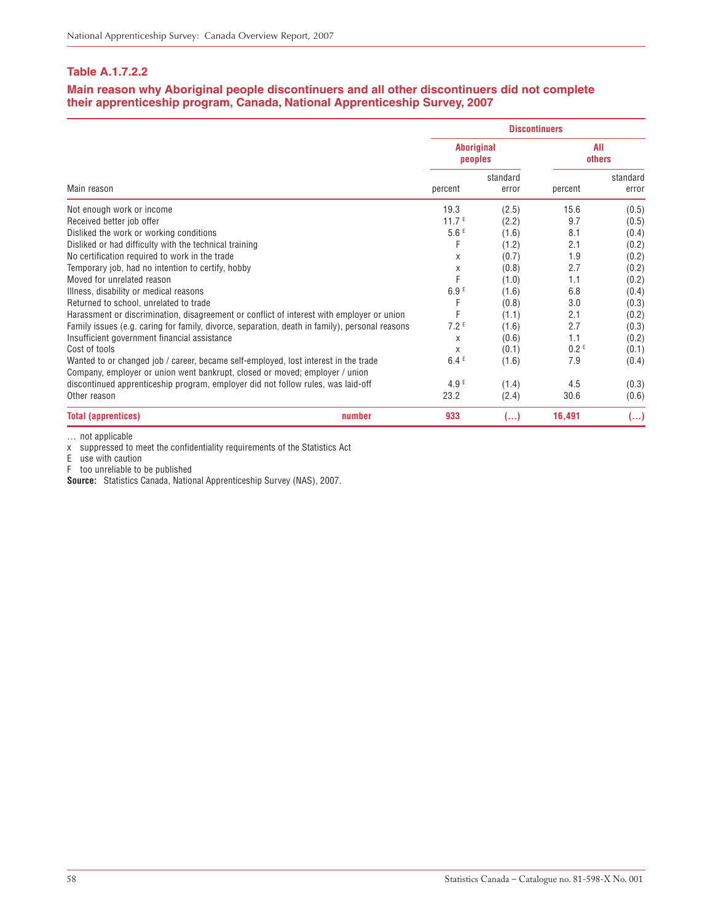### Table A.1.7.2.2

### Main reason why Aboriginal people discontinuers and all other discontinuers did not complete their apprenticeship program, Canada, National Apprenticeship Survey, 2007

| Main reason | Discontinuers | | | |
|---|---|---|---|---|
| | Aboriginal peoples | | All others | |
| | percent | standard error | percent | standard error |
| Not enough work or income | 19.3 | (2.5) | 15.6 | (0.5) |
| Received better job offer | 11.7 E | (2.2) | 9.7 | (0.5) |
| Disliked the work or working conditions | 5.6 E | (1.6) | 8.1 | (0.4) |
| Disliked or had difficulty with the technical training | F | (1.2) | 2.1 | (0.2) |
| No certification required to work in the trade | x | (0.7) | 1.9 | (0.2) |
| Temporary job, had no intention to certify, hobby | x | (0.8) | 2.7 | (0.2) |
| Moved for unrelated reason | F | (1.0) | 1.1 | (0.2) |
| Illness, disability or medical reasons | 6.9 E | (1.6) | 6.8 | (0.4) |
| Returned to school, unrelated to trade | F | (0.8) | 3.0 | (0.3) |
| Harassment or discrimination, disagreement or conflict of interest with employer or union | F | (1.1) | 2.1 | (0.2) |
| Family issues (e.g. caring for family, divorce, separation, death in family), personal reasons | 7.2 E | (1.6) | 2.7 | (0.3) |
| Insufficient government financial assistance | x | (0.6) | 1.1 | (0.2) |
| Cost of tools | x | (0.1) | 0.2 E | (0.1) |
| Wanted to or changed job / career, became self-employed, lost interest in the trade | 6.4 E | (1.6) | 7.9 | (0.4) |
| Company, employer or union went bankrupt, closed or moved; employer / union discontinued apprenticeship program, employer did not follow rules, was laid-off | 4.9 E | (1.4) | 4.5 | (0.3) |
| Other reason | 23.2 | (2.4) | 30.6 | (0.6) |
| **Total (apprentices)** number | **933** | **(...)** | **16,491** | **(...)** |

... not applicable
x suppressed to meet the confidentiality requirements of the Statistics Act
E use with caution
F too unreliable to be published
**Source:** Statistics Canada, National Apprenticeship Survey (NAS), 2007.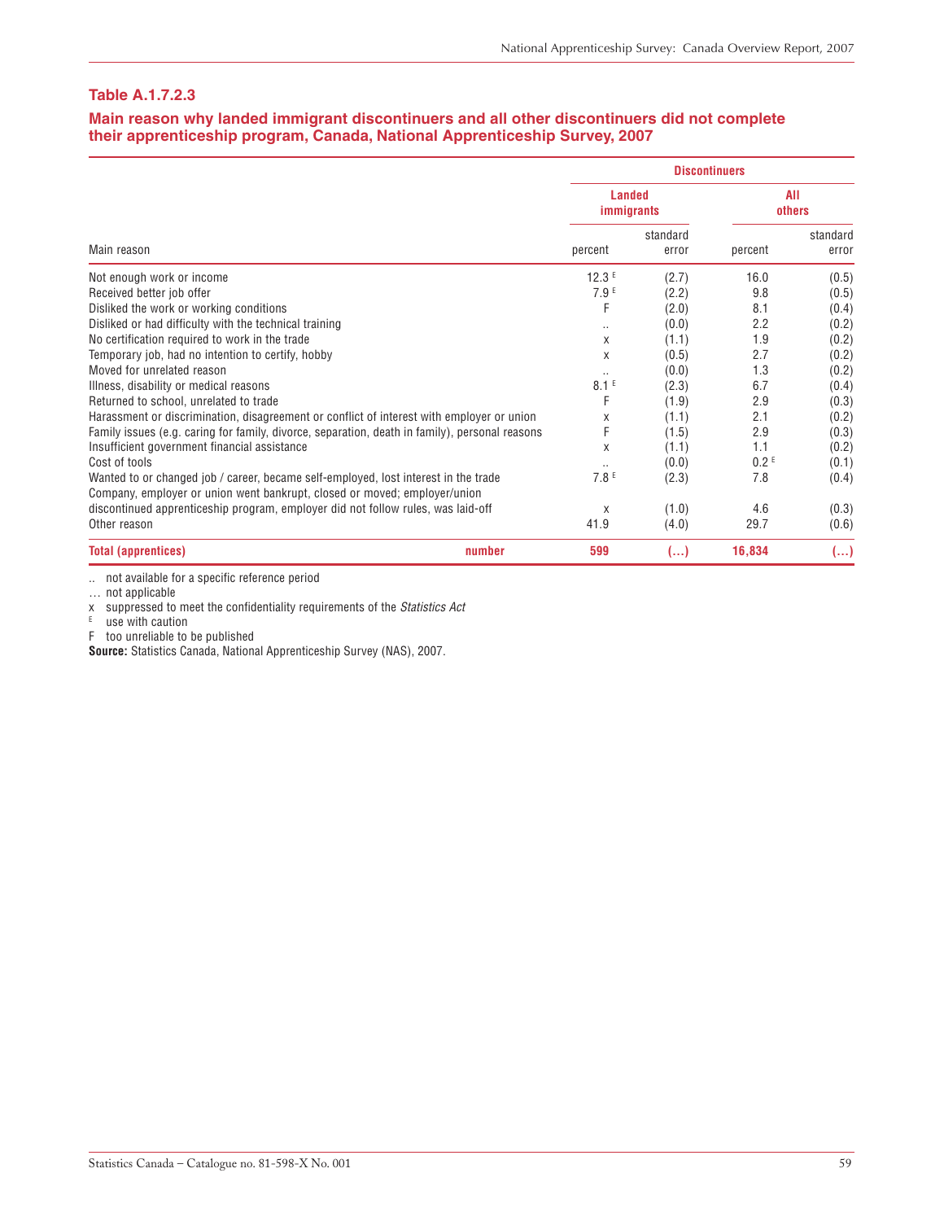### Table A.1.7.2.3

### Main reason why landed immigrant discontinuers and all other discontinuers did not complete their apprenticeship program, Canada, National Apprenticeship Survey, 2007

| | Discontinuers | | | |
|---|---|---|---|---|
| | Landed immigrants | | All others | |
| Main reason | percent | standard error | percent | standard error |
| Not enough work or income | 12.3 E | (2.7) | 16.0 | (0.5) |
| Received better job offer | 7.9 E | (2.2) | 9.8 | (0.5) |
| Disliked the work or working conditions | F | (2.0) | 8.1 | (0.4) |
| Disliked or had difficulty with the technical training | .. | (0.0) | 2.2 | (0.2) |
| No certification required to work in the trade | x | (1.1) | 1.9 | (0.2) |
| Temporary job, had no intention to certify, hobby | x | (0.5) | 2.7 | (0.2) |
| Moved for unrelated reason | .. | (0.0) | 1.3 | (0.2) |
| Illness, disability or medical reasons | 8.1 E | (2.3) | 6.7 | (0.4) |
| Returned to school, unrelated to trade | F | (1.9) | 2.9 | (0.3) |
| Harassment or discrimination, disagreement or conflict of interest with employer or union | x | (1.1) | 2.1 | (0.2) |
| Family issues (e.g. caring for family, divorce, separation, death in family), personal reasons | F | (1.5) | 2.9 | (0.3) |
| Insufficient government financial assistance | x | (1.1) | 1.1 | (0.2) |
| Cost of tools | .. | (0.0) | 0.2 E | (0.1) |
| Wanted to or changed job / career, became self-employed, lost interest in the trade | 7.8 E | (2.3) | 7.8 | (0.4) |
| Company, employer or union went bankrupt, closed or moved; employer/union discontinued apprenticeship program, employer did not follow rules, was laid-off | x | (1.0) | 4.6 | (0.3) |
| Other reason | 41.9 | (4.0) | 29.7 | (0.6) |
| **Total (apprentices)** number | **599** | **(…)** | **16,834** | **(…)** |

.. not available for a specific reference period
… not applicable
x suppressed to meet the confidentiality requirements of the *Statistics Act*
E use with caution
F too unreliable to be published
**Source:** Statistics Canada, National Apprenticeship Survey (NAS), 2007.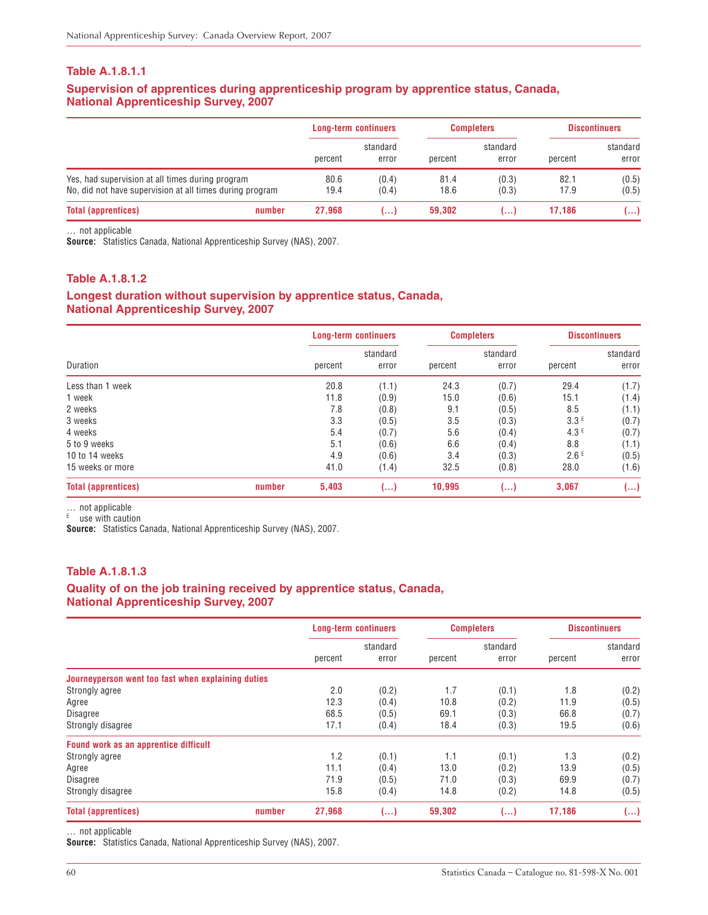### Table A.1.8.1.1

### Supervision of apprentices during apprenticeship program by apprentice status, Canada, National Apprenticeship Survey, 2007

| | | Long-term continuers | | Completers | | Discontinuers | |
|---|---|---|---|---|---|---|---|
| | | percent | standard error | percent | standard error | percent | standard error |
| Yes, had supervision at all times during program | | 80.6 | (0.4) | 81.4 | (0.3) | 82.1 | (0.5) |
| No, did not have supervision at all times during program | | 19.4 | (0.4) | 18.6 | (0.3) | 17.9 | (0.5) |
| **Total (apprentices)** | **number** | **27,968** | **(...)** | **59,302** | **(...)** | **17,186** | **(...)** |

... not applicable
**Source:** Statistics Canada, National Apprenticeship Survey (NAS), 2007.

### Table A.1.8.1.2

### Longest duration without supervision by apprentice status, Canada, National Apprenticeship Survey, 2007

| | | Long-term continuers | | Completers | | Discontinuers | |
|---|---|---|---|---|---|---|---|
| Duration | | percent | standard error | percent | standard error | percent | standard error |
| Less than 1 week | | 20.8 | (1.1) | 24.3 | (0.7) | 29.4 | (1.7) |
| 1 week | | 11.8 | (0.9) | 15.0 | (0.6) | 15.1 | (1.4) |
| 2 weeks | | 7.8 | (0.8) | 9.1 | (0.5) | 8.5 | (1.1) |
| 3 weeks | | 3.3 | (0.5) | 3.5 | (0.3) | 3.3 E | (0.7) |
| 4 weeks | | 5.4 | (0.7) | 5.6 | (0.4) | 4.3 E | (0.7) |
| 5 to 9 weeks | | 5.1 | (0.6) | 6.6 | (0.4) | 8.8 | (1.1) |
| 10 to 14 weeks | | 4.9 | (0.6) | 3.4 | (0.3) | 2.6 E | (0.5) |
| 15 weeks or more | | 41.0 | (1.4) | 32.5 | (0.8) | 28.0 | (1.6) |
| **Total (apprentices)** | **number** | **5,403** | **(...)** | **10,995** | **(...)** | **3,067** | **(...)** |

... not applicable
E use with caution
**Source:** Statistics Canada, National Apprenticeship Survey (NAS), 2007.

### Table A.1.8.1.3

### Quality of on the job training received by apprentice status, Canada, National Apprenticeship Survey, 2007

| | | Long-term continuers | | Completers | | Discontinuers | |
|---|---|---|---|---|---|---|---|
| | | percent | standard error | percent | standard error | percent | standard error |
| **Journeyperson went too fast when explaining duties** | | | | | | | |
| Strongly agree | | 2.0 | (0.2) | 1.7 | (0.1) | 1.8 | (0.2) |
| Agree | | 12.3 | (0.4) | 10.8 | (0.2) | 11.9 | (0.5) |
| Disagree | | 68.5 | (0.5) | 69.1 | (0.3) | 66.8 | (0.7) |
| Strongly disagree | | 17.1 | (0.4) | 18.4 | (0.3) | 19.5 | (0.6) |
| **Found work as an apprentice difficult** | | | | | | | |
| Strongly agree | | 1.2 | (0.1) | 1.1 | (0.1) | 1.3 | (0.2) |
| Agree | | 11.1 | (0.4) | 13.0 | (0.2) | 13.9 | (0.5) |
| Disagree | | 71.9 | (0.5) | 71.0 | (0.3) | 69.9 | (0.7) |
| Strongly disagree | | 15.8 | (0.4) | 14.8 | (0.2) | 14.8 | (0.5) |
| **Total (apprentices)** | **number** | **27,968** | **(...)** | **59,302** | **(...)** | **17,186** | **(...)** |

... not applicable
**Source:** Statistics Canada, National Apprenticeship Survey (NAS), 2007.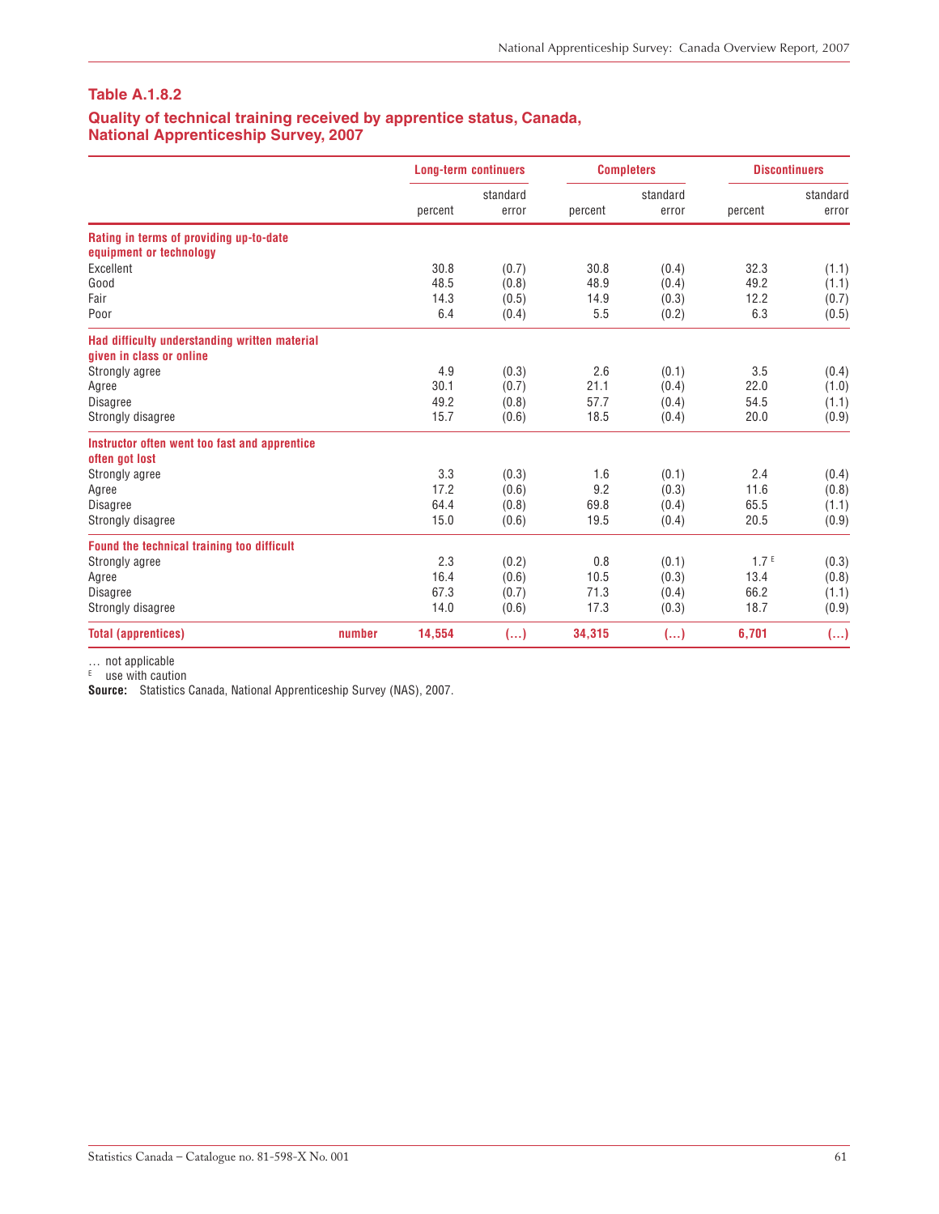## Table A.1.8.2

### Quality of technical training received by apprentice status, Canada, National Apprenticeship Survey, 2007

| | | Long-term continuers | | Completers | | Discontinuers | |
|---|---|---|---|---|---|---|---|
| | | percent | standard error | percent | standard error | percent | standard error |
| **Rating in terms of providing up-to-date equipment or technology** | | | | | | | |
| Excellent | | 30.8 | (0.7) | 30.8 | (0.4) | 32.3 | (1.1) |
| Good | | 48.5 | (0.8) | 48.9 | (0.4) | 49.2 | (1.1) |
| Fair | | 14.3 | (0.5) | 14.9 | (0.3) | 12.2 | (0.7) |
| Poor | | 6.4 | (0.4) | 5.5 | (0.2) | 6.3 | (0.5) |
| **Had difficulty understanding written material given in class or online** | | | | | | | |
| Strongly agree | | 4.9 | (0.3) | 2.6 | (0.1) | 3.5 | (0.4) |
| Agree | | 30.1 | (0.7) | 21.1 | (0.4) | 22.0 | (1.0) |
| Disagree | | 49.2 | (0.8) | 57.7 | (0.4) | 54.5 | (1.1) |
| Strongly disagree | | 15.7 | (0.6) | 18.5 | (0.4) | 20.0 | (0.9) |
| **Instructor often went too fast and apprentice often got lost** | | | | | | | |
| Strongly agree | | 3.3 | (0.3) | 1.6 | (0.1) | 2.4 | (0.4) |
| Agree | | 17.2 | (0.6) | 9.2 | (0.3) | 11.6 | (0.8) |
| Disagree | | 64.4 | (0.8) | 69.8 | (0.4) | 65.5 | (1.1) |
| Strongly disagree | | 15.0 | (0.6) | 19.5 | (0.4) | 20.5 | (0.9) |
| **Found the technical training too difficult** | | | | | | | |
| Strongly agree | | 2.3 | (0.2) | 0.8 | (0.1) | 1.7 E | (0.3) |
| Agree | | 16.4 | (0.6) | 10.5 | (0.3) | 13.4 | (0.8) |
| Disagree | | 67.3 | (0.7) | 71.3 | (0.4) | 66.2 | (1.1) |
| Strongly disagree | | 14.0 | (0.6) | 17.3 | (0.3) | 18.7 | (0.9) |
| **Total (apprentices)** | **number** | **14,554** | **(...)** | **34,315** | **(...)** | **6,701** | **(...)** |

... not applicable
E use with caution
**Source:** Statistics Canada, National Apprenticeship Survey (NAS), 2007.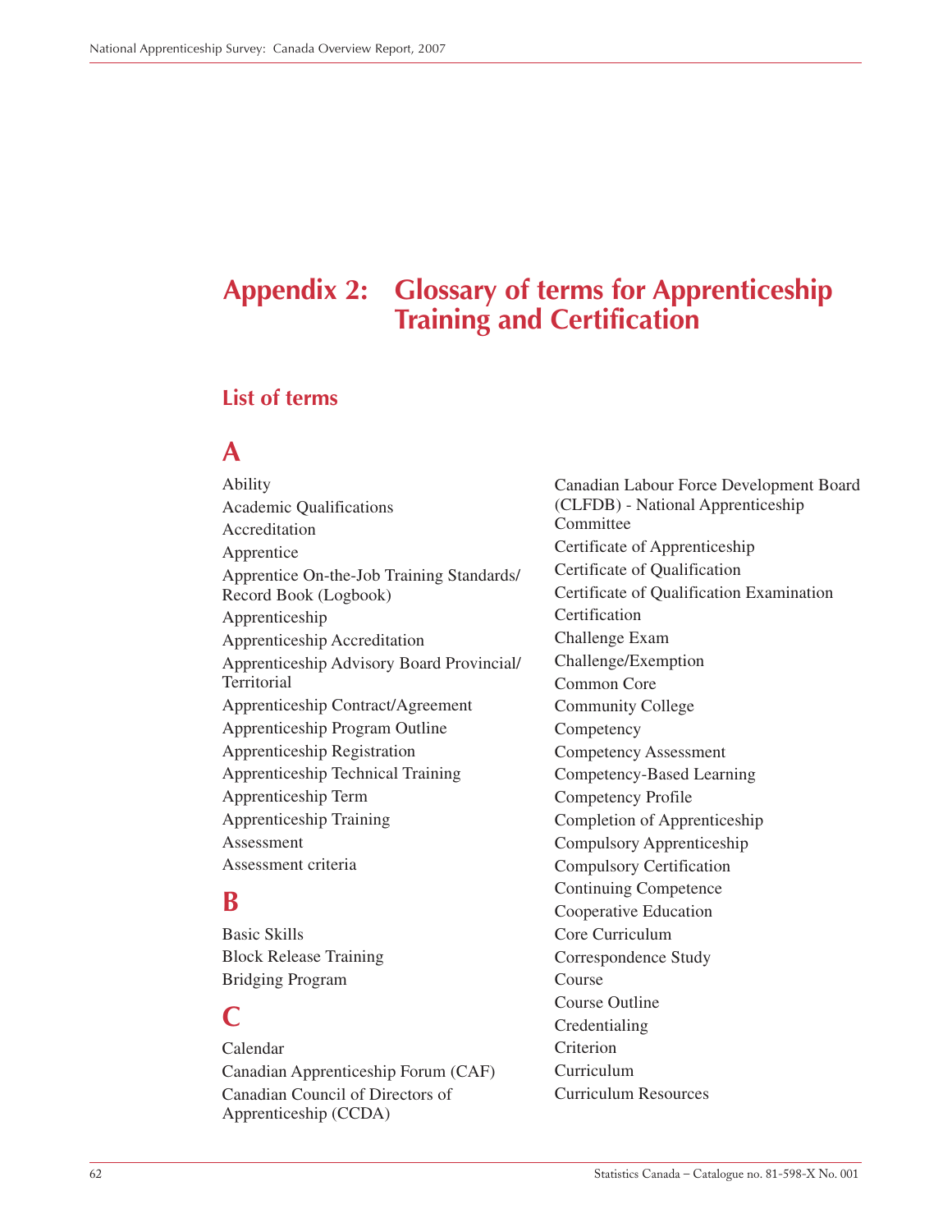# Appendix 2: Glossary of terms for Apprenticeship Training and Certification

## List of terms

### A

Ability
Academic Qualifications
Accreditation
Apprentice
Apprentice On-the-Job Training Standards/ Record Book (Logbook)
Apprenticeship
Apprenticeship Accreditation
Apprenticeship Advisory Board Provincial/ Territorial
Apprenticeship Contract/Agreement
Apprenticeship Program Outline
Apprenticeship Registration
Apprenticeship Technical Training
Apprenticeship Term
Apprenticeship Training
Assessment
Assessment criteria

### B

Basic Skills
Block Release Training
Bridging Program

### C

Calendar
Canadian Apprenticeship Forum (CAF)
Canadian Council of Directors of Apprenticeship (CCDA)
Canadian Labour Force Development Board (CLFDB) - National Apprenticeship Committee
Certificate of Apprenticeship
Certificate of Qualification
Certificate of Qualification Examination
Certification
Challenge Exam
Challenge/Exemption
Common Core
Community College
Competency
Competency Assessment
Competency-Based Learning
Competency Profile
Completion of Apprenticeship
Compulsory Apprenticeship
Compulsory Certification
Continuing Competence
Cooperative Education
Core Curriculum
Correspondence Study
Course
Course Outline
Credentialing
Criterion
Curriculum
Curriculum Resources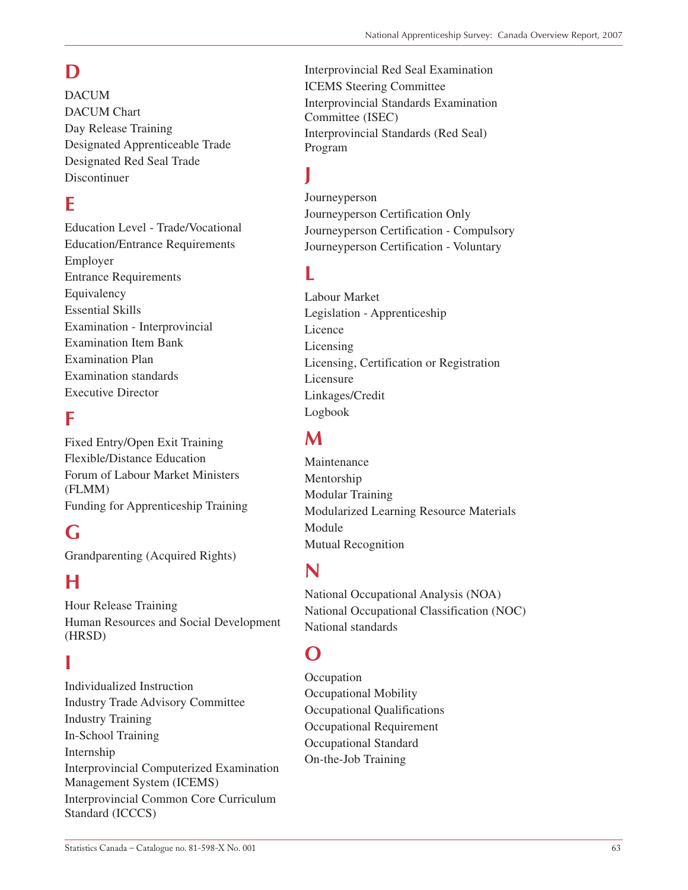## D

DACUM
DACUM Chart
Day Release Training
Designated Apprenticeable Trade
Designated Red Seal Trade
Discontinuer

## E

Education Level - Trade/Vocational
Education/Entrance Requirements
Employer
Entrance Requirements
Equivalency
Essential Skills
Examination - Interprovincial
Examination Item Bank
Examination Plan
Examination standards
Executive Director

## F

Fixed Entry/Open Exit Training
Flexible/Distance Education
Forum of Labour Market Ministers (FLMM)
Funding for Apprenticeship Training

## G

Grandparenting (Acquired Rights)

## H

Hour Release Training
Human Resources and Social Development (HRSD)

## I

Individualized Instruction
Industry Trade Advisory Committee
Industry Training
In-School Training
Internship
Interprovincial Computerized Examination Management System (ICEMS)
Interprovincial Common Core Curriculum Standard (ICCCS)
Interprovincial Red Seal Examination
ICEMS Steering Committee
Interprovincial Standards Examination Committee (ISEC)
Interprovincial Standards (Red Seal) Program

## J

Journeyperson
Journeyperson Certification Only
Journeyperson Certification - Compulsory
Journeyperson Certification - Voluntary

## L

Labour Market
Legislation - Apprenticeship
Licence
Licensing
Licensing, Certification or Registration
Licensure
Linkages/Credit
Logbook

## M

Maintenance
Mentorship
Modular Training
Modularized Learning Resource Materials
Module
Mutual Recognition

## N

National Occupational Analysis (NOA)
National Occupational Classification (NOC)
National standards

## O

Occupation
Occupational Mobility
Occupational Qualifications
Occupational Requirement
Occupational Standard
On-the-Job Training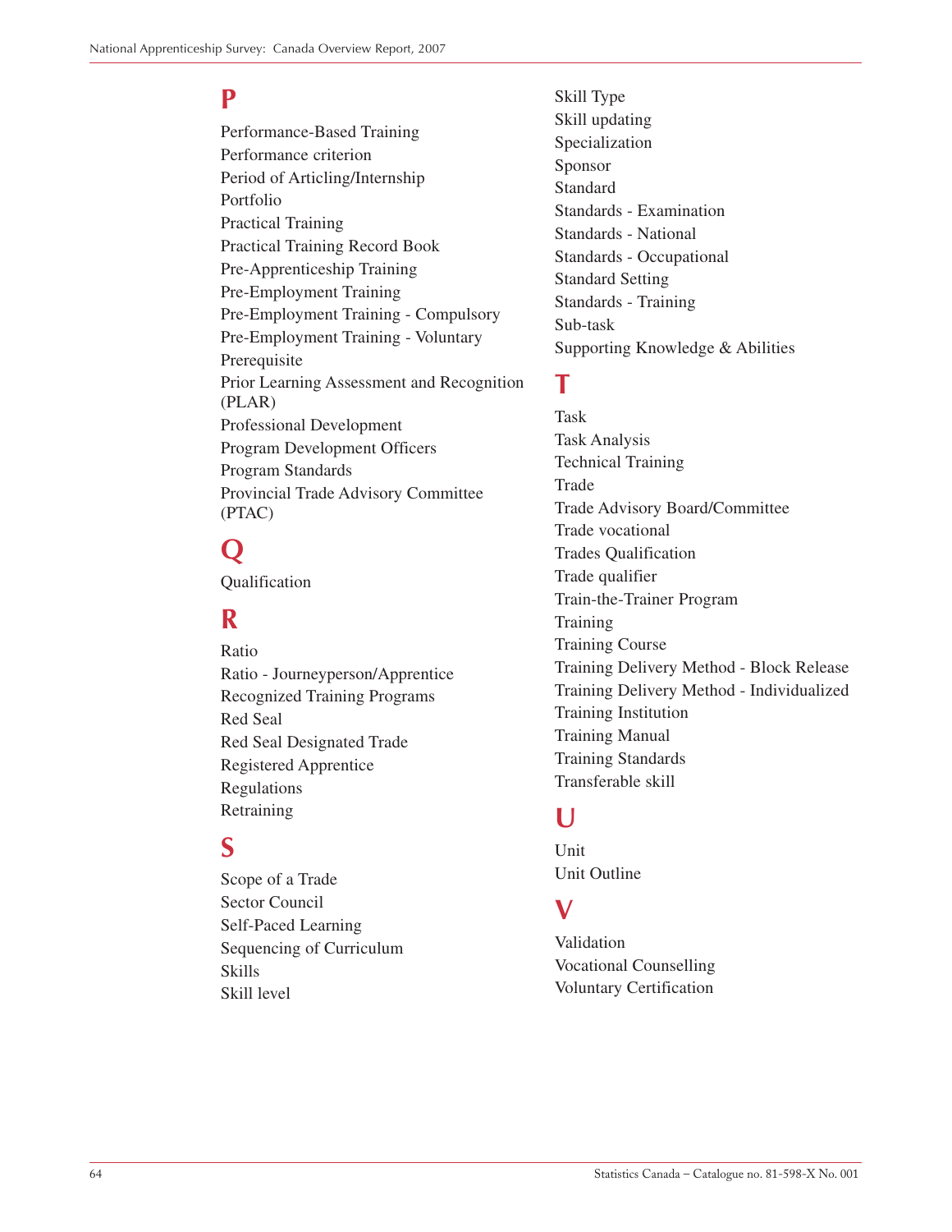## P

Performance-Based Training
Performance criterion
Period of Articling/Internship
Portfolio
Practical Training
Practical Training Record Book
Pre-Apprenticeship Training
Pre-Employment Training
Pre-Employment Training - Compulsory
Pre-Employment Training - Voluntary
Prerequisite
Prior Learning Assessment and Recognition (PLAR)
Professional Development
Program Development Officers
Program Standards
Provincial Trade Advisory Committee (PTAC)

## Q

Qualification

## R

Ratio
Ratio - Journeyperson/Apprentice
Recognized Training Programs
Red Seal
Red Seal Designated Trade
Registered Apprentice
Regulations
Retraining

## S

Scope of a Trade
Sector Council
Self-Paced Learning
Sequencing of Curriculum
Skills
Skill level
Skill Type
Skill updating
Specialization
Sponsor
Standard
Standards - Examination
Standards - National
Standards - Occupational
Standard Setting
Standards - Training
Sub-task
Supporting Knowledge & Abilities

## T

Task
Task Analysis
Technical Training
Trade
Trade Advisory Board/Committee
Trade vocational
Trades Qualification
Trade qualifier
Train-the-Trainer Program
Training
Training Course
Training Delivery Method - Block Release
Training Delivery Method - Individualized
Training Institution
Training Manual
Training Standards
Transferable skill

## U

Unit
Unit Outline

## V

Validation
Vocational Counselling
Voluntary Certification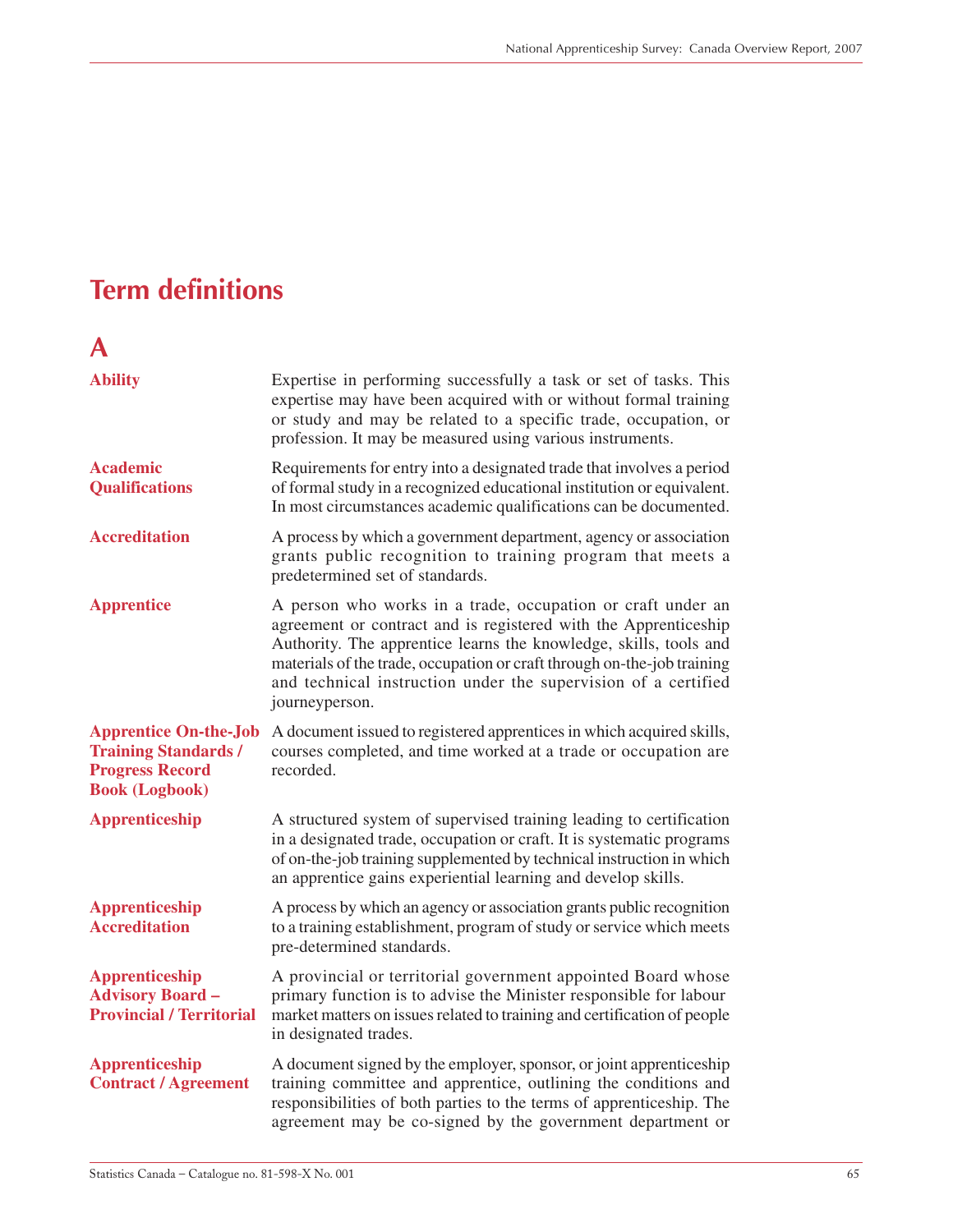# Term definitions

## A

| | |
|---|---|
| **Ability** | Expertise in performing successfully a task or set of tasks. This expertise may have been acquired with or without formal training or study and may be related to a specific trade, occupation, or profession. It may be measured using various instruments. |
| **Academic Qualifications** | Requirements for entry into a designated trade that involves a period of formal study in a recognized educational institution or equivalent. In most circumstances academic qualifications can be documented. |
| **Accreditation** | A process by which a government department, agency or association grants public recognition to training program that meets a predetermined set of standards. |
| **Apprentice** | A person who works in a trade, occupation or craft under an agreement or contract and is registered with the Apprenticeship Authority. The apprentice learns the knowledge, skills, tools and materials of the trade, occupation or craft through on-the-job training and technical instruction under the supervision of a certified journeyperson. |
| **Apprentice On-the-Job Training Standards / Progress Record Book (Logbook)** | A document issued to registered apprentices in which acquired skills, courses completed, and time worked at a trade or occupation are recorded. |
| **Apprenticeship** | A structured system of supervised training leading to certification in a designated trade, occupation or craft. It is systematic programs of on-the-job training supplemented by technical instruction in which an apprentice gains experiential learning and develop skills. |
| **Apprenticeship Accreditation** | A process by which an agency or association grants public recognition to a training establishment, program of study or service which meets pre-determined standards. |
| **Apprenticeship Advisory Board – Provincial / Territorial** | A provincial or territorial government appointed Board whose primary function is to advise the Minister responsible for labour market matters on issues related to training and certification of people in designated trades. |
| **Apprenticeship Contract / Agreement** | A document signed by the employer, sponsor, or joint apprenticeship training committee and apprentice, outlining the conditions and responsibilities of both parties to the terms of apprenticeship. The agreement may be co-signed by the government department or |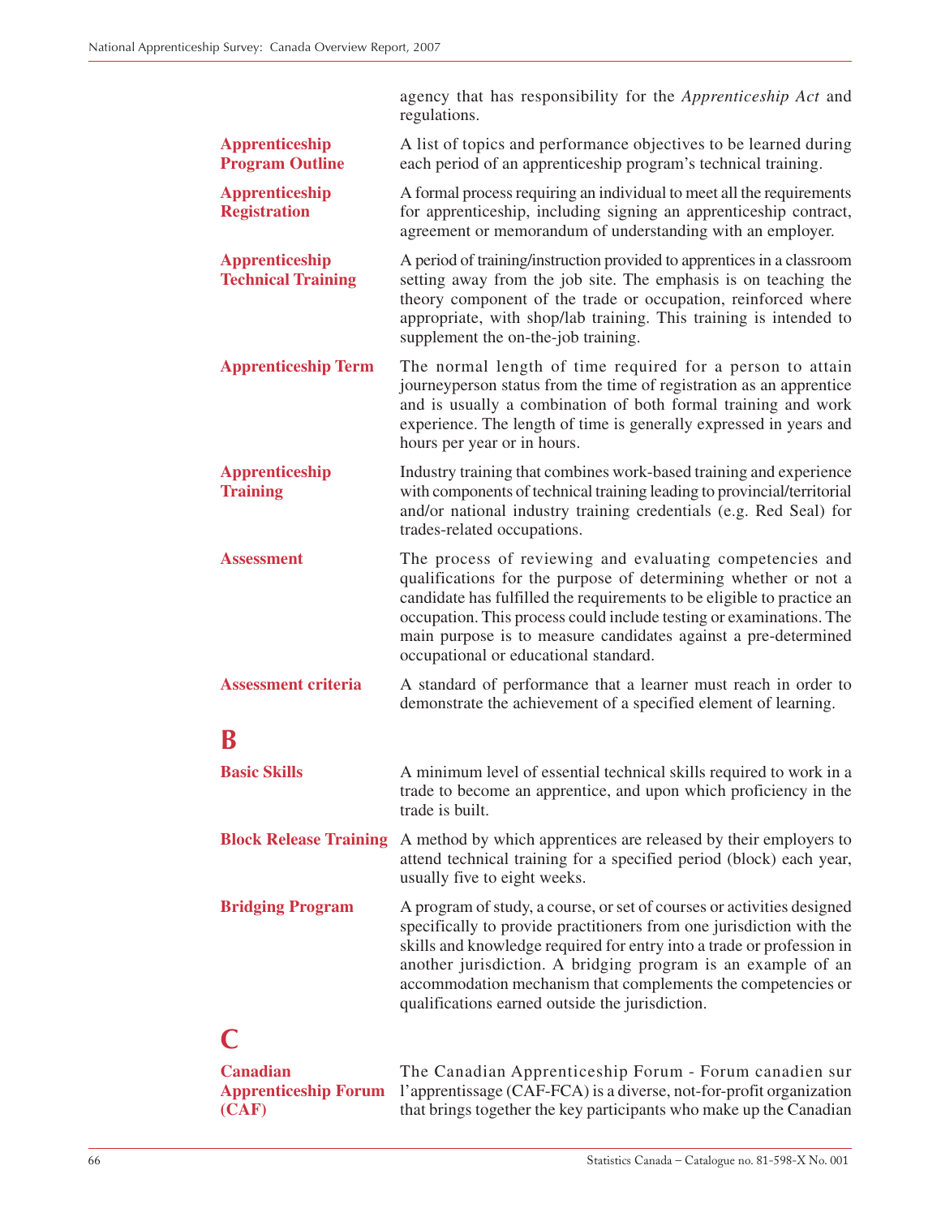agency that has responsibility for the *Apprenticeship Act* and regulations.

**Apprenticeship Program Outline** A list of topics and performance objectives to be learned during each period of an apprenticeship program's technical training.

**Apprenticeship Registration** A formal process requiring an individual to meet all the requirements for apprenticeship, including signing an apprenticeship contract, agreement or memorandum of understanding with an employer.

**Apprenticeship Technical Training** A period of training/instruction provided to apprentices in a classroom setting away from the job site. The emphasis is on teaching the theory component of the trade or occupation, reinforced where appropriate, with shop/lab training. This training is intended to supplement the on-the-job training.

**Apprenticeship Term** The normal length of time required for a person to attain journeyperson status from the time of registration as an apprentice and is usually a combination of both formal training and work experience. The length of time is generally expressed in years and hours per year or in hours.

**Apprenticeship Training** Industry training that combines work-based training and experience with components of technical training leading to provincial/territorial and/or national industry training credentials (e.g. Red Seal) for trades-related occupations.

**Assessment** The process of reviewing and evaluating competencies and qualifications for the purpose of determining whether or not a candidate has fulfilled the requirements to be eligible to practice an occupation. This process could include testing or examinations. The main purpose is to measure candidates against a pre-determined occupational or educational standard.

**Assessment criteria** A standard of performance that a learner must reach in order to demonstrate the achievement of a specified element of learning.

## B

**Basic Skills** A minimum level of essential technical skills required to work in a trade to become an apprentice, and upon which proficiency in the trade is built.

**Block Release Training** A method by which apprentices are released by their employers to attend technical training for a specified period (block) each year, usually five to eight weeks.

**Bridging Program** A program of study, a course, or set of courses or activities designed specifically to provide practitioners from one jurisdiction with the skills and knowledge required for entry into a trade or profession in another jurisdiction. A bridging program is an example of an accommodation mechanism that complements the competencies or qualifications earned outside the jurisdiction.

## C

**Canadian Apprenticeship Forum (CAF)** The Canadian Apprenticeship Forum - Forum canadien sur l'apprentissage (CAF-FCA) is a diverse, not-for-profit organization that brings together the key participants who make up the Canadian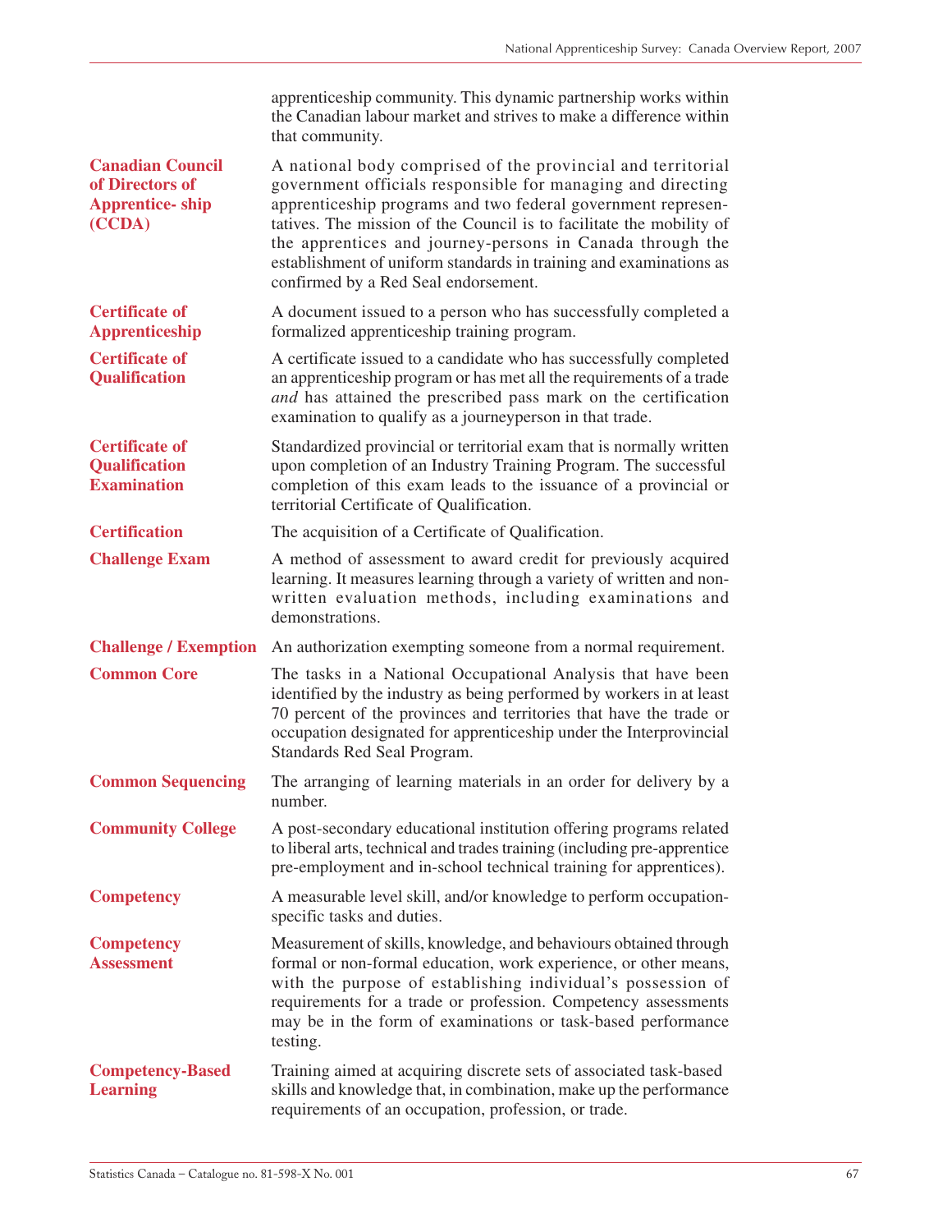apprenticeship community. This dynamic partnership works within the Canadian labour market and strives to make a difference within that community.

**Canadian Council of Directors of Apprentice- ship (CCDA)**
A national body comprised of the provincial and territorial government officials responsible for managing and directing apprenticeship programs and two federal government representatives. The mission of the Council is to facilitate the mobility of the apprentices and journey-persons in Canada through the establishment of uniform standards in training and examinations as confirmed by a Red Seal endorsement.

**Certificate of Apprenticeship**
A document issued to a person who has successfully completed a formalized apprenticeship training program.

**Certificate of Qualification**
A certificate issued to a candidate who has successfully completed an apprenticeship program or has met all the requirements of a trade *and* has attained the prescribed pass mark on the certification examination to qualify as a journeyperson in that trade.

**Certificate of Qualification Examination**
Standardized provincial or territorial exam that is normally written upon completion of an Industry Training Program. The successful completion of this exam leads to the issuance of a provincial or territorial Certificate of Qualification.

**Certification**
The acquisition of a Certificate of Qualification.

**Challenge Exam**
A method of assessment to award credit for previously acquired learning. It measures learning through a variety of written and non-written evaluation methods, including examinations and demonstrations.

**Challenge / Exemption**
An authorization exempting someone from a normal requirement.

**Common Core**
The tasks in a National Occupational Analysis that have been identified by the industry as being performed by workers in at least 70 percent of the provinces and territories that have the trade or occupation designated for apprenticeship under the Interprovincial Standards Red Seal Program.

**Common Sequencing**
The arranging of learning materials in an order for delivery by a number.

**Community College**
A post-secondary educational institution offering programs related to liberal arts, technical and trades training (including pre-apprentice pre-employment and in-school technical training for apprentices).

**Competency**
A measurable level skill, and/or knowledge to perform occupation-specific tasks and duties.

**Competency Assessment**
Measurement of skills, knowledge, and behaviours obtained through formal or non-formal education, work experience, or other means, with the purpose of establishing individual's possession of requirements for a trade or profession. Competency assessments may be in the form of examinations or task-based performance testing.

**Competency-Based Learning**
Training aimed at acquiring discrete sets of associated task-based skills and knowledge that, in combination, make up the performance requirements of an occupation, profession, or trade.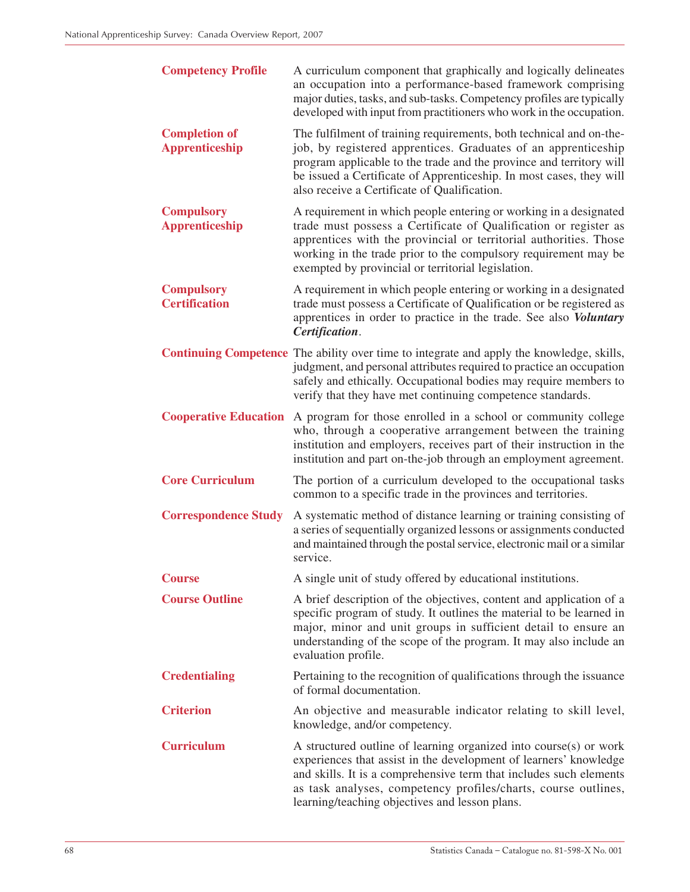**Competency Profile** A curriculum component that graphically and logically delineates an occupation into a performance-based framework comprising major duties, tasks, and sub-tasks. Competency profiles are typically developed with input from practitioners who work in the occupation.

**Completion of Apprenticeship** The fulfilment of training requirements, both technical and on-the-job, by registered apprentices. Graduates of an apprenticeship program applicable to the trade and the province and territory will be issued a Certificate of Apprenticeship. In most cases, they will also receive a Certificate of Qualification.

**Compulsory Apprenticeship** A requirement in which people entering or working in a designated trade must possess a Certificate of Qualification or register as apprentices with the provincial or territorial authorities. Those working in the trade prior to the compulsory requirement may be exempted by provincial or territorial legislation.

**Compulsory Certification** A requirement in which people entering or working in a designated trade must possess a Certificate of Qualification or be registered as apprentices in order to practice in the trade. See also ***Voluntary Certification***.

**Continuing Competence** The ability over time to integrate and apply the knowledge, skills, judgment, and personal attributes required to practice an occupation safely and ethically. Occupational bodies may require members to verify that they have met continuing competence standards.

**Cooperative Education** A program for those enrolled in a school or community college who, through a cooperative arrangement between the training institution and employers, receives part of their instruction in the institution and part on-the-job through an employment agreement.

**Core Curriculum** The portion of a curriculum developed to the occupational tasks common to a specific trade in the provinces and territories.

**Correspondence Study** A systematic method of distance learning or training consisting of a series of sequentially organized lessons or assignments conducted and maintained through the postal service, electronic mail or a similar service.

**Course** A single unit of study offered by educational institutions.

**Course Outline** A brief description of the objectives, content and application of a specific program of study. It outlines the material to be learned in major, minor and unit groups in sufficient detail to ensure an understanding of the scope of the program. It may also include an evaluation profile.

**Credentialing** Pertaining to the recognition of qualifications through the issuance of formal documentation.

**Criterion** An objective and measurable indicator relating to skill level, knowledge, and/or competency.

**Curriculum** A structured outline of learning organized into course(s) or work experiences that assist in the development of learners' knowledge and skills. It is a comprehensive term that includes such elements as task analyses, competency profiles/charts, course outlines, learning/teaching objectives and lesson plans.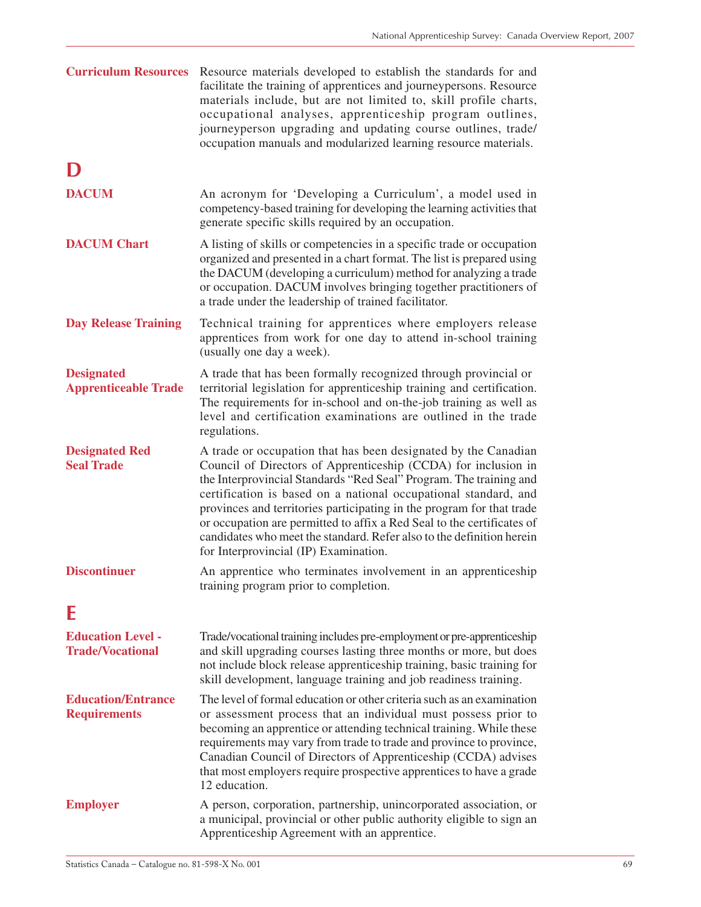**Curriculum Resources** Resource materials developed to establish the standards for and facilitate the training of apprentices and journeypersons. Resource materials include, but are not limited to, skill profile charts, occupational analyses, apprenticeship program outlines, journeyperson upgrading and updating course outlines, trade/occupation manuals and modularized learning resource materials.

## D

**DACUM** An acronym for 'Developing a Curriculum', a model used in competency-based training for developing the learning activities that generate specific skills required by an occupation.

**DACUM Chart** A listing of skills or competencies in a specific trade or occupation organized and presented in a chart format. The list is prepared using the DACUM (developing a curriculum) method for analyzing a trade or occupation. DACUM involves bringing together practitioners of a trade under the leadership of trained facilitator.

**Day Release Training** Technical training for apprentices where employers release apprentices from work for one day to attend in-school training (usually one day a week).

**Designated Apprenticeable Trade** A trade that has been formally recognized through provincial or territorial legislation for apprenticeship training and certification. The requirements for in-school and on-the-job training as well as level and certification examinations are outlined in the trade regulations.

**Designated Red Seal Trade** A trade or occupation that has been designated by the Canadian Council of Directors of Apprenticeship (CCDA) for inclusion in the Interprovincial Standards "Red Seal" Program. The training and certification is based on a national occupational standard, and provinces and territories participating in the program for that trade or occupation are permitted to affix a Red Seal to the certificates of candidates who meet the standard. Refer also to the definition herein for Interprovincial (IP) Examination.

**Discontinuer** An apprentice who terminates involvement in an apprenticeship training program prior to completion.

## E

**Education Level - Trade/Vocational** Trade/vocational training includes pre-employment or pre-apprenticeship and skill upgrading courses lasting three months or more, but does not include block release apprenticeship training, basic training for skill development, language training and job readiness training.

**Education/Entrance Requirements** The level of formal education or other criteria such as an examination or assessment process that an individual must possess prior to becoming an apprentice or attending technical training. While these requirements may vary from trade to trade and province to province, Canadian Council of Directors of Apprenticeship (CCDA) advises that most employers require prospective apprentices to have a grade 12 education.

**Employer** A person, corporation, partnership, unincorporated association, or a municipal, provincial or other public authority eligible to sign an Apprenticeship Agreement with an apprentice.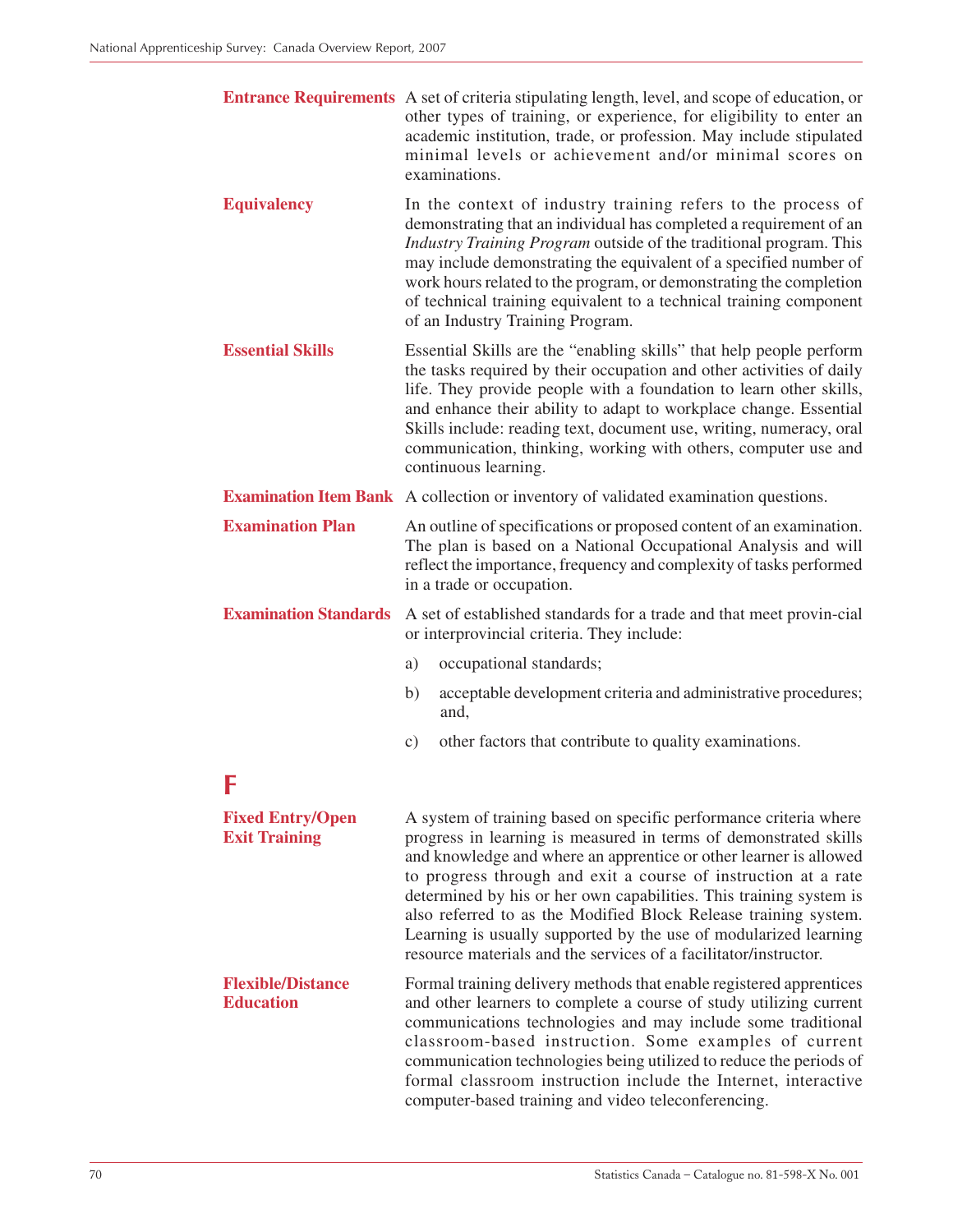**Entrance Requirements** A set of criteria stipulating length, level, and scope of education, or other types of training, or experience, for eligibility to enter an academic institution, trade, or profession. May include stipulated minimal levels or achievement and/or minimal scores on examinations.

**Equivalency** In the context of industry training refers to the process of demonstrating that an individual has completed a requirement of an *Industry Training Program* outside of the traditional program. This may include demonstrating the equivalent of a specified number of work hours related to the program, or demonstrating the completion of technical training equivalent to a technical training component of an Industry Training Program.

**Essential Skills** Essential Skills are the "enabling skills" that help people perform the tasks required by their occupation and other activities of daily life. They provide people with a foundation to learn other skills, and enhance their ability to adapt to workplace change. Essential Skills include: reading text, document use, writing, numeracy, oral communication, thinking, working with others, computer use and continuous learning.

**Examination Item Bank** A collection or inventory of validated examination questions.

**Examination Plan** An outline of specifications or proposed content of an examination. The plan is based on a National Occupational Analysis and will reflect the importance, frequency and complexity of tasks performed in a trade or occupation.

**Examination Standards** A set of established standards for a trade and that meet provin-cial or interprovincial criteria. They include:

a) occupational standards;

b) acceptable development criteria and administrative procedures; and,

c) other factors that contribute to quality examinations.

# F

**Fixed Entry/Open Exit Training** A system of training based on specific performance criteria where progress in learning is measured in terms of demonstrated skills and knowledge and where an apprentice or other learner is allowed to progress through and exit a course of instruction at a rate determined by his or her own capabilities. This training system is also referred to as the Modified Block Release training system. Learning is usually supported by the use of modularized learning resource materials and the services of a facilitator/instructor.

**Flexible/Distance Education** Formal training delivery methods that enable registered apprentices and other learners to complete a course of study utilizing current communications technologies and may include some traditional classroom-based instruction. Some examples of current communication technologies being utilized to reduce the periods of formal classroom instruction include the Internet, interactive computer-based training and video teleconferencing.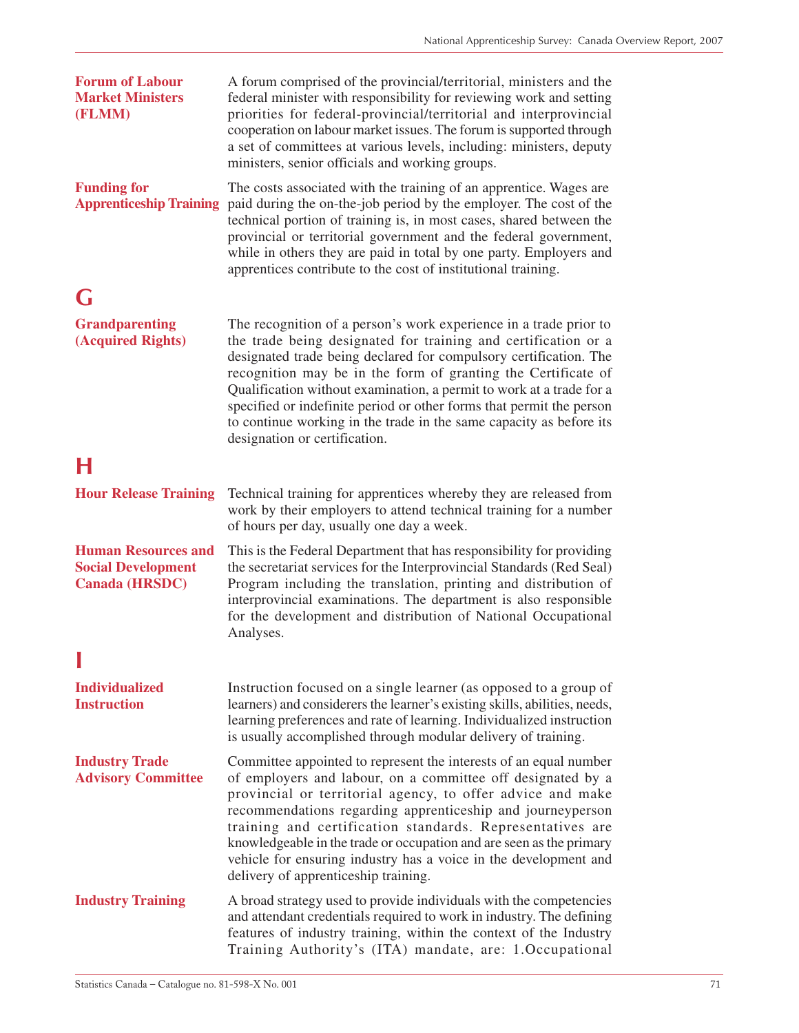**Forum of Labour Market Ministers (FLMM)**

A forum comprised of the provincial/territorial, ministers and the federal minister with responsibility for reviewing work and setting priorities for federal-provincial/territorial and interprovincial cooperation on labour market issues. The forum is supported through a set of committees at various levels, including: ministers, deputy ministers, senior officials and working groups.

**Funding for Apprenticeship Training**

The costs associated with the training of an apprentice. Wages are paid during the on-the-job period by the employer. The cost of the technical portion of training is, in most cases, shared between the provincial or territorial government and the federal government, while in others they are paid in total by one party. Employers and apprentices contribute to the cost of institutional training.

## G

**Grandparenting (Acquired Rights)**

The recognition of a person's work experience in a trade prior to the trade being designated for training and certification or a designated trade being declared for compulsory certification. The recognition may be in the form of granting the Certificate of Qualification without examination, a permit to work at a trade for a specified or indefinite period or other forms that permit the person to continue working in the trade in the same capacity as before its designation or certification.

## H

**Hour Release Training**

Technical training for apprentices whereby they are released from work by their employers to attend technical training for a number of hours per day, usually one day a week.

**Human Resources and Social Development Canada (HRSDC)**

This is the Federal Department that has responsibility for providing the secretariat services for the Interprovincial Standards (Red Seal) Program including the translation, printing and distribution of interprovincial examinations. The department is also responsible for the development and distribution of National Occupational Analyses.

## I

**Individualized Instruction**

Instruction focused on a single learner (as opposed to a group of learners) and considerers the learner's existing skills, abilities, needs, learning preferences and rate of learning. Individualized instruction is usually accomplished through modular delivery of training.

**Industry Trade Advisory Committee**

Committee appointed to represent the interests of an equal number of employers and labour, on a committee off designated by a provincial or territorial agency, to offer advice and make recommendations regarding apprenticeship and journeyperson training and certification standards. Representatives are knowledgeable in the trade or occupation and are seen as the primary vehicle for ensuring industry has a voice in the development and delivery of apprenticeship training.

**Industry Training**

A broad strategy used to provide individuals with the competencies and attendant credentials required to work in industry. The defining features of industry training, within the context of the Industry Training Authority's (ITA) mandate, are: 1.Occupational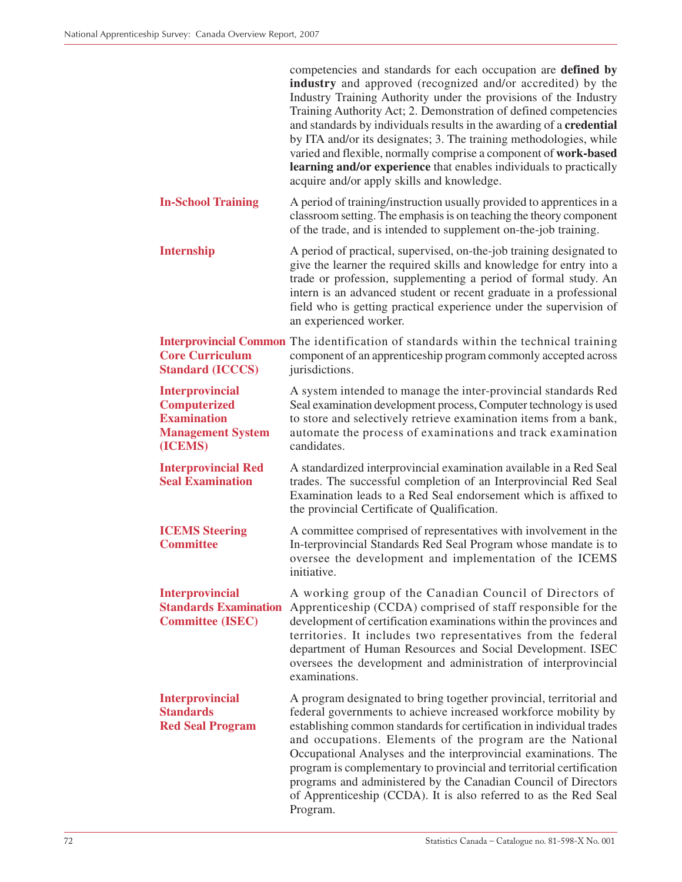competencies and standards for each occupation are **defined by industry** and approved (recognized and/or accredited) by the Industry Training Authority under the provisions of the Industry Training Authority Act; 2. Demonstration of defined competencies and standards by individuals results in the awarding of a **credential** by ITA and/or its designates; 3. The training methodologies, while varied and flexible, normally comprise a component of **work-based learning and/or experience** that enables individuals to practically acquire and/or apply skills and knowledge.

**In-School Training** A period of training/instruction usually provided to apprentices in a classroom setting. The emphasis is on teaching the theory component of the trade, and is intended to supplement on-the-job training.

**Internship** A period of practical, supervised, on-the-job training designated to give the learner the required skills and knowledge for entry into a trade or profession, supplementing a period of formal study. An intern is an advanced student or recent graduate in a professional field who is getting practical experience under the supervision of an experienced worker.

**Interprovincial Common Core Curriculum Standard (ICCCS)** The identification of standards within the technical training component of an apprenticeship program commonly accepted across jurisdictions.

**Interprovincial Computerized Examination Management System (ICEMS)** A system intended to manage the inter-provincial standards Red Seal examination development process, Computer technology is used to store and selectively retrieve examination items from a bank, automate the process of examinations and track examination candidates.

**Interprovincial Red Seal Examination** A standardized interprovincial examination available in a Red Seal trades. The successful completion of an Interprovincial Red Seal Examination leads to a Red Seal endorsement which is affixed to the provincial Certificate of Qualification.

**ICEMS Steering Committee** A committee comprised of representatives with involvement in the In-terprovincial Standards Red Seal Program whose mandate is to oversee the development and implementation of the ICEMS initiative.

**Interprovincial Standards Examination Committee (ISEC)** A working group of the Canadian Council of Directors of Apprenticeship (CCDA) comprised of staff responsible for the development of certification examinations within the provinces and territories. It includes two representatives from the federal department of Human Resources and Social Development. ISEC oversees the development and administration of interprovincial examinations.

**Interprovincial Standards Red Seal Program** A program designated to bring together provincial, territorial and federal governments to achieve increased workforce mobility by establishing common standards for certification in individual trades and occupations. Elements of the program are the National Occupational Analyses and the interprovincial examinations. The program is complementary to provincial and territorial certification programs and administered by the Canadian Council of Directors of Apprenticeship (CCDA). It is also referred to as the Red Seal Program.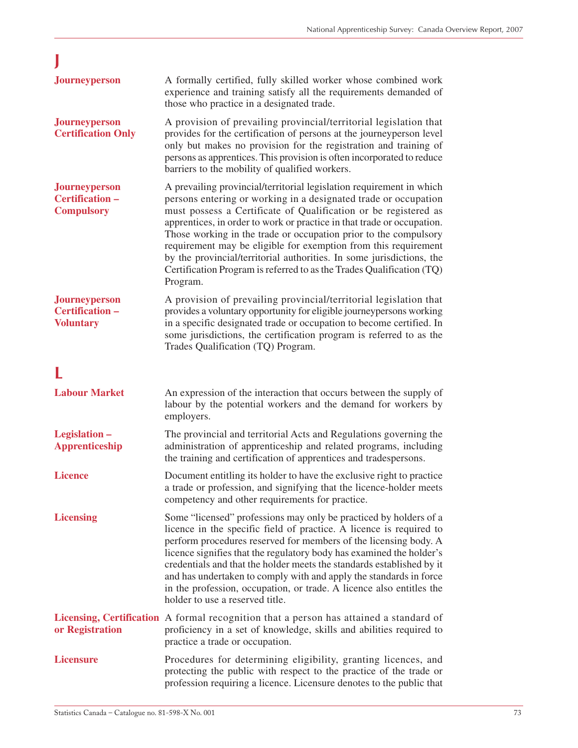## J

**Journeyperson**
A formally certified, fully skilled worker whose combined work experience and training satisfy all the requirements demanded of those who practice in a designated trade.

**Journeyperson Certification Only**
A provision of prevailing provincial/territorial legislation that provides for the certification of persons at the journeyperson level only but makes no provision for the registration and training of persons as apprentices. This provision is often incorporated to reduce barriers to the mobility of qualified workers.

**Journeyperson Certification – Compulsory**
A prevailing provincial/territorial legislation requirement in which persons entering or working in a designated trade or occupation must possess a Certificate of Qualification or be registered as apprentices, in order to work or practice in that trade or occupation. Those working in the trade or occupation prior to the compulsory requirement may be eligible for exemption from this requirement by the provincial/territorial authorities. In some jurisdictions, the Certification Program is referred to as the Trades Qualification (TQ) Program.

**Journeyperson Certification – Voluntary**
A provision of prevailing provincial/territorial legislation that provides a voluntary opportunity for eligible journeypersons working in a specific designated trade or occupation to become certified. In some jurisdictions, the certification program is referred to as the Trades Qualification (TQ) Program.

## L

**Labour Market**
An expression of the interaction that occurs between the supply of labour by the potential workers and the demand for workers by employers.

**Legislation – Apprenticeship**
The provincial and territorial Acts and Regulations governing the administration of apprenticeship and related programs, including the training and certification of apprentices and tradespersons.

**Licence**
Document entitling its holder to have the exclusive right to practice a trade or profession, and signifying that the licence-holder meets competency and other requirements for practice.

**Licensing**
Some "licensed" professions may only be practiced by holders of a licence in the specific field of practice. A licence is required to perform procedures reserved for members of the licensing body. A licence signifies that the regulatory body has examined the holder's credentials and that the holder meets the standards established by it and has undertaken to comply with and apply the standards in force in the profession, occupation, or trade. A licence also entitles the holder to use a reserved title.

**Licensing, Certification or Registration**
A formal recognition that a person has attained a standard of proficiency in a set of knowledge, skills and abilities required to practice a trade or occupation.

**Licensure**
Procedures for determining eligibility, granting licences, and protecting the public with respect to the practice of the trade or profession requiring a licence. Licensure denotes to the public that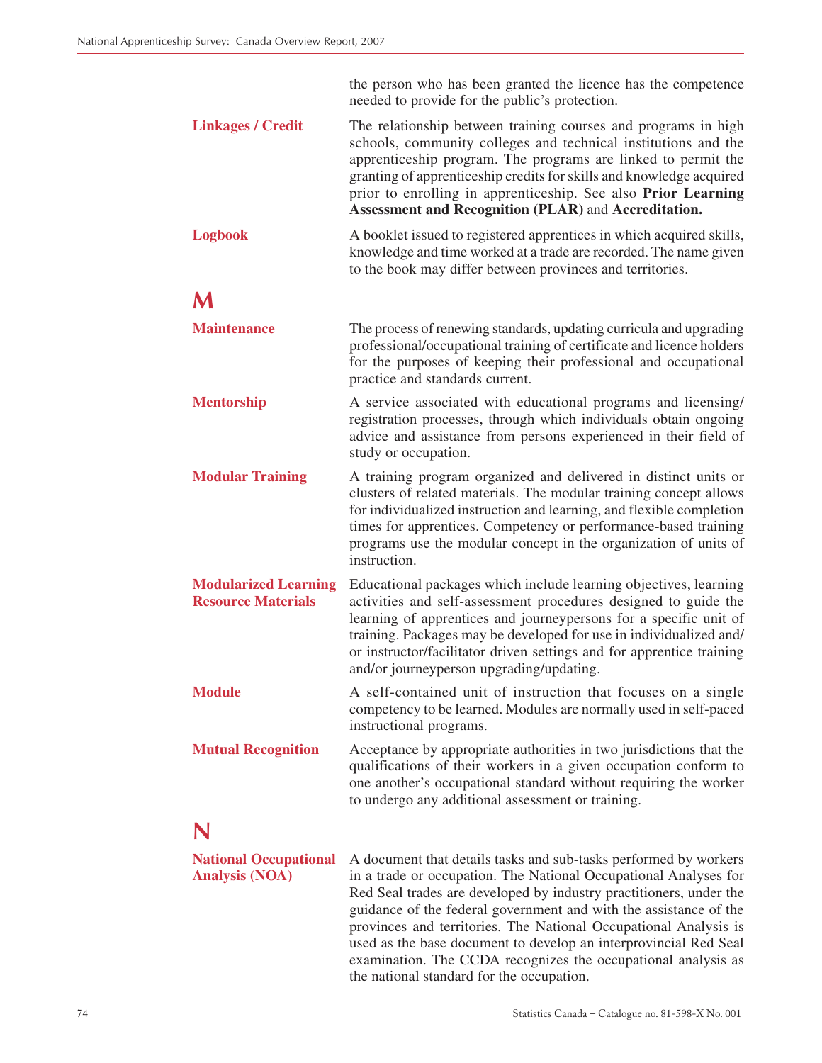the person who has been granted the licence has the competence needed to provide for the public's protection.

**Linkages / Credit** The relationship between training courses and programs in high schools, community colleges and technical institutions and the apprenticeship program. The programs are linked to permit the granting of apprenticeship credits for skills and knowledge acquired prior to enrolling in apprenticeship. See also **Prior Learning Assessment and Recognition (PLAR)** and **Accreditation.**

**Logbook** A booklet issued to registered apprentices in which acquired skills, knowledge and time worked at a trade are recorded. The name given to the book may differ between provinces and territories.

## M

**Maintenance** The process of renewing standards, updating curricula and upgrading professional/occupational training of certificate and licence holders for the purposes of keeping their professional and occupational practice and standards current.

**Mentorship** A service associated with educational programs and licensing/registration processes, through which individuals obtain ongoing advice and assistance from persons experienced in their field of study or occupation.

**Modular Training** A training program organized and delivered in distinct units or clusters of related materials. The modular training concept allows for individualized instruction and learning, and flexible completion times for apprentices. Competency or performance-based training programs use the modular concept in the organization of units of instruction.

**Modularized Learning Resource Materials** Educational packages which include learning objectives, learning activities and self-assessment procedures designed to guide the learning of apprentices and journeypersons for a specific unit of training. Packages may be developed for use in individualized and/or instructor/facilitator driven settings and for apprentice training and/or journeyperson upgrading/updating.

**Module** A self-contained unit of instruction that focuses on a single competency to be learned. Modules are normally used in self-paced instructional programs.

**Mutual Recognition** Acceptance by appropriate authorities in two jurisdictions that the qualifications of their workers in a given occupation conform to one another's occupational standard without requiring the worker to undergo any additional assessment or training.

## N

**National Occupational Analysis (NOA)** A document that details tasks and sub-tasks performed by workers in a trade or occupation. The National Occupational Analyses for Red Seal trades are developed by industry practitioners, under the guidance of the federal government and with the assistance of the provinces and territories. The National Occupational Analysis is used as the base document to develop an interprovincial Red Seal examination. The CCDA recognizes the occupational analysis as the national standard for the occupation.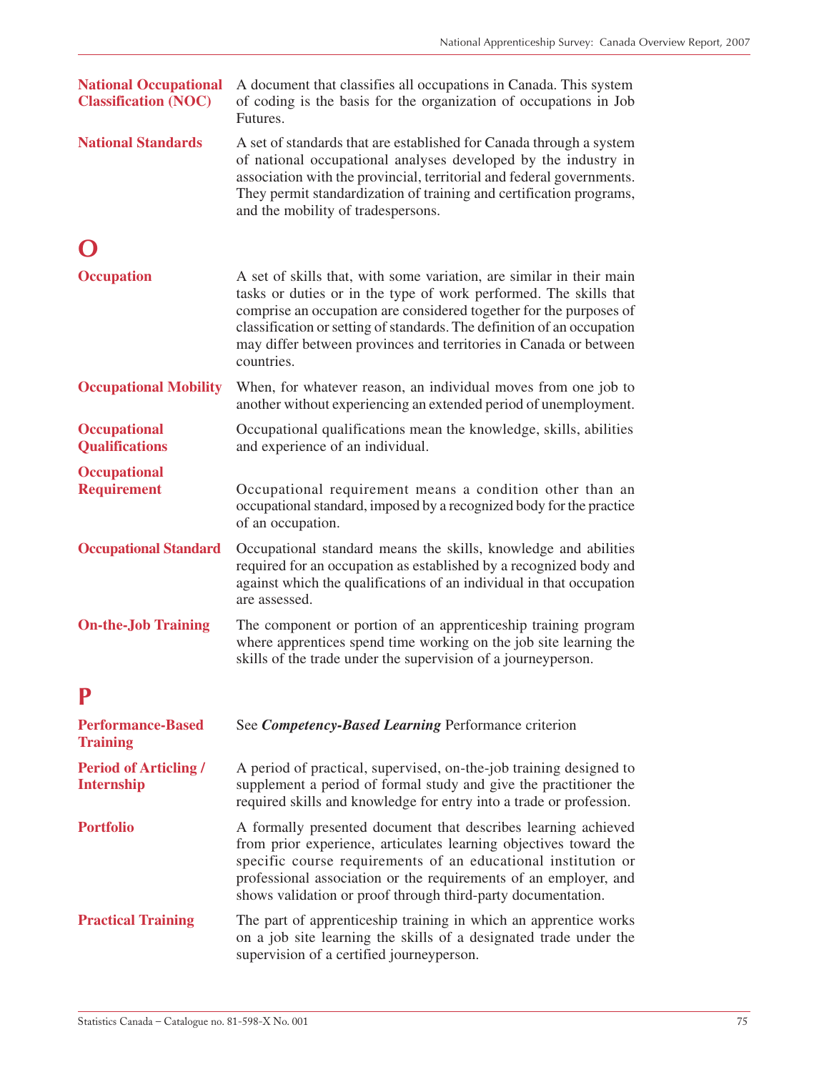**National Occupational Classification (NOC)**
A document that classifies all occupations in Canada. This system of coding is the basis for the organization of occupations in Job Futures.

**National Standards**
A set of standards that are established for Canada through a system of national occupational analyses developed by the industry in association with the provincial, territorial and federal governments. They permit standardization of training and certification programs, and the mobility of tradespersons.

## O

**Occupation**
A set of skills that, with some variation, are similar in their main tasks or duties or in the type of work performed. The skills that comprise an occupation are considered together for the purposes of classification or setting of standards. The definition of an occupation may differ between provinces and territories in Canada or between countries.

**Occupational Mobility**
When, for whatever reason, an individual moves from one job to another without experiencing an extended period of unemployment.

**Occupational Qualifications**
Occupational qualifications mean the knowledge, skills, abilities and experience of an individual.

**Occupational Requirement**
Occupational requirement means a condition other than an occupational standard, imposed by a recognized body for the practice of an occupation.

**Occupational Standard**
Occupational standard means the skills, knowledge and abilities required for an occupation as established by a recognized body and against which the qualifications of an individual in that occupation are assessed.

**On-the-Job Training**
The component or portion of an apprenticeship training program where apprentices spend time working on the job site learning the skills of the trade under the supervision of a journeyperson.

## P

**Performance-Based Training**
See ***Competency-Based Learning*** Performance criterion

**Period of Articling / Internship**
A period of practical, supervised, on-the-job training designed to supplement a period of formal study and give the practitioner the required skills and knowledge for entry into a trade or profession.

**Portfolio**
A formally presented document that describes learning achieved from prior experience, articulates learning objectives toward the specific course requirements of an educational institution or professional association or the requirements of an employer, and shows validation or proof through third-party documentation.

**Practical Training**
The part of apprenticeship training in which an apprentice works on a job site learning the skills of a designated trade under the supervision of a certified journeyperson.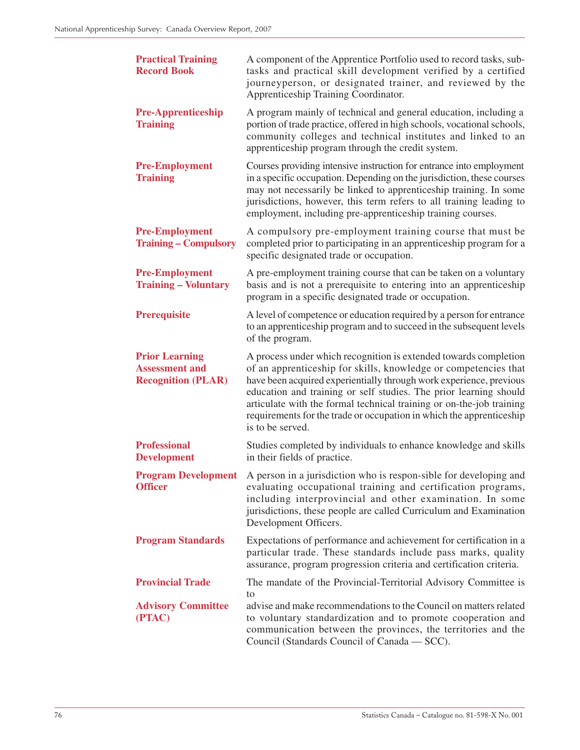**Practical Training Record Book**
A component of the Apprentice Portfolio used to record tasks, sub-tasks and practical skill development verified by a certified journeyperson, or designated trainer, and reviewed by the Apprenticeship Training Coordinator.

**Pre-Apprenticeship Training**
A program mainly of technical and general education, including a portion of trade practice, offered in high schools, vocational schools, community colleges and technical institutes and linked to an apprenticeship program through the credit system.

**Pre-Employment Training**
Courses providing intensive instruction for entrance into employment in a specific occupation. Depending on the jurisdiction, these courses may not necessarily be linked to apprenticeship training. In some jurisdictions, however, this term refers to all training leading to employment, including pre-apprenticeship training courses.

**Pre-Employment Training – Compulsory**
A compulsory pre-employment training course that must be completed prior to participating in an apprenticeship program for a specific designated trade or occupation.

**Pre-Employment Training – Voluntary**
A pre-employment training course that can be taken on a voluntary basis and is not a prerequisite to entering into an apprenticeship program in a specific designated trade or occupation.

**Prerequisite**
A level of competence or education required by a person for entrance to an apprenticeship program and to succeed in the subsequent levels of the program.

**Prior Learning Assessment and Recognition (PLAR)**
A process under which recognition is extended towards completion of an apprenticeship for skills, knowledge or competencies that have been acquired experientially through work experience, previous education and training or self studies. The prior learning should articulate with the formal technical training or on-the-job training requirements for the trade or occupation in which the apprenticeship is to be served.

**Professional Development**
Studies completed by individuals to enhance knowledge and skills in their fields of practice.

**Program Development Officer**
A person in a jurisdiction who is respon-sible for developing and evaluating occupational training and certification programs, including interprovincial and other examination. In some jurisdictions, these people are called Curriculum and Examination Development Officers.

**Program Standards**
Expectations of performance and achievement for certification in a particular trade. These standards include pass marks, quality assurance, program progression criteria and certification criteria.

**Provincial Trade Advisory Committee (PTAC)**
The mandate of the Provincial-Territorial Advisory Committee is to advise and make recommendations to the Council on matters related to voluntary standardization and to promote cooperation and communication between the provinces, the territories and the Council (Standards Council of Canada — SCC).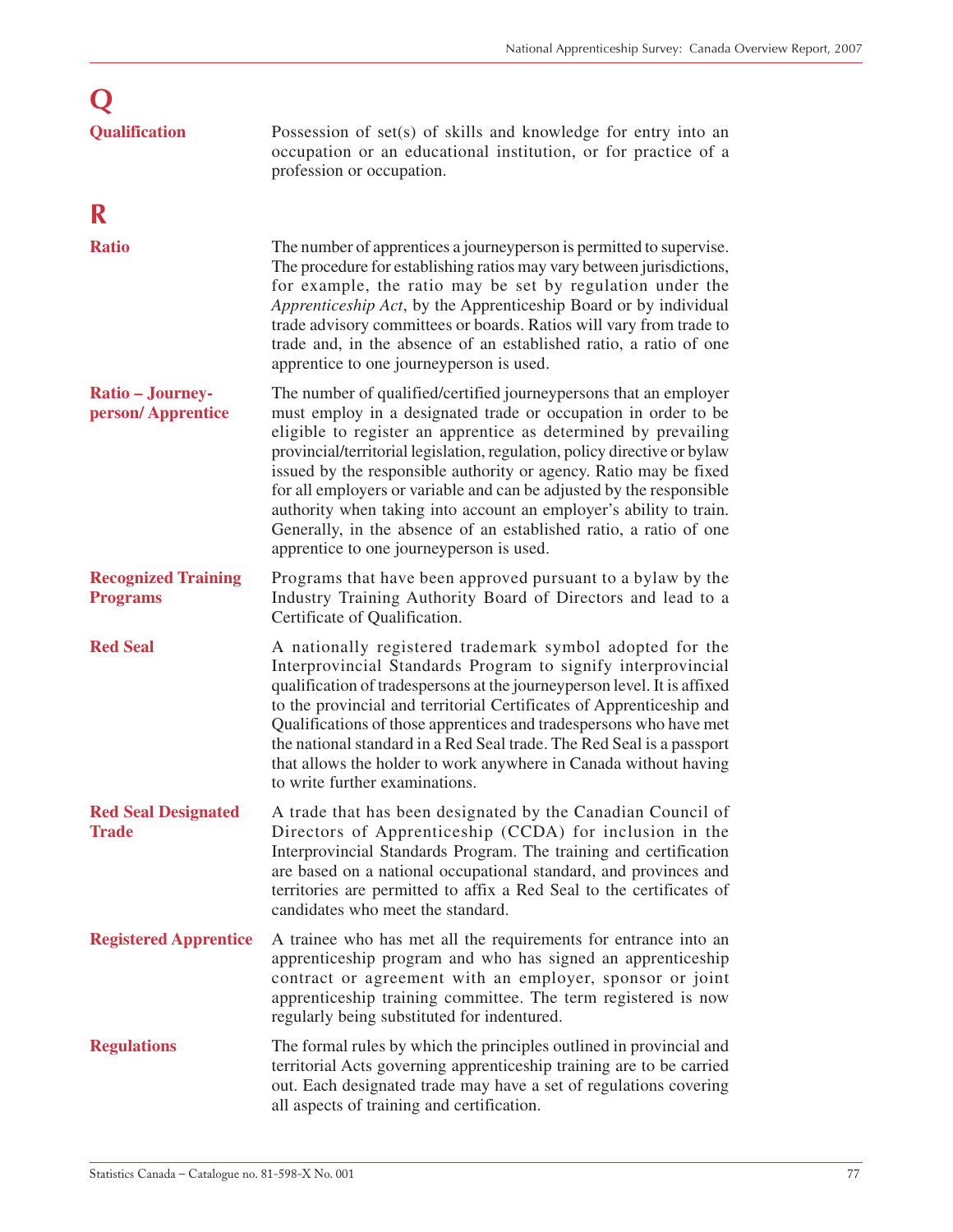# Q

**Qualification**

Possession of set(s) of skills and knowledge for entry into an occupation or an educational institution, or for practice of a profession or occupation.

# R

**Ratio**

The number of apprentices a journeyperson is permitted to supervise. The procedure for establishing ratios may vary between jurisdictions, for example, the ratio may be set by regulation under the *Apprenticeship Act*, by the Apprenticeship Board or by individual trade advisory committees or boards. Ratios will vary from trade to trade and, in the absence of an established ratio, a ratio of one apprentice to one journeyperson is used.

**Ratio – Journey-person/ Apprentice**

The number of qualified/certified journeypersons that an employer must employ in a designated trade or occupation in order to be eligible to register an apprentice as determined by prevailing provincial/territorial legislation, regulation, policy directive or bylaw issued by the responsible authority or agency. Ratio may be fixed for all employers or variable and can be adjusted by the responsible authority when taking into account an employer's ability to train. Generally, in the absence of an established ratio, a ratio of one apprentice to one journeyperson is used.

**Recognized Training Programs**

Programs that have been approved pursuant to a bylaw by the Industry Training Authority Board of Directors and lead to a Certificate of Qualification.

**Red Seal**

A nationally registered trademark symbol adopted for the Interprovincial Standards Program to signify interprovincial qualification of tradespersons at the journeyperson level. It is affixed to the provincial and territorial Certificates of Apprenticeship and Qualifications of those apprentices and tradespersons who have met the national standard in a Red Seal trade. The Red Seal is a passport that allows the holder to work anywhere in Canada without having to write further examinations.

**Red Seal Designated Trade**

A trade that has been designated by the Canadian Council of Directors of Apprenticeship (CCDA) for inclusion in the Interprovincial Standards Program. The training and certification are based on a national occupational standard, and provinces and territories are permitted to affix a Red Seal to the certificates of candidates who meet the standard.

**Registered Apprentice**

A trainee who has met all the requirements for entrance into an apprenticeship program and who has signed an apprenticeship contract or agreement with an employer, sponsor or joint apprenticeship training committee. The term registered is now regularly being substituted for indentured.

**Regulations**

The formal rules by which the principles outlined in provincial and territorial Acts governing apprenticeship training are to be carried out. Each designated trade may have a set of regulations covering all aspects of training and certification.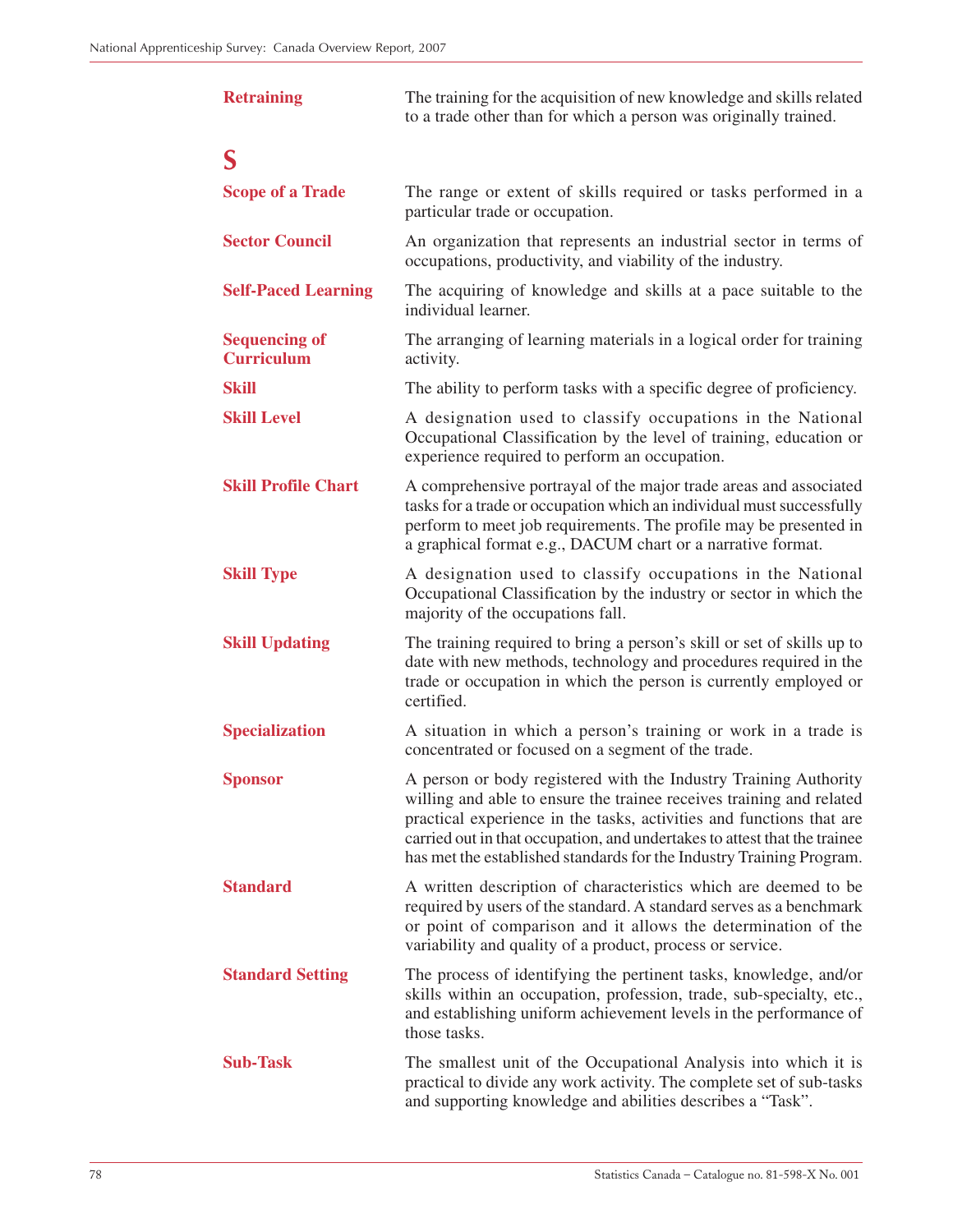| | |
|---|---|
| **Retraining** | The training for the acquisition of new knowledge and skills related to a trade other than for which a person was originally trained. |

## S

| | |
|---|---|
| **Scope of a Trade** | The range or extent of skills required or tasks performed in a particular trade or occupation. |
| **Sector Council** | An organization that represents an industrial sector in terms of occupations, productivity, and viability of the industry. |
| **Self-Paced Learning** | The acquiring of knowledge and skills at a pace suitable to the individual learner. |
| **Sequencing of Curriculum** | The arranging of learning materials in a logical order for training activity. |
| **Skill** | The ability to perform tasks with a specific degree of proficiency. |
| **Skill Level** | A designation used to classify occupations in the National Occupational Classification by the level of training, education or experience required to perform an occupation. |
| **Skill Profile Chart** | A comprehensive portrayal of the major trade areas and associated tasks for a trade or occupation which an individual must successfully perform to meet job requirements. The profile may be presented in a graphical format e.g., DACUM chart or a narrative format. |
| **Skill Type** | A designation used to classify occupations in the National Occupational Classification by the industry or sector in which the majority of the occupations fall. |
| **Skill Updating** | The training required to bring a person's skill or set of skills up to date with new methods, technology and procedures required in the trade or occupation in which the person is currently employed or certified. |
| **Specialization** | A situation in which a person's training or work in a trade is concentrated or focused on a segment of the trade. |
| **Sponsor** | A person or body registered with the Industry Training Authority willing and able to ensure the trainee receives training and related practical experience in the tasks, activities and functions that are carried out in that occupation, and undertakes to attest that the trainee has met the established standards for the Industry Training Program. |
| **Standard** | A written description of characteristics which are deemed to be required by users of the standard. A standard serves as a benchmark or point of comparison and it allows the determination of the variability and quality of a product, process or service. |
| **Standard Setting** | The process of identifying the pertinent tasks, knowledge, and/or skills within an occupation, profession, trade, sub-specialty, etc., and establishing uniform achievement levels in the performance of those tasks. |
| **Sub-Task** | The smallest unit of the Occupational Analysis into which it is practical to divide any work activity. The complete set of sub-tasks and supporting knowledge and abilities describes a "Task". |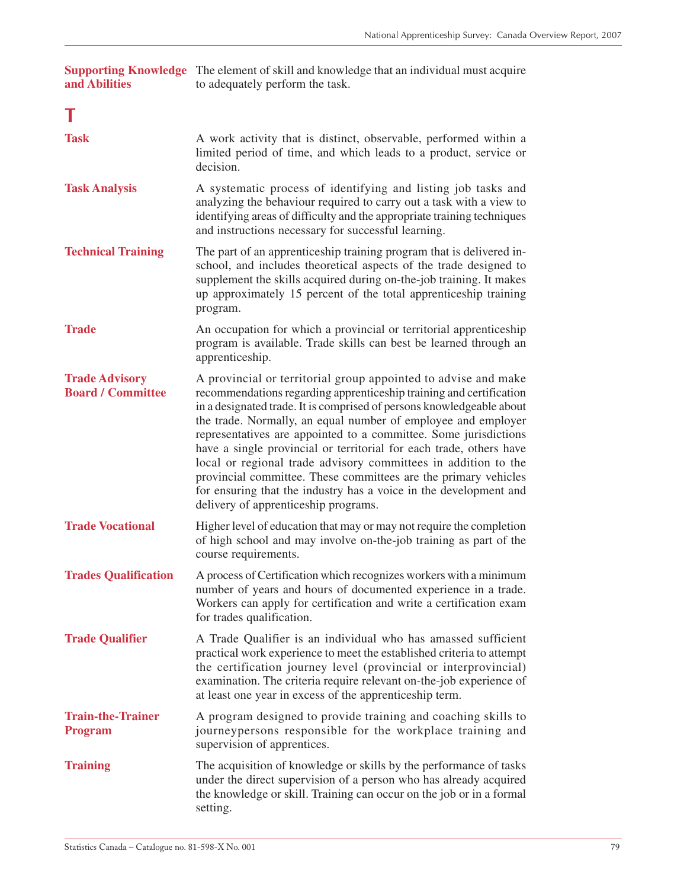**Supporting Knowledge and Abilities** The element of skill and knowledge that an individual must acquire to adequately perform the task.

# T

**Task** A work activity that is distinct, observable, performed within a limited period of time, and which leads to a product, service or decision.

**Task Analysis** A systematic process of identifying and listing job tasks and analyzing the behaviour required to carry out a task with a view to identifying areas of difficulty and the appropriate training techniques and instructions necessary for successful learning.

**Technical Training** The part of an apprenticeship training program that is delivered in-school, and includes theoretical aspects of the trade designed to supplement the skills acquired during on-the-job training. It makes up approximately 15 percent of the total apprenticeship training program.

**Trade** An occupation for which a provincial or territorial apprenticeship program is available. Trade skills can best be learned through an apprenticeship.

**Trade Advisory Board / Committee** A provincial or territorial group appointed to advise and make recommendations regarding apprenticeship training and certification in a designated trade. It is comprised of persons knowledgeable about the trade. Normally, an equal number of employee and employer representatives are appointed to a committee. Some jurisdictions have a single provincial or territorial for each trade, others have local or regional trade advisory committees in addition to the provincial committee. These committees are the primary vehicles for ensuring that the industry has a voice in the development and delivery of apprenticeship programs.

**Trade Vocational** Higher level of education that may or may not require the completion of high school and may involve on-the-job training as part of the course requirements.

**Trades Qualification** A process of Certification which recognizes workers with a minimum number of years and hours of documented experience in a trade. Workers can apply for certification and write a certification exam for trades qualification.

**Trade Qualifier** A Trade Qualifier is an individual who has amassed sufficient practical work experience to meet the established criteria to attempt the certification journey level (provincial or interprovincial) examination. The criteria require relevant on-the-job experience of at least one year in excess of the apprenticeship term.

**Train-the-Trainer Program** A program designed to provide training and coaching skills to journeypersons responsible for the workplace training and supervision of apprentices.

**Training** The acquisition of knowledge or skills by the performance of tasks under the direct supervision of a person who has already acquired the knowledge or skill. Training can occur on the job or in a formal setting.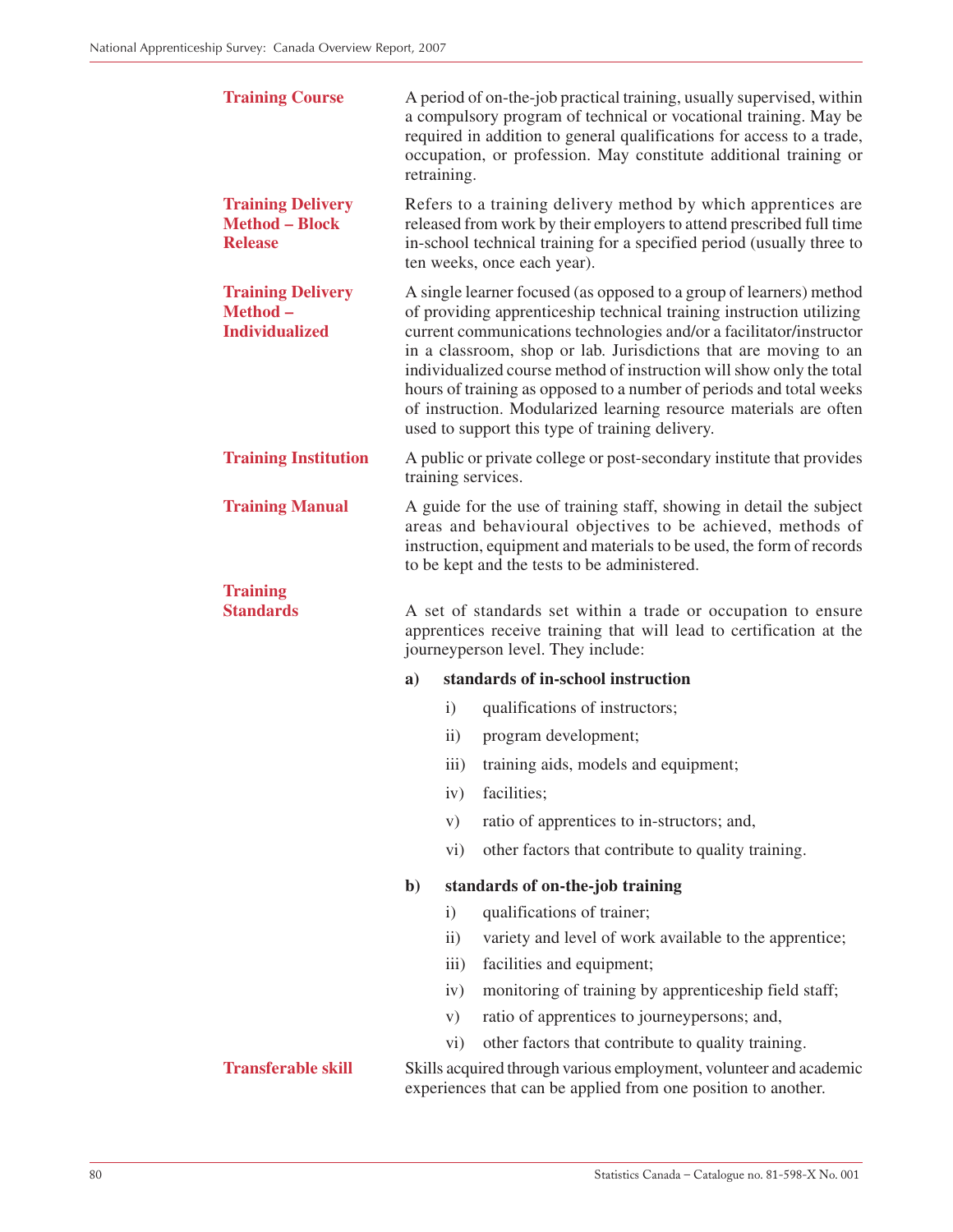**Training Course**

A period of on-the-job practical training, usually supervised, within a compulsory program of technical or vocational training. May be required in addition to general qualifications for access to a trade, occupation, or profession. May constitute additional training or retraining.

**Training Delivery Method – Block Release**

Refers to a training delivery method by which apprentices are released from work by their employers to attend prescribed full time in-school technical training for a specified period (usually three to ten weeks, once each year).

**Training Delivery Method – Individualized**

A single learner focused (as opposed to a group of learners) method of providing apprenticeship technical training instruction utilizing current communications technologies and/or a facilitator/instructor in a classroom, shop or lab. Jurisdictions that are moving to an individualized course method of instruction will show only the total hours of training as opposed to a number of periods and total weeks of instruction. Modularized learning resource materials are often used to support this type of training delivery.

**Training Institution**

A public or private college or post-secondary institute that provides training services.

**Training Manual**

A guide for the use of training staff, showing in detail the subject areas and behavioural objectives to be achieved, methods of instruction, equipment and materials to be used, the form of records to be kept and the tests to be administered.

**Training Standards**

A set of standards set within a trade or occupation to ensure apprentices receive training that will lead to certification at the journeyperson level. They include:

**a) standards of in-school instruction**

- i) qualifications of instructors;
- ii) program development;
- iii) training aids, models and equipment;
- iv) facilities;
- v) ratio of apprentices to in-structors; and,
- vi) other factors that contribute to quality training.

**b) standards of on-the-job training**

- i) qualifications of trainer;
- ii) variety and level of work available to the apprentice;
- iii) facilities and equipment;
- iv) monitoring of training by apprenticeship field staff;
- v) ratio of apprentices to journeypersons; and,
- vi) other factors that contribute to quality training.

**Transferable skill**

Skills acquired through various employment, volunteer and academic experiences that can be applied from one position to another.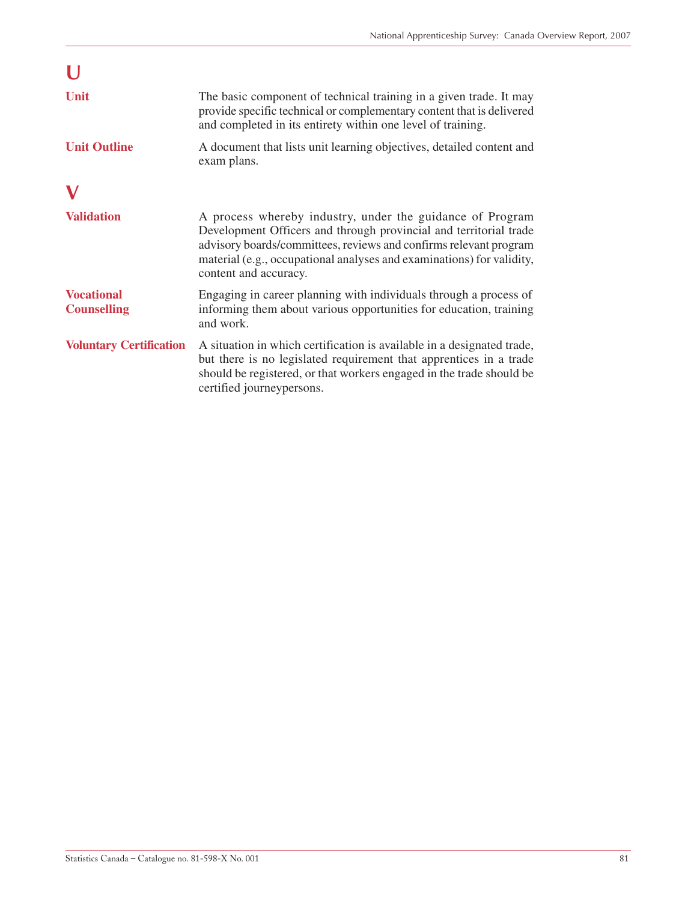## U

**Unit**

The basic component of technical training in a given trade. It may provide specific technical or complementary content that is delivered and completed in its entirety within one level of training.

**Unit Outline**

A document that lists unit learning objectives, detailed content and exam plans.

## V

**Validation**

A process whereby industry, under the guidance of Program Development Officers and through provincial and territorial trade advisory boards/committees, reviews and confirms relevant program material (e.g., occupational analyses and examinations) for validity, content and accuracy.

**Vocational Counselling**

Engaging in career planning with individuals through a process of informing them about various opportunities for education, training and work.

**Voluntary Certification**

A situation in which certification is available in a designated trade, but there is no legislated requirement that apprentices in a trade should be registered, or that workers engaged in the trade should be certified journeypersons.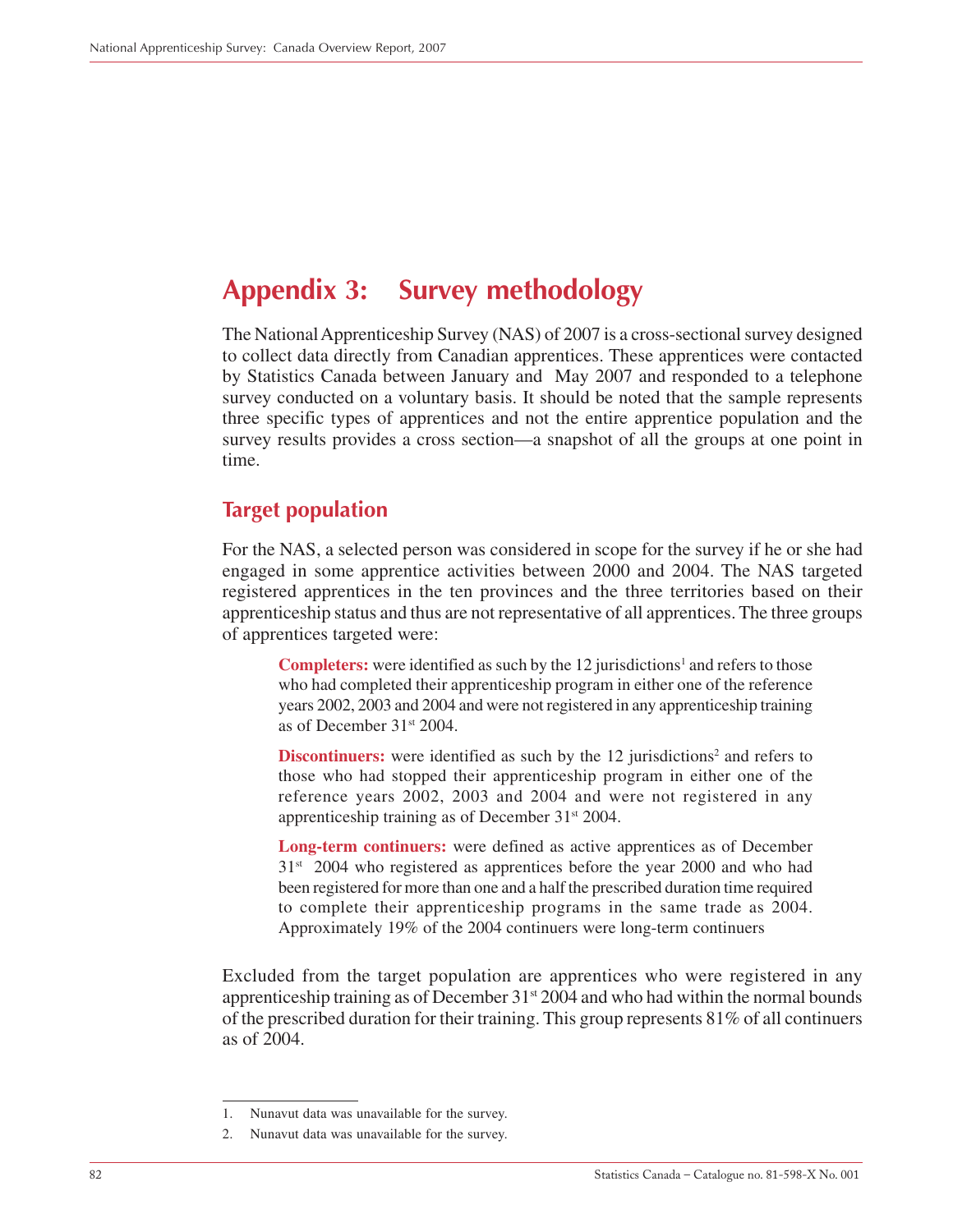# Appendix 3: Survey methodology

The National Apprenticeship Survey (NAS) of 2007 is a cross-sectional survey designed to collect data directly from Canadian apprentices. These apprentices were contacted by Statistics Canada between January and May 2007 and responded to a telephone survey conducted on a voluntary basis. It should be noted that the sample represents three specific types of apprentices and not the entire apprentice population and the survey results provides a cross section—a snapshot of all the groups at one point in time.

## Target population

For the NAS, a selected person was considered in scope for the survey if he or she had engaged in some apprentice activities between 2000 and 2004. The NAS targeted registered apprentices in the ten provinces and the three territories based on their apprenticeship status and thus are not representative of all apprentices. The three groups of apprentices targeted were:

> **Completers:** were identified as such by the 12 jurisdictions[1] and refers to those who had completed their apprenticeship program in either one of the reference years 2002, 2003 and 2004 and were not registered in any apprenticeship training as of December 31st 2004.
>
> **Discontinuers:** were identified as such by the 12 jurisdictions[2] and refers to those who had stopped their apprenticeship program in either one of the reference years 2002, 2003 and 2004 and were not registered in any apprenticeship training as of December 31st 2004.
>
> **Long-term continuers:** were defined as active apprentices as of December 31st 2004 who registered as apprentices before the year 2000 and who had been registered for more than one and a half the prescribed duration time required to complete their apprenticeship programs in the same trade as 2004. Approximately 19% of the 2004 continuers were long-term continuers

Excluded from the target population are apprentices who were registered in any apprenticeship training as of December 31st 2004 and who had within the normal bounds of the prescribed duration for their training. This group represents 81% of all continuers as of 2004.

---

1. Nunavut data was unavailable for the survey.
2. Nunavut data was unavailable for the survey.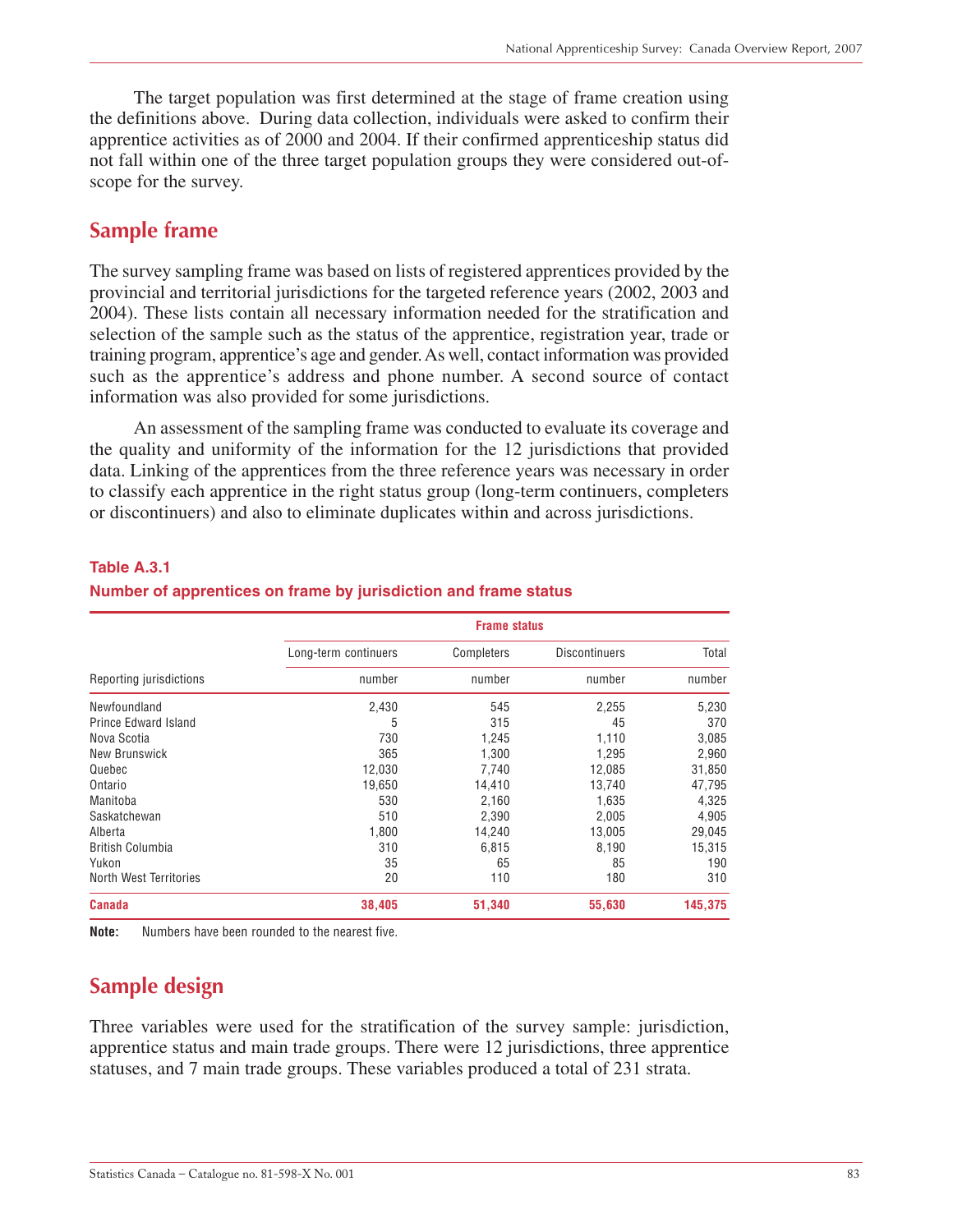The target population was first determined at the stage of frame creation using the definitions above. During data collection, individuals were asked to confirm their apprentice activities as of 2000 and 2004. If their confirmed apprenticeship status did not fall within one of the three target population groups they were considered out-of-scope for the survey.

## Sample frame

The survey sampling frame was based on lists of registered apprentices provided by the provincial and territorial jurisdictions for the targeted reference years (2002, 2003 and 2004). These lists contain all necessary information needed for the stratification and selection of the sample such as the status of the apprentice, registration year, trade or training program, apprentice's age and gender. As well, contact information was provided such as the apprentice's address and phone number. A second source of contact information was also provided for some jurisdictions.

An assessment of the sampling frame was conducted to evaluate its coverage and the quality and uniformity of the information for the 12 jurisdictions that provided data. Linking of the apprentices from the three reference years was necessary in order to classify each apprentice in the right status group (long-term continuers, completers or discontinuers) and also to eliminate duplicates within and across jurisdictions.

**Table A.3.1**
**Number of apprentices on frame by jurisdiction and frame status**

| | Frame status | | | |
|---|---|---|---|---|
| | Long-term continuers | Completers | Discontinuers | Total |
| Reporting jurisdictions | number | number | number | number |
| Newfoundland | 2,430 | 545 | 2,255 | 5,230 |
| Prince Edward Island | 5 | 315 | 45 | 370 |
| Nova Scotia | 730 | 1,245 | 1,110 | 3,085 |
| New Brunswick | 365 | 1,300 | 1,295 | 2,960 |
| Quebec | 12,030 | 7,740 | 12,085 | 31,850 |
| Ontario | 19,650 | 14,410 | 13,740 | 47,795 |
| Manitoba | 530 | 2,160 | 1,635 | 4,325 |
| Saskatchewan | 510 | 2,390 | 2,005 | 4,905 |
| Alberta | 1,800 | 14,240 | 13,005 | 29,045 |
| British Columbia | 310 | 6,815 | 8,190 | 15,315 |
| Yukon | 35 | 65 | 85 | 190 |
| North West Territories | 20 | 110 | 180 | 310 |
| **Canada** | **38,405** | **51,340** | **55,630** | **145,375** |

**Note:** Numbers have been rounded to the nearest five.

## Sample design

Three variables were used for the stratification of the survey sample: jurisdiction, apprentice status and main trade groups. There were 12 jurisdictions, three apprentice statuses, and 7 main trade groups. These variables produced a total of 231 strata.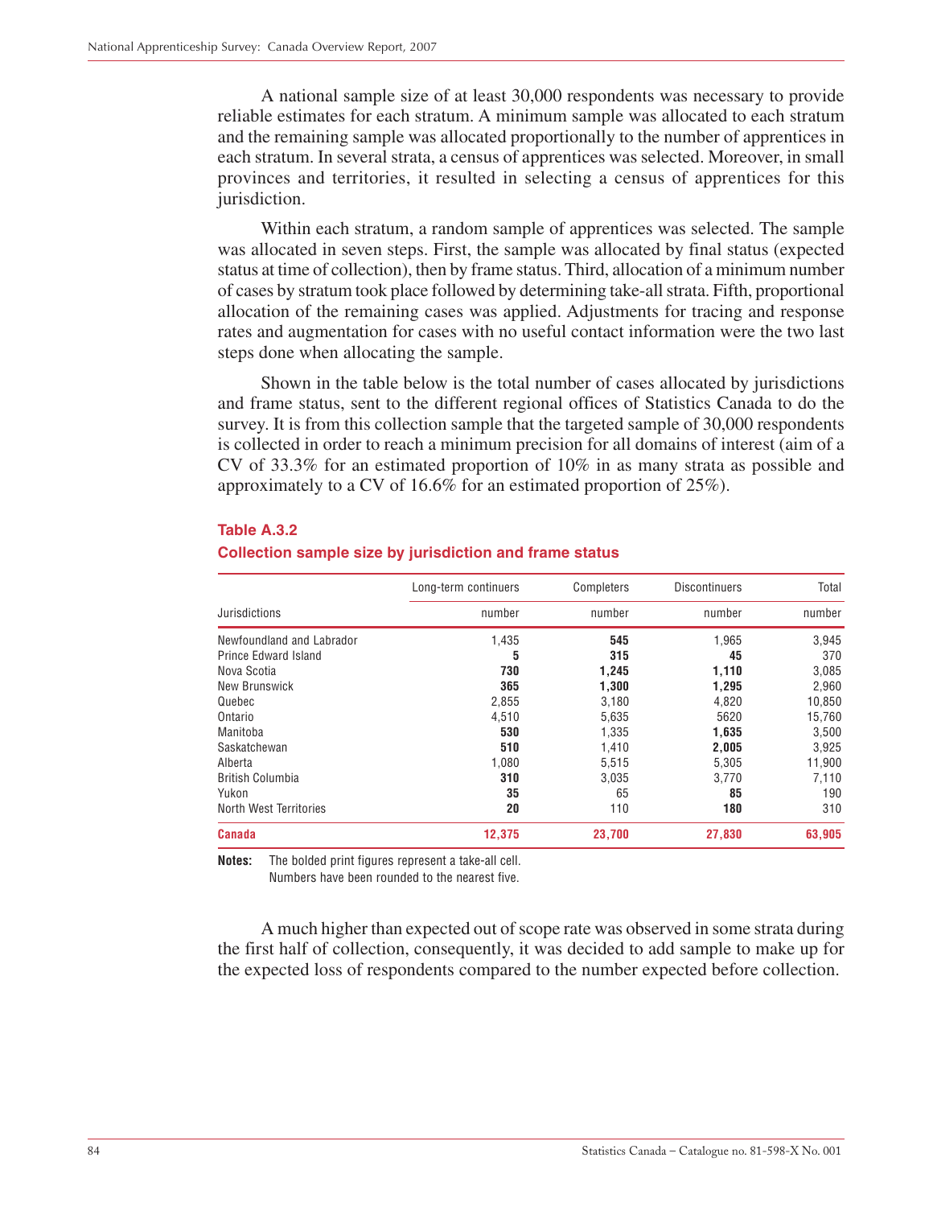A national sample size of at least 30,000 respondents was necessary to provide reliable estimates for each stratum. A minimum sample was allocated to each stratum and the remaining sample was allocated proportionally to the number of apprentices in each stratum. In several strata, a census of apprentices was selected. Moreover, in small provinces and territories, it resulted in selecting a census of apprentices for this jurisdiction.

Within each stratum, a random sample of apprentices was selected. The sample was allocated in seven steps. First, the sample was allocated by final status (expected status at time of collection), then by frame status. Third, allocation of a minimum number of cases by stratum took place followed by determining take-all strata. Fifth, proportional allocation of the remaining cases was applied. Adjustments for tracing and response rates and augmentation for cases with no useful contact information were the two last steps done when allocating the sample.

Shown in the table below is the total number of cases allocated by jurisdictions and frame status, sent to the different regional offices of Statistics Canada to do the survey. It is from this collection sample that the targeted sample of 30,000 respondents is collected in order to reach a minimum precision for all domains of interest (aim of a CV of 33.3% for an estimated proportion of 10% in as many strata as possible and approximately to a CV of 16.6% for an estimated proportion of 25%).

**Table A.3.2**

**Collection sample size by jurisdiction and frame status**

| Jurisdictions | Long-term continuers | Completers | Discontinuers | Total |
|---|---|---|---|---|
| | number | number | number | number |
| Newfoundland and Labrador | 1,435 | **545** | 1,965 | 3,945 |
| Prince Edward Island | **5** | **315** | **45** | 370 |
| Nova Scotia | **730** | **1,245** | **1,110** | 3,085 |
| New Brunswick | **365** | **1,300** | **1,295** | 2,960 |
| Quebec | 2,855 | 3,180 | 4,820 | 10,850 |
| Ontario | 4,510 | 5,635 | 5620 | 15,760 |
| Manitoba | **530** | 1,335 | **1,635** | 3,500 |
| Saskatchewan | **510** | 1,410 | **2,005** | 3,925 |
| Alberta | 1,080 | 5,515 | 5,305 | 11,900 |
| British Columbia | **310** | 3,035 | 3,770 | 7,110 |
| Yukon | **35** | 65 | **85** | 190 |
| North West Territories | **20** | 110 | **180** | 310 |
| **Canada** | **12,375** | **23,700** | **27,830** | **63,905** |

**Notes:** The bolded print figures represent a take-all cell.
Numbers have been rounded to the nearest five.

A much higher than expected out of scope rate was observed in some strata during the first half of collection, consequently, it was decided to add sample to make up for the expected loss of respondents compared to the number expected before collection.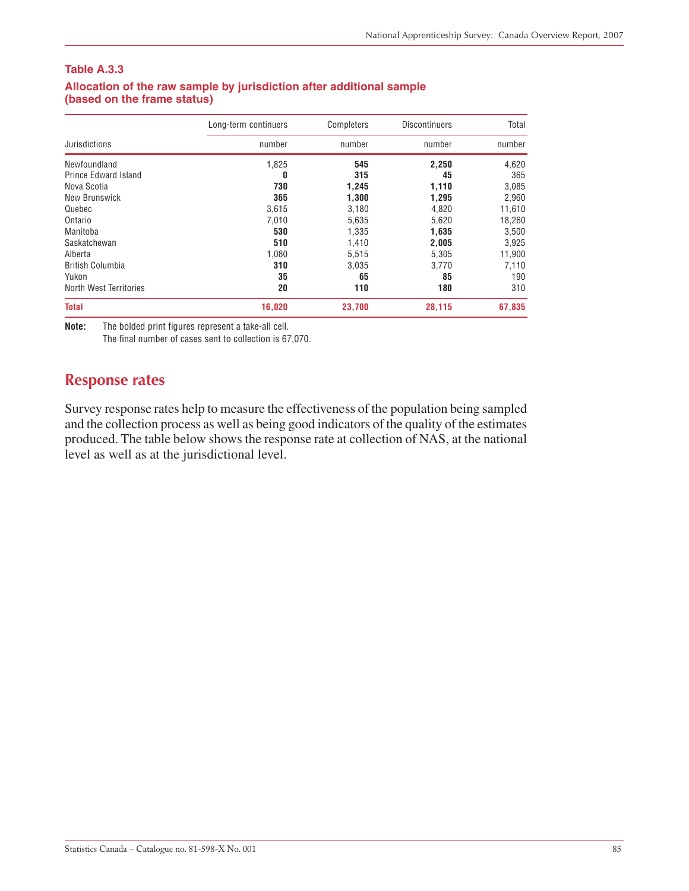**Table A.3.3**
**Allocation of the raw sample by jurisdiction after additional sample (based on the frame status)**

| Jurisdictions | Long-term continuers | Completers | Discontinuers | Total |
|---|---|---|---|---|
| | number | number | number | number |
| Newfoundland | 1,825 | **545** | **2,250** | 4,620 |
| Prince Edward Island | **0** | **315** | **45** | 365 |
| Nova Scotia | **730** | **1,245** | **1,110** | 3,085 |
| New Brunswick | **365** | **1,300** | **1,295** | 2,960 |
| Quebec | 3,615 | 3,180 | 4,820 | 11,610 |
| Ontario | 7,010 | 5,635 | 5,620 | 18,260 |
| Manitoba | **530** | 1,335 | **1,635** | 3,500 |
| Saskatchewan | **510** | 1,410 | **2,005** | 3,925 |
| Alberta | 1,080 | 5,515 | 5,305 | 11,900 |
| British Columbia | **310** | 3,035 | 3,770 | 7,110 |
| Yukon | **35** | **65** | **85** | 190 |
| North West Territories | **20** | **110** | **180** | 310 |
| **Total** | **16,020** | **23,700** | **28,115** | **67,835** |

**Note:** The bolded print figures represent a take-all cell.
The final number of cases sent to collection is 67,070.

## Response rates

Survey response rates help to measure the effectiveness of the population being sampled and the collection process as well as being good indicators of the quality of the estimates produced. The table below shows the response rate at collection of NAS, at the national level as well as at the jurisdictional level.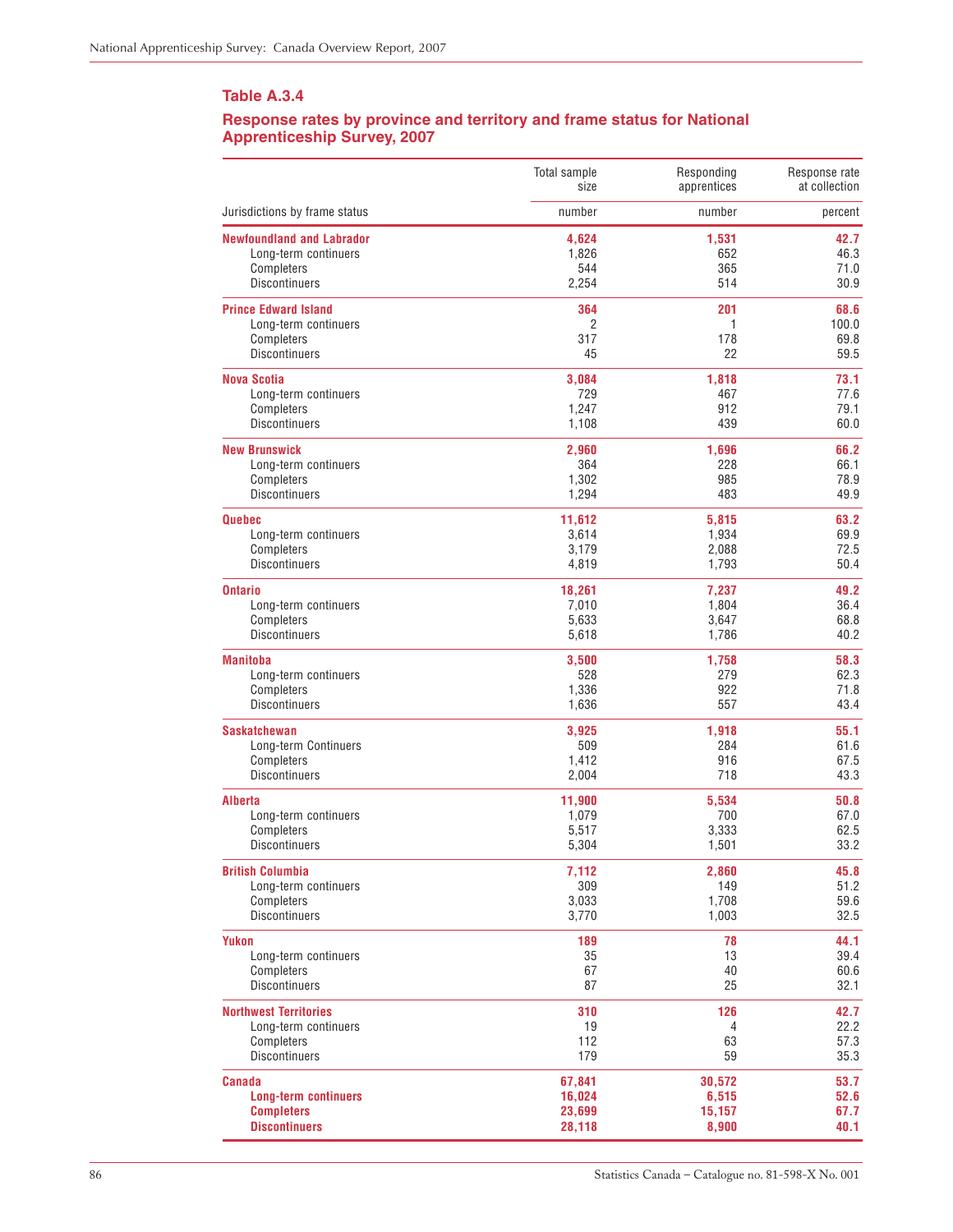### Table A.3.4

### Response rates by province and territory and frame status for National Apprenticeship Survey, 2007

| Jurisdictions by frame status | Total sample size | Responding apprentices | Response rate at collection |
|---|---|---|---|
| | number | number | percent |
| **Newfoundland and Labrador** | **4,624** | **1,531** | **42.7** |
| Long-term continuers | 1,826 | 652 | 46.3 |
| Completers | 544 | 365 | 71.0 |
| Discontinuers | 2,254 | 514 | 30.9 |
| **Prince Edward Island** | **364** | **201** | **68.6** |
| Long-term continuers | 2 | 1 | 100.0 |
| Completers | 317 | 178 | 69.8 |
| Discontinuers | 45 | 22 | 59.5 |
| **Nova Scotia** | **3,084** | **1,818** | **73.1** |
| Long-term continuers | 729 | 467 | 77.6 |
| Completers | 1,247 | 912 | 79.1 |
| Discontinuers | 1,108 | 439 | 60.0 |
| **New Brunswick** | **2,960** | **1,696** | **66.2** |
| Long-term continuers | 364 | 228 | 66.1 |
| Completers | 1,302 | 985 | 78.9 |
| Discontinuers | 1,294 | 483 | 49.9 |
| **Quebec** | **11,612** | **5,815** | **63.2** |
| Long-term continuers | 3,614 | 1,934 | 69.9 |
| Completers | 3,179 | 2,088 | 72.5 |
| Discontinuers | 4,819 | 1,793 | 50.4 |
| **Ontario** | **18,261** | **7,237** | **49.2** |
| Long-term continuers | 7,010 | 1,804 | 36.4 |
| Completers | 5,633 | 3,647 | 68.8 |
| Discontinuers | 5,618 | 1,786 | 40.2 |
| **Manitoba** | **3,500** | **1,758** | **58.3** |
| Long-term continuers | 528 | 279 | 62.3 |
| Completers | 1,336 | 922 | 71.8 |
| Discontinuers | 1,636 | 557 | 43.4 |
| **Saskatchewan** | **3,925** | **1,918** | **55.1** |
| Long-term Continuers | 509 | 284 | 61.6 |
| Completers | 1,412 | 916 | 67.5 |
| Discontinuers | 2,004 | 718 | 43.3 |
| **Alberta** | **11,900** | **5,534** | **50.8** |
| Long-term continuers | 1,079 | 700 | 67.0 |
| Completers | 5,517 | 3,333 | 62.5 |
| Discontinuers | 5,304 | 1,501 | 33.2 |
| **British Columbia** | **7,112** | **2,860** | **45.8** |
| Long-term continuers | 309 | 149 | 51.2 |
| Completers | 3,033 | 1,708 | 59.6 |
| Discontinuers | 3,770 | 1,003 | 32.5 |
| **Yukon** | **189** | **78** | **44.1** |
| Long-term continuers | 35 | 13 | 39.4 |
| Completers | 67 | 40 | 60.6 |
| Discontinuers | 87 | 25 | 32.1 |
| **Northwest Territories** | **310** | **126** | **42.7** |
| Long-term continuers | 19 | 4 | 22.2 |
| Completers | 112 | 63 | 57.3 |
| Discontinuers | 179 | 59 | 35.3 |
| **Canada** | **67,841** | **30,572** | **53.7** |
| **Long-term continuers** | **16,024** | **6,515** | **52.6** |
| **Completers** | **23,699** | **15,157** | **67.7** |
| **Discontinuers** | **28,118** | **8,900** | **40.1** |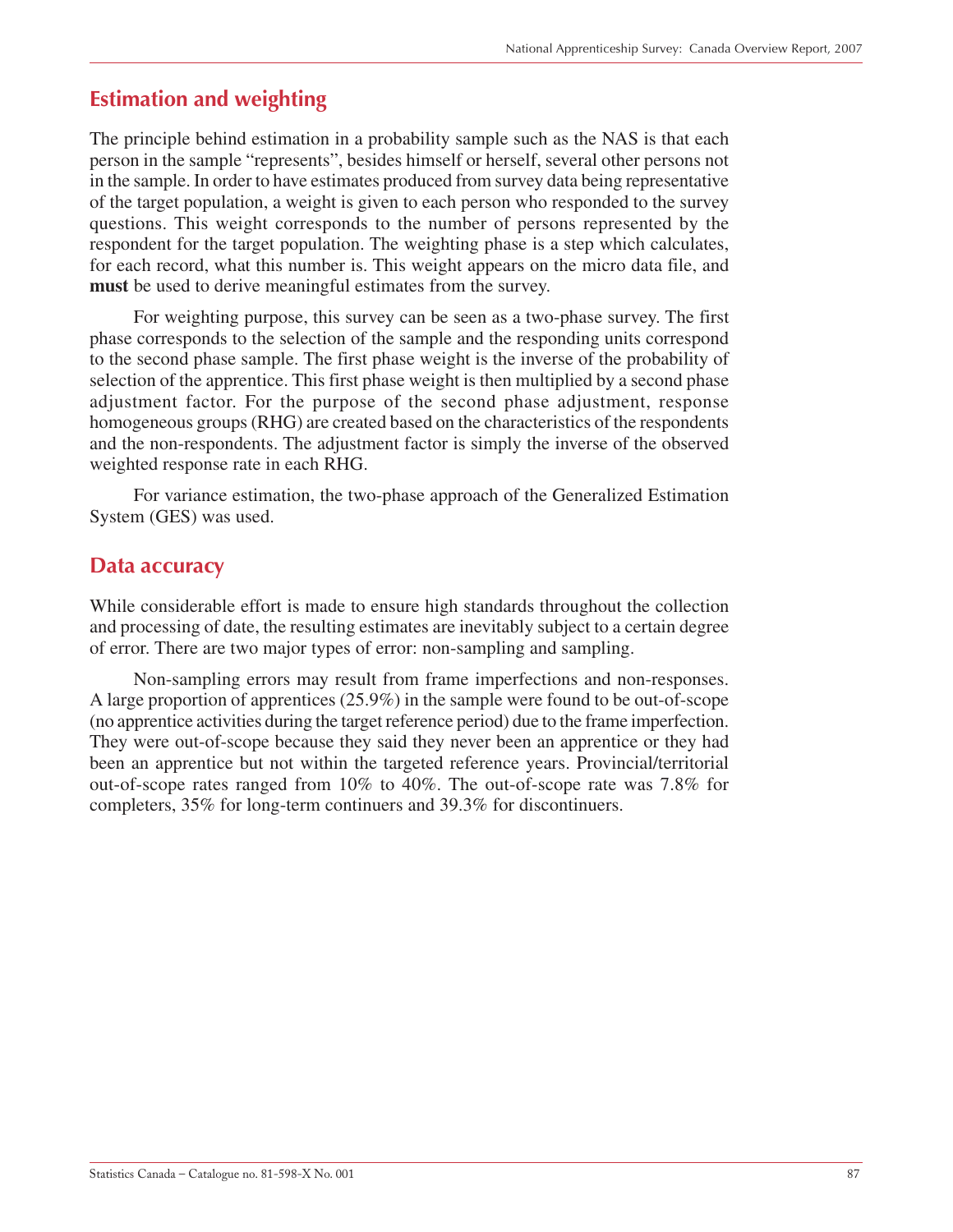## Estimation and weighting

The principle behind estimation in a probability sample such as the NAS is that each person in the sample "represents", besides himself or herself, several other persons not in the sample. In order to have estimates produced from survey data being representative of the target population, a weight is given to each person who responded to the survey questions. This weight corresponds to the number of persons represented by the respondent for the target population. The weighting phase is a step which calculates, for each record, what this number is. This weight appears on the micro data file, and **must** be used to derive meaningful estimates from the survey.

For weighting purpose, this survey can be seen as a two-phase survey. The first phase corresponds to the selection of the sample and the responding units correspond to the second phase sample. The first phase weight is the inverse of the probability of selection of the apprentice. This first phase weight is then multiplied by a second phase adjustment factor. For the purpose of the second phase adjustment, response homogeneous groups (RHG) are created based on the characteristics of the respondents and the non-respondents. The adjustment factor is simply the inverse of the observed weighted response rate in each RHG.

For variance estimation, the two-phase approach of the Generalized Estimation System (GES) was used.

## Data accuracy

While considerable effort is made to ensure high standards throughout the collection and processing of date, the resulting estimates are inevitably subject to a certain degree of error. There are two major types of error: non-sampling and sampling.

Non-sampling errors may result from frame imperfections and non-responses. A large proportion of apprentices (25.9%) in the sample were found to be out-of-scope (no apprentice activities during the target reference period) due to the frame imperfection. They were out-of-scope because they said they never been an apprentice or they had been an apprentice but not within the targeted reference years. Provincial/territorial out-of-scope rates ranged from 10% to 40%. The out-of-scope rate was 7.8% for completers, 35% for long-term continuers and 39.3% for discontinuers.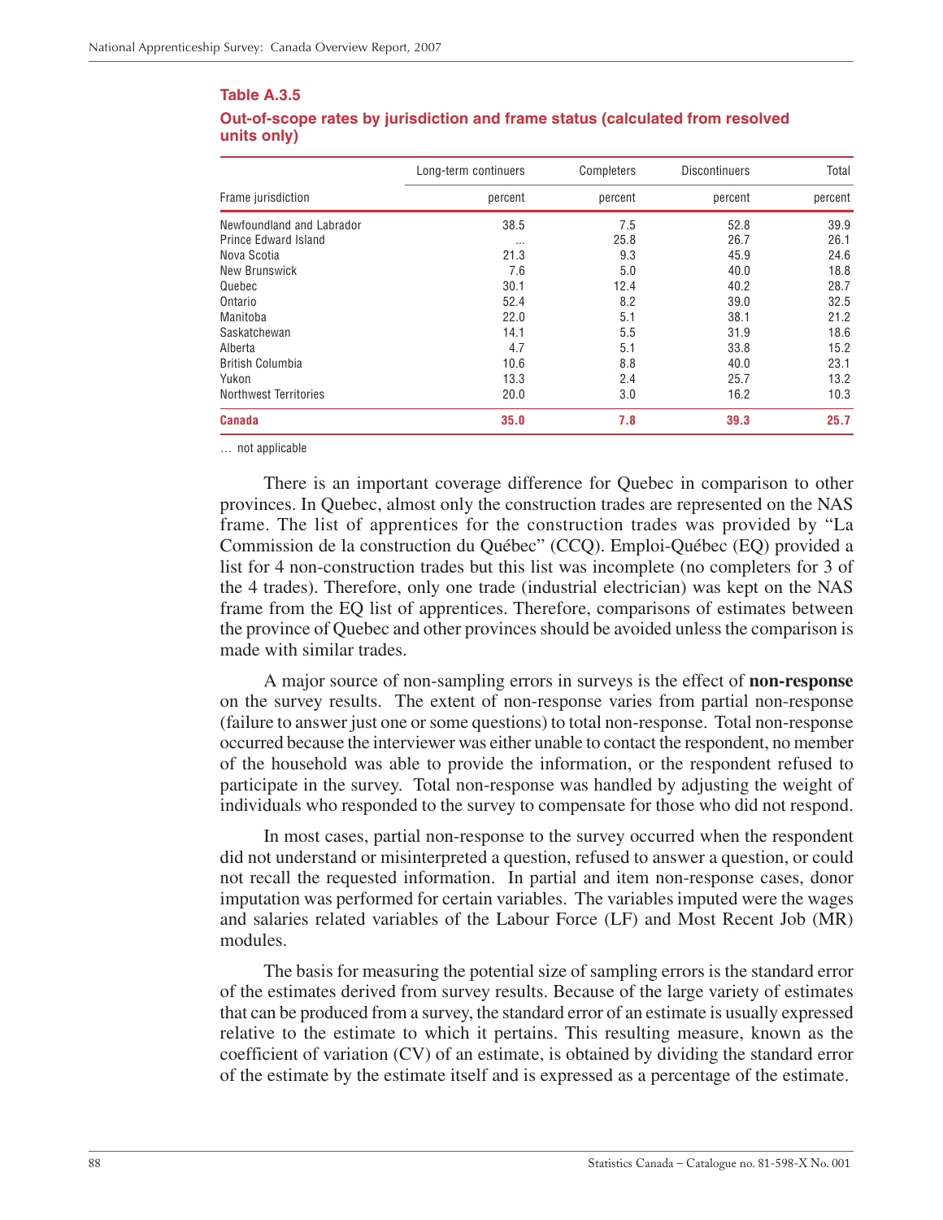**Table A.3.5**

**Out-of-scope rates by jurisdiction and frame status (calculated from resolved units only)**

| Frame jurisdiction | Long-term continuers | Completers | Discontinuers | Total |
|---|---|---|---|---|
| | percent | percent | percent | percent |
| Newfoundland and Labrador | 38.5 | 7.5 | 52.8 | 39.9 |
| Prince Edward Island | ... | 25.8 | 26.7 | 26.1 |
| Nova Scotia | 21.3 | 9.3 | 45.9 | 24.6 |
| New Brunswick | 7.6 | 5.0 | 40.0 | 18.8 |
| Quebec | 30.1 | 12.4 | 40.2 | 28.7 |
| Ontario | 52.4 | 8.2 | 39.0 | 32.5 |
| Manitoba | 22.0 | 5.1 | 38.1 | 21.2 |
| Saskatchewan | 14.1 | 5.5 | 31.9 | 18.6 |
| Alberta | 4.7 | 5.1 | 33.8 | 15.2 |
| British Columbia | 10.6 | 8.8 | 40.0 | 23.1 |
| Yukon | 13.3 | 2.4 | 25.7 | 13.2 |
| Northwest Territories | 20.0 | 3.0 | 16.2 | 10.3 |
| **Canada** | **35.0** | **7.8** | **39.3** | **25.7** |

... not applicable

There is an important coverage difference for Quebec in comparison to other provinces. In Quebec, almost only the construction trades are represented on the NAS frame. The list of apprentices for the construction trades was provided by "La Commission de la construction du Québec" (CCQ). Emploi-Québec (EQ) provided a list for 4 non-construction trades but this list was incomplete (no completers for 3 of the 4 trades). Therefore, only one trade (industrial electrician) was kept on the NAS frame from the EQ list of apprentices. Therefore, comparisons of estimates between the province of Quebec and other provinces should be avoided unless the comparison is made with similar trades.

A major source of non-sampling errors in surveys is the effect of **non-response** on the survey results. The extent of non-response varies from partial non-response (failure to answer just one or some questions) to total non-response. Total non-response occurred because the interviewer was either unable to contact the respondent, no member of the household was able to provide the information, or the respondent refused to participate in the survey. Total non-response was handled by adjusting the weight of individuals who responded to the survey to compensate for those who did not respond.

In most cases, partial non-response to the survey occurred when the respondent did not understand or misinterpreted a question, refused to answer a question, or could not recall the requested information. In partial and item non-response cases, donor imputation was performed for certain variables. The variables imputed were the wages and salaries related variables of the Labour Force (LF) and Most Recent Job (MR) modules.

The basis for measuring the potential size of sampling errors is the standard error of the estimates derived from survey results. Because of the large variety of estimates that can be produced from a survey, the standard error of an estimate is usually expressed relative to the estimate to which it pertains. This resulting measure, known as the coefficient of variation (CV) of an estimate, is obtained by dividing the standard error of the estimate by the estimate itself and is expressed as a percentage of the estimate.